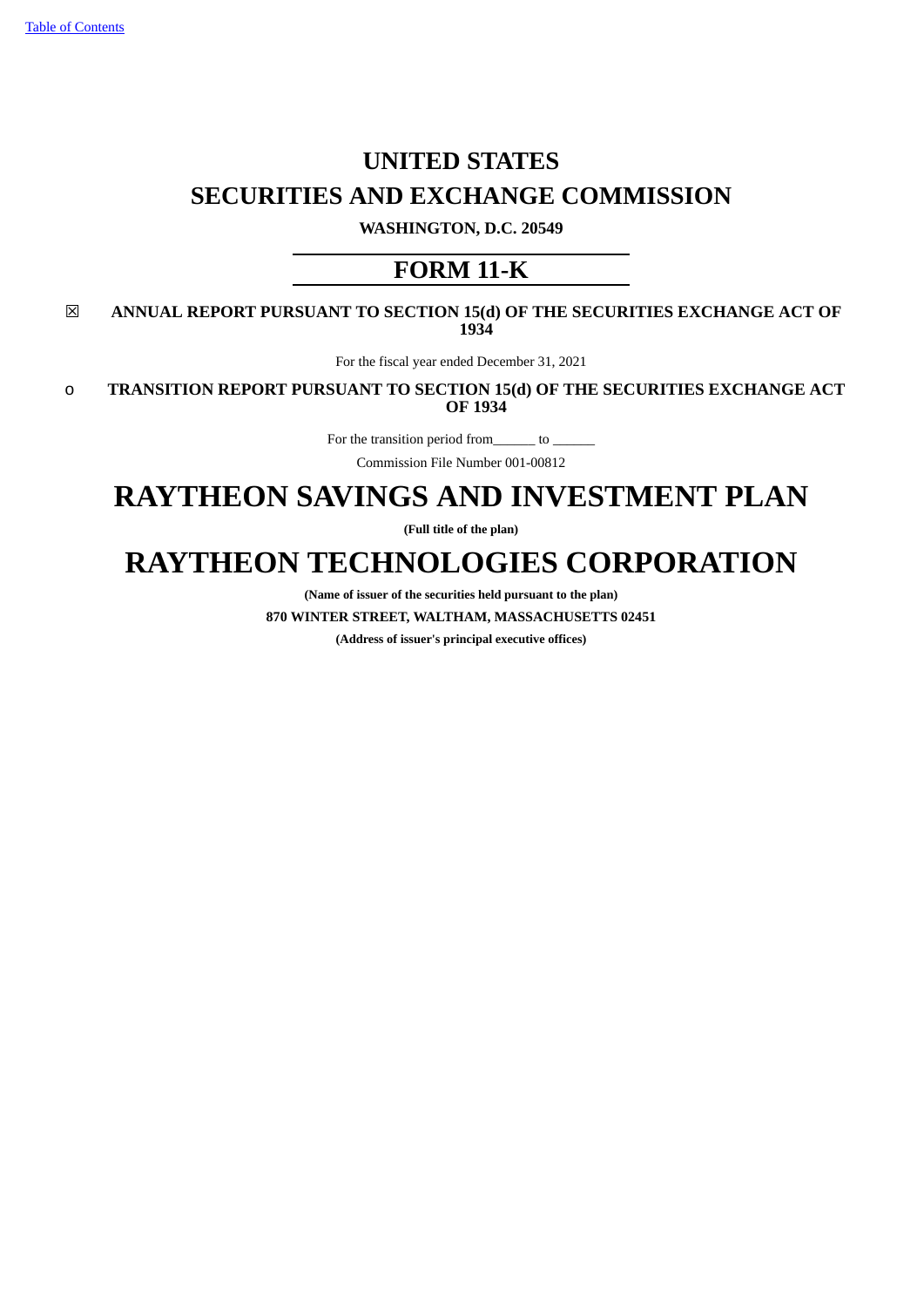# UNITED STATES
# SECURITIES AND EXCHANGE COMMISSION

**WASHINGTON, D.C. 20549**

## FORM 11-K

☒ **ANNUAL REPORT PURSUANT TO SECTION 15(d) OF THE SECURITIES EXCHANGE ACT OF 1934**

For the fiscal year ended December 31, 2021

o **TRANSITION REPORT PURSUANT TO SECTION 15(d) OF THE SECURITIES EXCHANGE ACT OF 1934**

For the transition period from______ to ______

Commission File Number 001-00812

# RAYTHEON SAVINGS AND INVESTMENT PLAN

**(Full title of the plan)**

# RAYTHEON TECHNOLOGIES CORPORATION

**(Name of issuer of the securities held pursuant to the plan)**

**870 WINTER STREET, WALTHAM, MASSACHUSETTS 02451**

**(Address of issuer's principal executive offices)**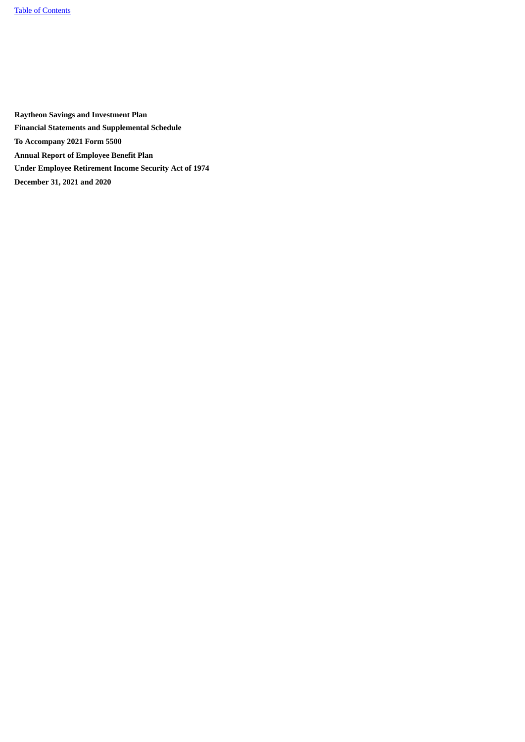**Raytheon Savings and Investment Plan**

**Financial Statements and Supplemental Schedule**

**To Accompany 2021 Form 5500**

**Annual Report of Employee Benefit Plan**

**Under Employee Retirement Income Security Act of 1974**

**December 31, 2021 and 2020**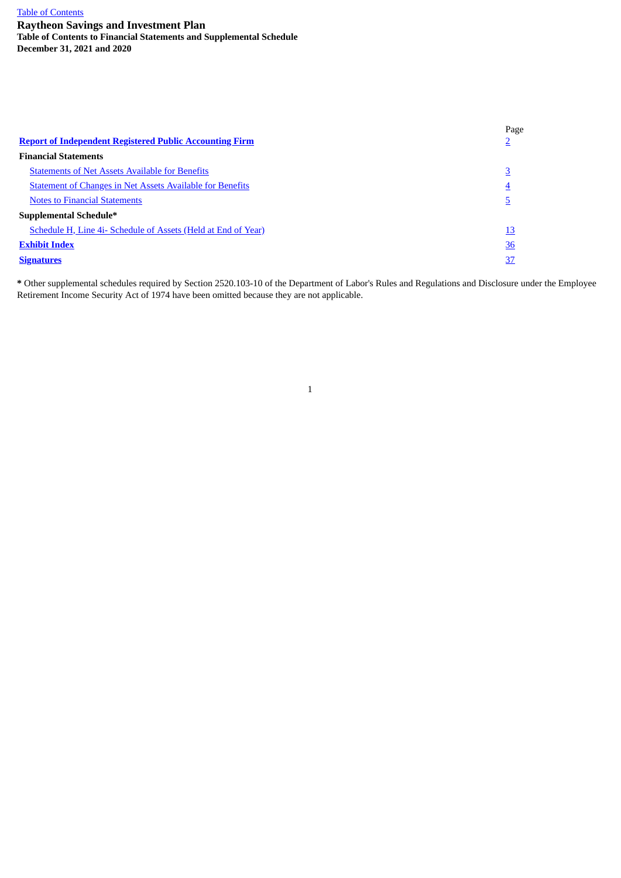# Raytheon Savings and Investment Plan

**Table of Contents to Financial Statements and Supplemental Schedule**

**December 31, 2021 and 2020**

| | Page |
|---|---|
| **Report of Independent Registered Public Accounting Firm** | 2 |
| **Financial Statements** | |
| Statements of Net Assets Available for Benefits | 3 |
| Statement of Changes in Net Assets Available for Benefits | 4 |
| Notes to Financial Statements | 5 |
| **Supplemental Schedule*** | |
| Schedule H, Line 4i- Schedule of Assets (Held at End of Year) | 13 |
| **Exhibit Index** | 36 |
| **Signatures** | 37 |

**\*** Other supplemental schedules required by Section 2520.103-10 of the Department of Labor's Rules and Regulations and Disclosure under the Employee Retirement Income Security Act of 1974 have been omitted because they are not applicable.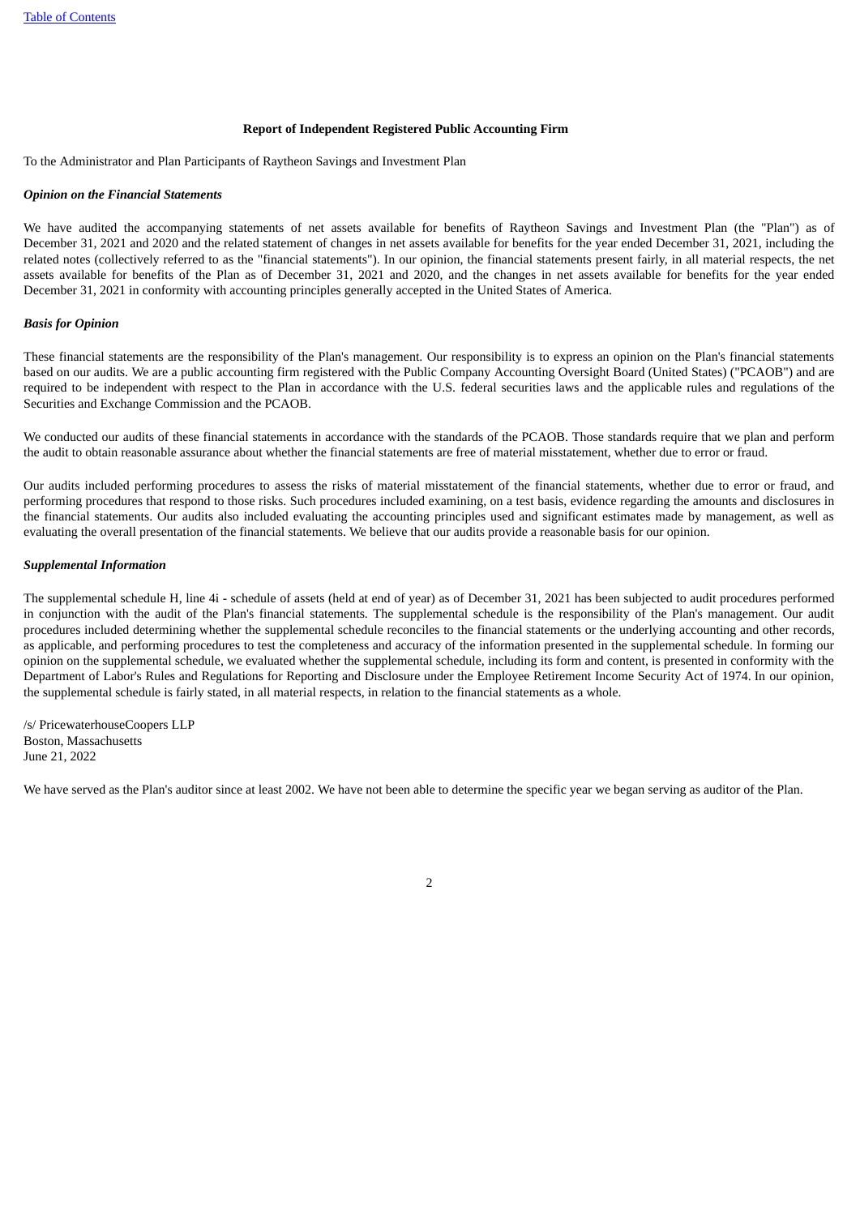## Report of Independent Registered Public Accounting Firm

To the Administrator and Plan Participants of Raytheon Savings and Investment Plan

***Opinion on the Financial Statements***

We have audited the accompanying statements of net assets available for benefits of Raytheon Savings and Investment Plan (the "Plan") as of December 31, 2021 and 2020 and the related statement of changes in net assets available for benefits for the year ended December 31, 2021, including the related notes (collectively referred to as the "financial statements"). In our opinion, the financial statements present fairly, in all material respects, the net assets available for benefits of the Plan as of December 31, 2021 and 2020, and the changes in net assets available for benefits for the year ended December 31, 2021 in conformity with accounting principles generally accepted in the United States of America.

***Basis for Opinion***

These financial statements are the responsibility of the Plan's management. Our responsibility is to express an opinion on the Plan's financial statements based on our audits. We are a public accounting firm registered with the Public Company Accounting Oversight Board (United States) ("PCAOB") and are required to be independent with respect to the Plan in accordance with the U.S. federal securities laws and the applicable rules and regulations of the Securities and Exchange Commission and the PCAOB.

We conducted our audits of these financial statements in accordance with the standards of the PCAOB. Those standards require that we plan and perform the audit to obtain reasonable assurance about whether the financial statements are free of material misstatement, whether due to error or fraud.

Our audits included performing procedures to assess the risks of material misstatement of the financial statements, whether due to error or fraud, and performing procedures that respond to those risks. Such procedures included examining, on a test basis, evidence regarding the amounts and disclosures in the financial statements. Our audits also included evaluating the accounting principles used and significant estimates made by management, as well as evaluating the overall presentation of the financial statements. We believe that our audits provide a reasonable basis for our opinion.

***Supplemental Information***

The supplemental schedule H, line 4i - schedule of assets (held at end of year) as of December 31, 2021 has been subjected to audit procedures performed in conjunction with the audit of the Plan's financial statements. The supplemental schedule is the responsibility of the Plan's management. Our audit procedures included determining whether the supplemental schedule reconciles to the financial statements or the underlying accounting and other records, as applicable, and performing procedures to test the completeness and accuracy of the information presented in the supplemental schedule. In forming our opinion on the supplemental schedule, we evaluated whether the supplemental schedule, including its form and content, is presented in conformity with the Department of Labor's Rules and Regulations for Reporting and Disclosure under the Employee Retirement Income Security Act of 1974. In our opinion, the supplemental schedule is fairly stated, in all material respects, in relation to the financial statements as a whole.

/s/ PricewaterhouseCoopers LLP
Boston, Massachusetts
June 21, 2022

We have served as the Plan's auditor since at least 2002. We have not been able to determine the specific year we began serving as auditor of the Plan.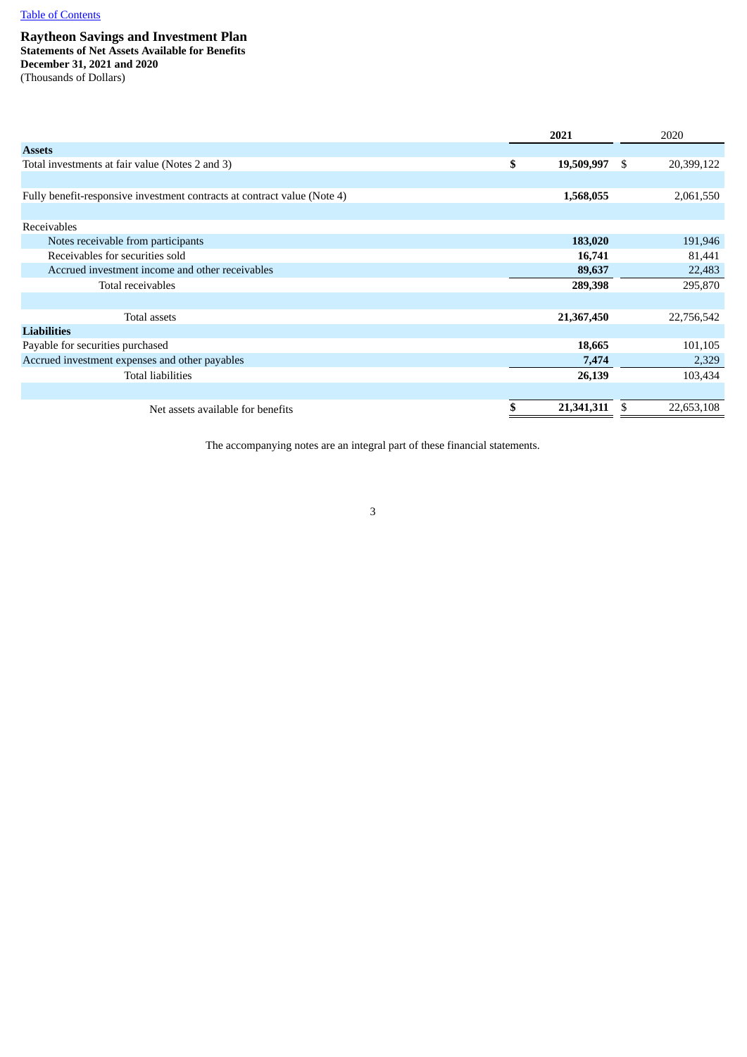[Table of Contents](#)

# Raytheon Savings and Investment Plan

**Statements of Net Assets Available for Benefits**
**December 31, 2021 and 2020**
(Thousands of Dollars)

| | 2021 | 2020 |
|---|---|---|
| **Assets** | | |
| Total investments at fair value (Notes 2 and 3) | **$ 19,509,997** | $ 20,399,122 |
| | | |
| Fully benefit-responsive investment contracts at contract value (Note 4) | **1,568,055** | 2,061,550 |
| | | |
| Receivables | | |
| Notes receivable from participants | **183,020** | 191,946 |
| Receivables for securities sold | **16,741** | 81,441 |
| Accrued investment income and other receivables | **89,637** | 22,483 |
| Total receivables | **289,398** | 295,870 |
| | | |
| Total assets | **21,367,450** | 22,756,542 |
| **Liabilities** | | |
| Payable for securities purchased | **18,665** | 101,105 |
| Accrued investment expenses and other payables | **7,474** | 2,329 |
| Total liabilities | **26,139** | 103,434 |
| | | |
| Net assets available for benefits | **$ 21,341,311** | $ 22,653,108 |

The accompanying notes are an integral part of these financial statements.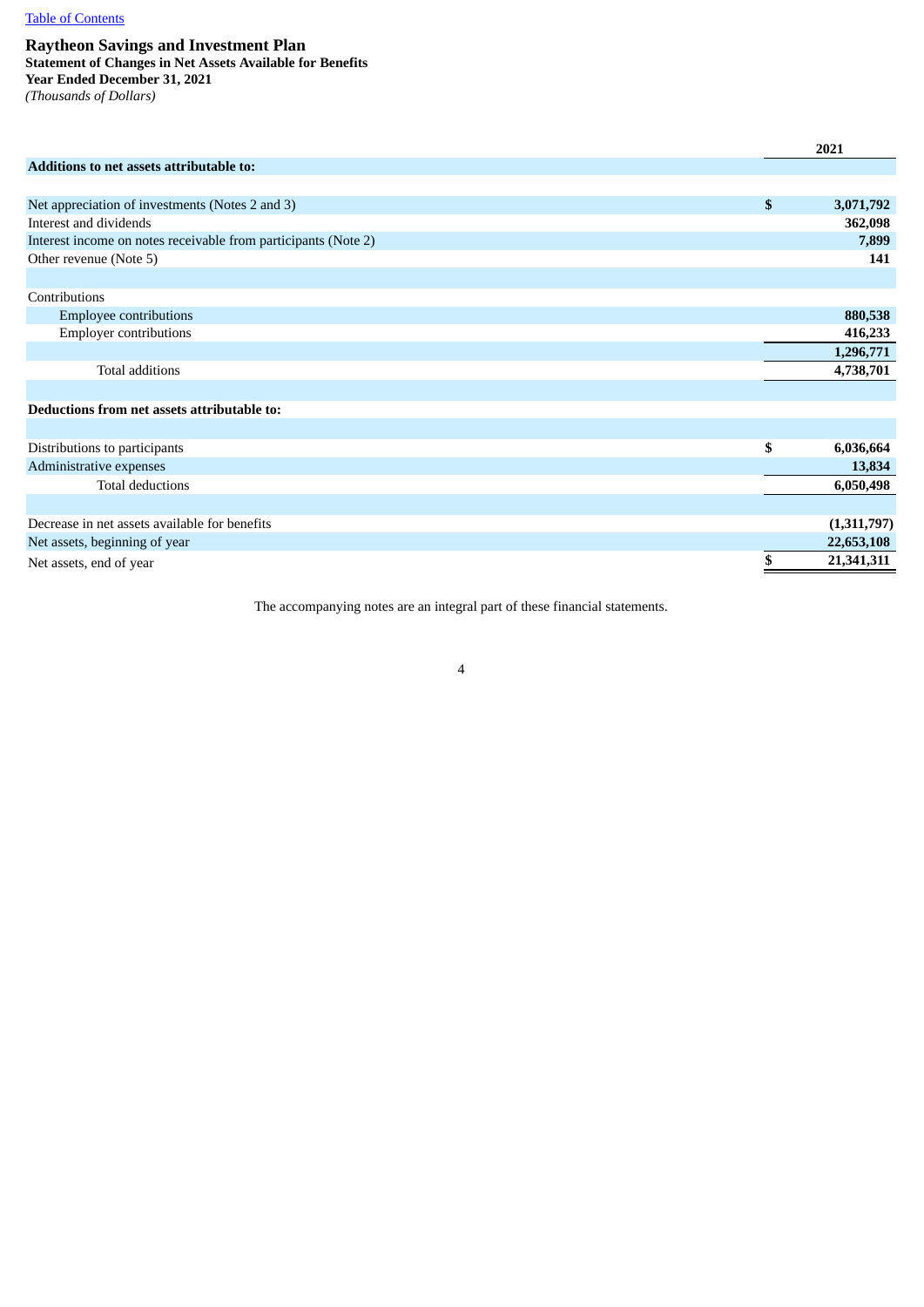[Table of Contents](#)

# Raytheon Savings and Investment Plan

**Statement of Changes in Net Assets Available for Benefits**
**Year Ended December 31, 2021**
*(Thousands of Dollars)*

| | | 2021 |
|---|---|---|
| **Additions to net assets attributable to:** | | |
| | | |
| Net appreciation of investments (Notes 2 and 3) | $ | 3,071,792 |
| Interest and dividends | | 362,098 |
| Interest income on notes receivable from participants (Note 2) | | 7,899 |
| Other revenue (Note 5) | | 141 |
| | | |
| Contributions | | |
| Employee contributions | | 880,538 |
| Employer contributions | | 416,233 |
| | | 1,296,771 |
| Total additions | | 4,738,701 |
| | | |
| **Deductions from net assets attributable to:** | | |
| | | |
| Distributions to participants | $ | 6,036,664 |
| Administrative expenses | | 13,834 |
| Total deductions | | 6,050,498 |
| | | |
| Decrease in net assets available for benefits | | (1,311,797) |
| Net assets, beginning of year | | 22,653,108 |
| Net assets, end of year | $ | 21,341,311 |

The accompanying notes are an integral part of these financial statements.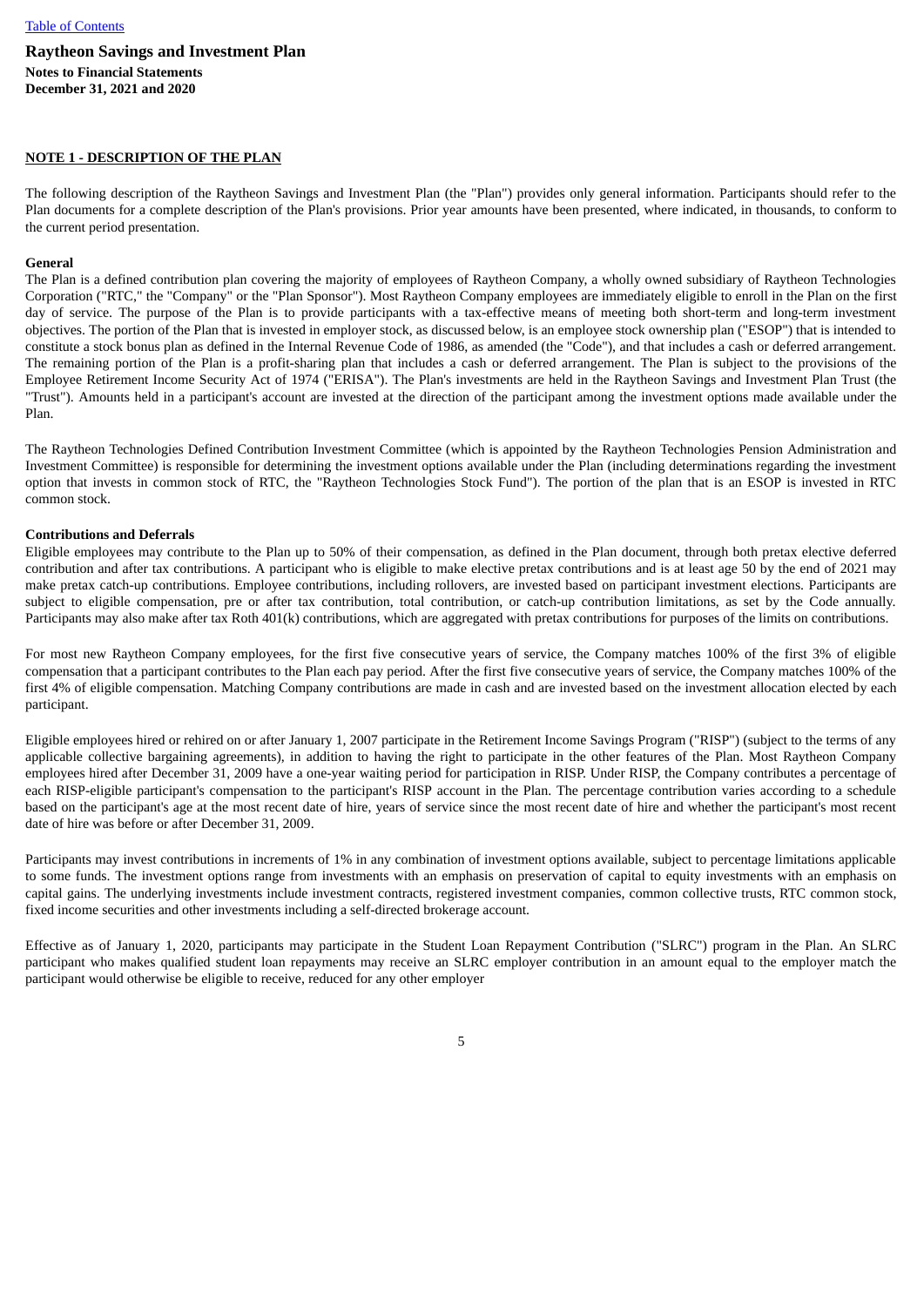# Raytheon Savings and Investment Plan

**Notes to Financial Statements**
**December 31, 2021 and 2020**

**NOTE 1 - DESCRIPTION OF THE PLAN**

The following description of the Raytheon Savings and Investment Plan (the "Plan") provides only general information. Participants should refer to the Plan documents for a complete description of the Plan's provisions. Prior year amounts have been presented, where indicated, in thousands, to conform to the current period presentation.

**General**

The Plan is a defined contribution plan covering the majority of employees of Raytheon Company, a wholly owned subsidiary of Raytheon Technologies Corporation ("RTC," the "Company" or the "Plan Sponsor"). Most Raytheon Company employees are immediately eligible to enroll in the Plan on the first day of service. The purpose of the Plan is to provide participants with a tax-effective means of meeting both short-term and long-term investment objectives. The portion of the Plan that is invested in employer stock, as discussed below, is an employee stock ownership plan ("ESOP") that is intended to constitute a stock bonus plan as defined in the Internal Revenue Code of 1986, as amended (the "Code"), and that includes a cash or deferred arrangement. The remaining portion of the Plan is a profit-sharing plan that includes a cash or deferred arrangement. The Plan is subject to the provisions of the Employee Retirement Income Security Act of 1974 ("ERISA"). The Plan's investments are held in the Raytheon Savings and Investment Plan Trust (the "Trust"). Amounts held in a participant's account are invested at the direction of the participant among the investment options made available under the Plan.

The Raytheon Technologies Defined Contribution Investment Committee (which is appointed by the Raytheon Technologies Pension Administration and Investment Committee) is responsible for determining the investment options available under the Plan (including determinations regarding the investment option that invests in common stock of RTC, the "Raytheon Technologies Stock Fund"). The portion of the plan that is an ESOP is invested in RTC common stock.

**Contributions and Deferrals**

Eligible employees may contribute to the Plan up to 50% of their compensation, as defined in the Plan document, through both pretax elective deferred contribution and after tax contributions. A participant who is eligible to make elective pretax contributions and is at least age 50 by the end of 2021 may make pretax catch-up contributions. Employee contributions, including rollovers, are invested based on participant investment elections. Participants are subject to eligible compensation, pre or after tax contribution, total contribution, or catch-up contribution limitations, as set by the Code annually. Participants may also make after tax Roth 401(k) contributions, which are aggregated with pretax contributions for purposes of the limits on contributions.

For most new Raytheon Company employees, for the first five consecutive years of service, the Company matches 100% of the first 3% of eligible compensation that a participant contributes to the Plan each pay period. After the first five consecutive years of service, the Company matches 100% of the first 4% of eligible compensation. Matching Company contributions are made in cash and are invested based on the investment allocation elected by each participant.

Eligible employees hired or rehired on or after January 1, 2007 participate in the Retirement Income Savings Program ("RISP") (subject to the terms of any applicable collective bargaining agreements), in addition to having the right to participate in the other features of the Plan. Most Raytheon Company employees hired after December 31, 2009 have a one-year waiting period for participation in RISP. Under RISP, the Company contributes a percentage of each RISP-eligible participant's compensation to the participant's RISP account in the Plan. The percentage contribution varies according to a schedule based on the participant's age at the most recent date of hire, years of service since the most recent date of hire and whether the participant's most recent date of hire was before or after December 31, 2009.

Participants may invest contributions in increments of 1% in any combination of investment options available, subject to percentage limitations applicable to some funds. The investment options range from investments with an emphasis on preservation of capital to equity investments with an emphasis on capital gains. The underlying investments include investment contracts, registered investment companies, common collective trusts, RTC common stock, fixed income securities and other investments including a self-directed brokerage account.

Effective as of January 1, 2020, participants may participate in the Student Loan Repayment Contribution ("SLRC") program in the Plan. An SLRC participant who makes qualified student loan repayments may receive an SLRC employer contribution in an amount equal to the employer match the participant would otherwise be eligible to receive, reduced for any other employer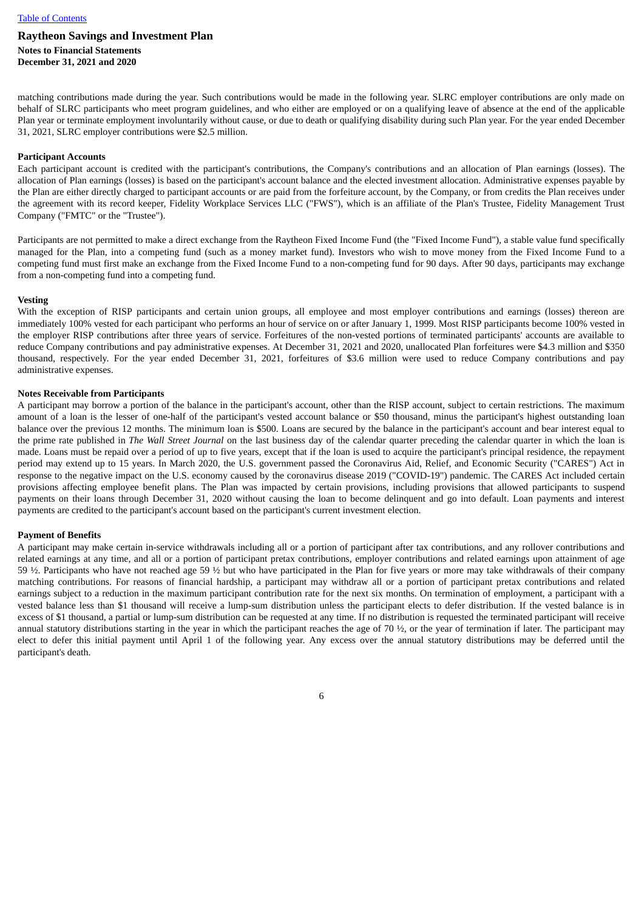matching contributions made during the year. Such contributions would be made in the following year. SLRC employer contributions are only made on behalf of SLRC participants who meet program guidelines, and who either are employed or on a qualifying leave of absence at the end of the applicable Plan year or terminate employment involuntarily without cause, or due to death or qualifying disability during such Plan year. For the year ended December 31, 2021, SLRC employer contributions were $2.5 million.

**Participant Accounts**

Each participant account is credited with the participant's contributions, the Company's contributions and an allocation of Plan earnings (losses). The allocation of Plan earnings (losses) is based on the participant's account balance and the elected investment allocation. Administrative expenses payable by the Plan are either directly charged to participant accounts or are paid from the forfeiture account, by the Company, or from credits the Plan receives under the agreement with its record keeper, Fidelity Workplace Services LLC ("FWS"), which is an affiliate of the Plan's Trustee, Fidelity Management Trust Company ("FMTC" or the "Trustee").

Participants are not permitted to make a direct exchange from the Raytheon Fixed Income Fund (the "Fixed Income Fund"), a stable value fund specifically managed for the Plan, into a competing fund (such as a money market fund). Investors who wish to move money from the Fixed Income Fund to a competing fund must first make an exchange from the Fixed Income Fund to a non-competing fund for 90 days. After 90 days, participants may exchange from a non-competing fund into a competing fund.

**Vesting**

With the exception of RISP participants and certain union groups, all employee and most employer contributions and earnings (losses) thereon are immediately 100% vested for each participant who performs an hour of service on or after January 1, 1999. Most RISP participants become 100% vested in the employer RISP contributions after three years of service. Forfeitures of the non-vested portions of terminated participants' accounts are available to reduce Company contributions and pay administrative expenses. At December 31, 2021 and 2020, unallocated Plan forfeitures were $4.3 million and $350 thousand, respectively. For the year ended December 31, 2021, forfeitures of $3.6 million were used to reduce Company contributions and pay administrative expenses.

**Notes Receivable from Participants**

A participant may borrow a portion of the balance in the participant's account, other than the RISP account, subject to certain restrictions. The maximum amount of a loan is the lesser of one-half of the participant's vested account balance or $50 thousand, minus the participant's highest outstanding loan balance over the previous 12 months. The minimum loan is $500. Loans are secured by the balance in the participant's account and bear interest equal to the prime rate published in *The Wall Street Journal* on the last business day of the calendar quarter preceding the calendar quarter in which the loan is made. Loans must be repaid over a period of up to five years, except that if the loan is used to acquire the participant's principal residence, the repayment period may extend up to 15 years. In March 2020, the U.S. government passed the Coronavirus Aid, Relief, and Economic Security ("CARES") Act in response to the negative impact on the U.S. economy caused by the coronavirus disease 2019 ("COVID-19") pandemic. The CARES Act included certain provisions affecting employee benefit plans. The Plan was impacted by certain provisions, including provisions that allowed participants to suspend payments on their loans through December 31, 2020 without causing the loan to become delinquent and go into default. Loan payments and interest payments are credited to the participant's account based on the participant's current investment election.

**Payment of Benefits**

A participant may make certain in-service withdrawals including all or a portion of participant after tax contributions, and any rollover contributions and related earnings at any time, and all or a portion of participant pretax contributions, employer contributions and related earnings upon attainment of age 59 ½. Participants who have not reached age 59 ½ but who have participated in the Plan for five years or more may take withdrawals of their company matching contributions. For reasons of financial hardship, a participant may withdraw all or a portion of participant pretax contributions and related earnings subject to a reduction in the maximum participant contribution rate for the next six months. On termination of employment, a participant with a vested balance less than $1 thousand will receive a lump-sum distribution unless the participant elects to defer distribution. If the vested balance is in excess of $1 thousand, a partial or lump-sum distribution can be requested at any time. If no distribution is requested the terminated participant will receive annual statutory distributions starting in the year in which the participant reaches the age of 70 ½, or the year of termination if later. The participant may elect to defer this initial payment until April 1 of the following year. Any excess over the annual statutory distributions may be deferred until the participant's death.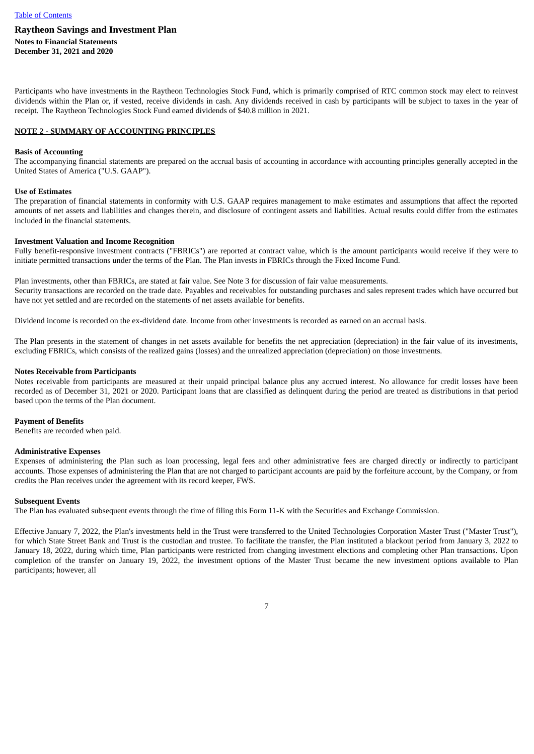Participants who have investments in the Raytheon Technologies Stock Fund, which is primarily comprised of RTC common stock may elect to reinvest dividends within the Plan or, if vested, receive dividends in cash. Any dividends received in cash by participants will be subject to taxes in the year of receipt. The Raytheon Technologies Stock Fund earned dividends of $40.8 million in 2021.

## NOTE 2 - SUMMARY OF ACCOUNTING PRINCIPLES

**Basis of Accounting**

The accompanying financial statements are prepared on the accrual basis of accounting in accordance with accounting principles generally accepted in the United States of America ("U.S. GAAP").

**Use of Estimates**

The preparation of financial statements in conformity with U.S. GAAP requires management to make estimates and assumptions that affect the reported amounts of net assets and liabilities and changes therein, and disclosure of contingent assets and liabilities. Actual results could differ from the estimates included in the financial statements.

**Investment Valuation and Income Recognition**

Fully benefit-responsive investment contracts ("FBRICs") are reported at contract value, which is the amount participants would receive if they were to initiate permitted transactions under the terms of the Plan. The Plan invests in FBRICs through the Fixed Income Fund.

Plan investments, other than FBRICs, are stated at fair value. See Note 3 for discussion of fair value measurements.
Security transactions are recorded on the trade date. Payables and receivables for outstanding purchases and sales represent trades which have occurred but have not yet settled and are recorded on the statements of net assets available for benefits.

Dividend income is recorded on the ex-dividend date. Income from other investments is recorded as earned on an accrual basis.

The Plan presents in the statement of changes in net assets available for benefits the net appreciation (depreciation) in the fair value of its investments, excluding FBRICs, which consists of the realized gains (losses) and the unrealized appreciation (depreciation) on those investments.

**Notes Receivable from Participants**

Notes receivable from participants are measured at their unpaid principal balance plus any accrued interest. No allowance for credit losses have been recorded as of December 31, 2021 or 2020. Participant loans that are classified as delinquent during the period are treated as distributions in that period based upon the terms of the Plan document.

**Payment of Benefits**

Benefits are recorded when paid.

**Administrative Expenses**

Expenses of administering the Plan such as loan processing, legal fees and other administrative fees are charged directly or indirectly to participant accounts. Those expenses of administering the Plan that are not charged to participant accounts are paid by the forfeiture account, by the Company, or from credits the Plan receives under the agreement with its record keeper, FWS.

**Subsequent Events**

The Plan has evaluated subsequent events through the time of filing this Form 11-K with the Securities and Exchange Commission.

Effective January 7, 2022, the Plan's investments held in the Trust were transferred to the United Technologies Corporation Master Trust ("Master Trust"), for which State Street Bank and Trust is the custodian and trustee. To facilitate the transfer, the Plan instituted a blackout period from January 3, 2022 to January 18, 2022, during which time, Plan participants were restricted from changing investment elections and completing other Plan transactions. Upon completion of the transfer on January 19, 2022, the investment options of the Master Trust became the new investment options available to Plan participants; however, all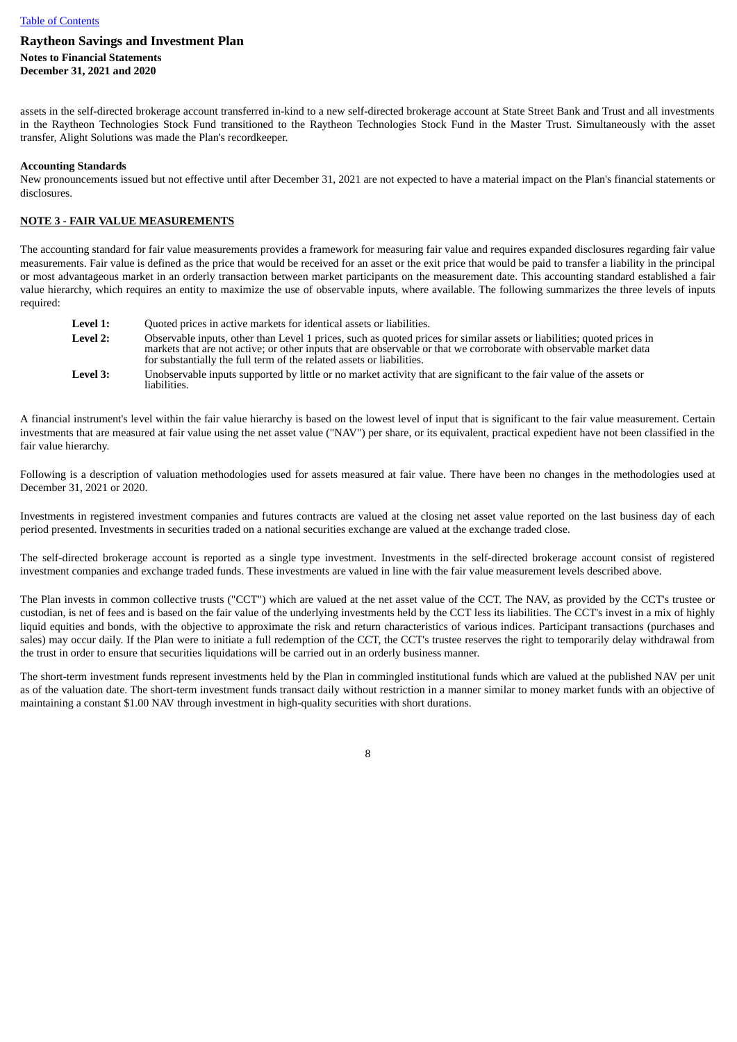assets in the self-directed brokerage account transferred in-kind to a new self-directed brokerage account at State Street Bank and Trust and all investments in the Raytheon Technologies Stock Fund transitioned to the Raytheon Technologies Stock Fund in the Master Trust. Simultaneously with the asset transfer, Alight Solutions was made the Plan's recordkeeper.

**Accounting Standards**

New pronouncements issued but not effective until after December 31, 2021 are not expected to have a material impact on the Plan's financial statements or disclosures.

## NOTE 3 - FAIR VALUE MEASUREMENTS

The accounting standard for fair value measurements provides a framework for measuring fair value and requires expanded disclosures regarding fair value measurements. Fair value is defined as the price that would be received for an asset or the exit price that would be paid to transfer a liability in the principal or most advantageous market in an orderly transaction between market participants on the measurement date. This accounting standard established a fair value hierarchy, which requires an entity to maximize the use of observable inputs, where available. The following summarizes the three levels of inputs required:

| | |
|---|---|
| **Level 1:** | Quoted prices in active markets for identical assets or liabilities. |
| **Level 2:** | Observable inputs, other than Level 1 prices, such as quoted prices for similar assets or liabilities; quoted prices in markets that are not active; or other inputs that are observable or that we corroborate with observable market data for substantially the full term of the related assets or liabilities. |
| **Level 3:** | Unobservable inputs supported by little or no market activity that are significant to the fair value of the assets or liabilities. |

A financial instrument's level within the fair value hierarchy is based on the lowest level of input that is significant to the fair value measurement. Certain investments that are measured at fair value using the net asset value ("NAV") per share, or its equivalent, practical expedient have not been classified in the fair value hierarchy.

Following is a description of valuation methodologies used for assets measured at fair value. There have been no changes in the methodologies used at December 31, 2021 or 2020.

Investments in registered investment companies and futures contracts are valued at the closing net asset value reported on the last business day of each period presented. Investments in securities traded on a national securities exchange are valued at the exchange traded close.

The self-directed brokerage account is reported as a single type investment. Investments in the self-directed brokerage account consist of registered investment companies and exchange traded funds. These investments are valued in line with the fair value measurement levels described above.

The Plan invests in common collective trusts ("CCT") which are valued at the net asset value of the CCT. The NAV, as provided by the CCT's trustee or custodian, is net of fees and is based on the fair value of the underlying investments held by the CCT less its liabilities. The CCT's invest in a mix of highly liquid equities and bonds, with the objective to approximate the risk and return characteristics of various indices. Participant transactions (purchases and sales) may occur daily. If the Plan were to initiate a full redemption of the CCT, the CCT's trustee reserves the right to temporarily delay withdrawal from the trust in order to ensure that securities liquidations will be carried out in an orderly business manner.

The short-term investment funds represent investments held by the Plan in commingled institutional funds which are valued at the published NAV per unit as of the valuation date. The short-term investment funds transact daily without restriction in a manner similar to money market funds with an objective of maintaining a constant $1.00 NAV through investment in high-quality securities with short durations.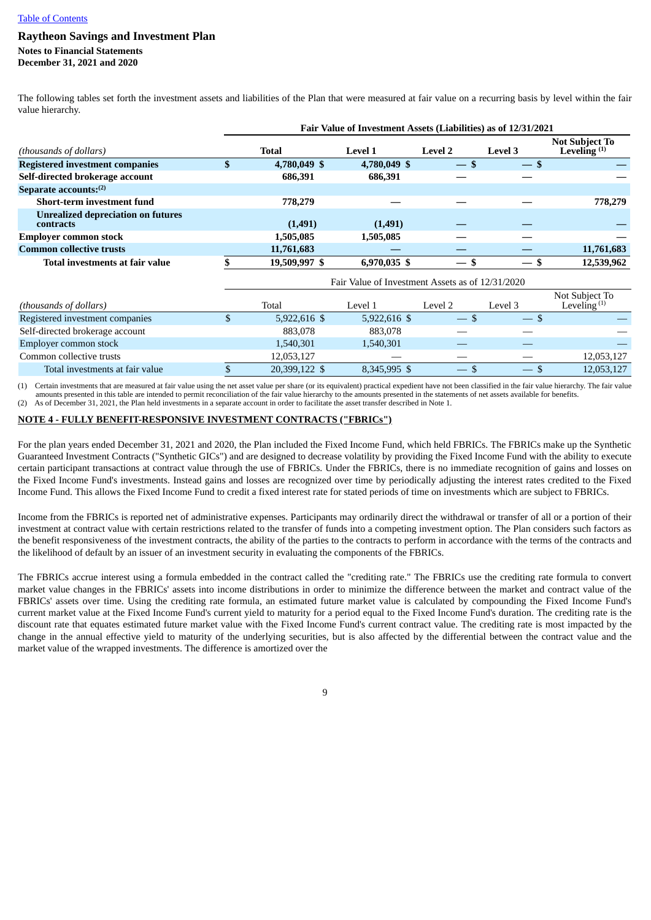[Table of Contents](#)

# Raytheon Savings and Investment Plan

**Notes to Financial Statements**
**December 31, 2021 and 2020**

The following tables set forth the investment assets and liabilities of the Plan that were measured at fair value on a recurring basis by level within the fair value hierarchy.

| | **Fair Value of Investment Assets (Liabilities) as of 12/31/2021** | | | | |
|---|---|---|---|---|---|
| *(thousands of dollars)* | **Total** | **Level 1** | **Level 2** | **Level 3** | **Not Subject To Leveling [(1)]** |
| **Registered investment companies** | **$ 4,780,049** | **$ 4,780,049** | **$ —** | **$ —** | **$ —** |
| **Self-directed brokerage account** | **686,391** | **686,391** | **—** | **—** | **—** |
| **Separate accounts:[(2)]** | | | | | |
| **Short-term investment fund** | **778,279** | **—** | **—** | **—** | **778,279** |
| **Unrealized depreciation on futures contracts** | **(1,491)** | **(1,491)** | **—** | **—** | **—** |
| **Employer common stock** | **1,505,085** | **1,505,085** | **—** | **—** | **—** |
| **Common collective trusts** | **11,761,683** | **—** | **—** | **—** | **11,761,683** |
| **Total investments at fair value** | **$ 19,509,997** | **$ 6,970,035** | **$ —** | **$ —** | **$ 12,539,962** |

| | Fair Value of Investment Assets as of 12/31/2020 | | | | |
|---|---|---|---|---|---|
| *(thousands of dollars)* | Total | Level 1 | Level 2 | Level 3 | Not Subject To Leveling [(1)] |
| Registered investment companies | $ 5,922,616 | $ 5,922,616 | $ — | $ — | $ — |
| Self-directed brokerage account | 883,078 | 883,078 | — | — | — |
| Employer common stock | 1,540,301 | 1,540,301 | — | — | — |
| Common collective trusts | 12,053,127 | — | — | — | 12,053,127 |
| Total investments at fair value | $ 20,399,122 | $ 8,345,995 | $ — | $ — | $ 12,053,127 |

(1) Certain investments that are measured at fair value using the net asset value per share (or its equivalent) practical expedient have not been classified in the fair value hierarchy. The fair value amounts presented in this table are intended to permit reconciliation of the fair value hierarchy to the amounts presented in the statements of net assets available for benefits.
(2) As of December 31, 2021, the Plan held investments in a separate account in order to facilitate the asset transfer described in Note 1.

## NOTE 4 - FULLY BENEFIT-RESPONSIVE INVESTMENT CONTRACTS ("FBRICs")

For the plan years ended December 31, 2021 and 2020, the Plan included the Fixed Income Fund, which held FBRICs. The FBRICs make up the Synthetic Guaranteed Investment Contracts ("Synthetic GICs") and are designed to decrease volatility by providing the Fixed Income Fund with the ability to execute certain participant transactions at contract value through the use of FBRICs. Under the FBRICs, there is no immediate recognition of gains and losses on the Fixed Income Fund's investments. Instead gains and losses are recognized over time by periodically adjusting the interest rates credited to the Fixed Income Fund. This allows the Fixed Income Fund to credit a fixed interest rate for stated periods of time on investments which are subject to FBRICs.

Income from the FBRICs is reported net of administrative expenses. Participants may ordinarily direct the withdrawal or transfer of all or a portion of their investment at contract value with certain restrictions related to the transfer of funds into a competing investment option. The Plan considers such factors as the benefit responsiveness of the investment contracts, the ability of the parties to the contracts to perform in accordance with the terms of the contracts and the likelihood of default by an issuer of an investment security in evaluating the components of the FBRICs.

The FBRICs accrue interest using a formula embedded in the contract called the "crediting rate." The FBRICs use the crediting rate formula to convert market value changes in the FBRICs' assets into income distributions in order to minimize the difference between the market and contract value of the FBRICs' assets over time. Using the crediting rate formula, an estimated future market value is calculated by compounding the Fixed Income Fund's current market value at the Fixed Income Fund's current yield to maturity for a period equal to the Fixed Income Fund's duration. The crediting rate is the discount rate that equates estimated future market value with the Fixed Income Fund's current contract value. The crediting rate is most impacted by the change in the annual effective yield to maturity of the underlying securities, but is also affected by the differential between the contract value and the market value of the wrapped investments. The difference is amortized over the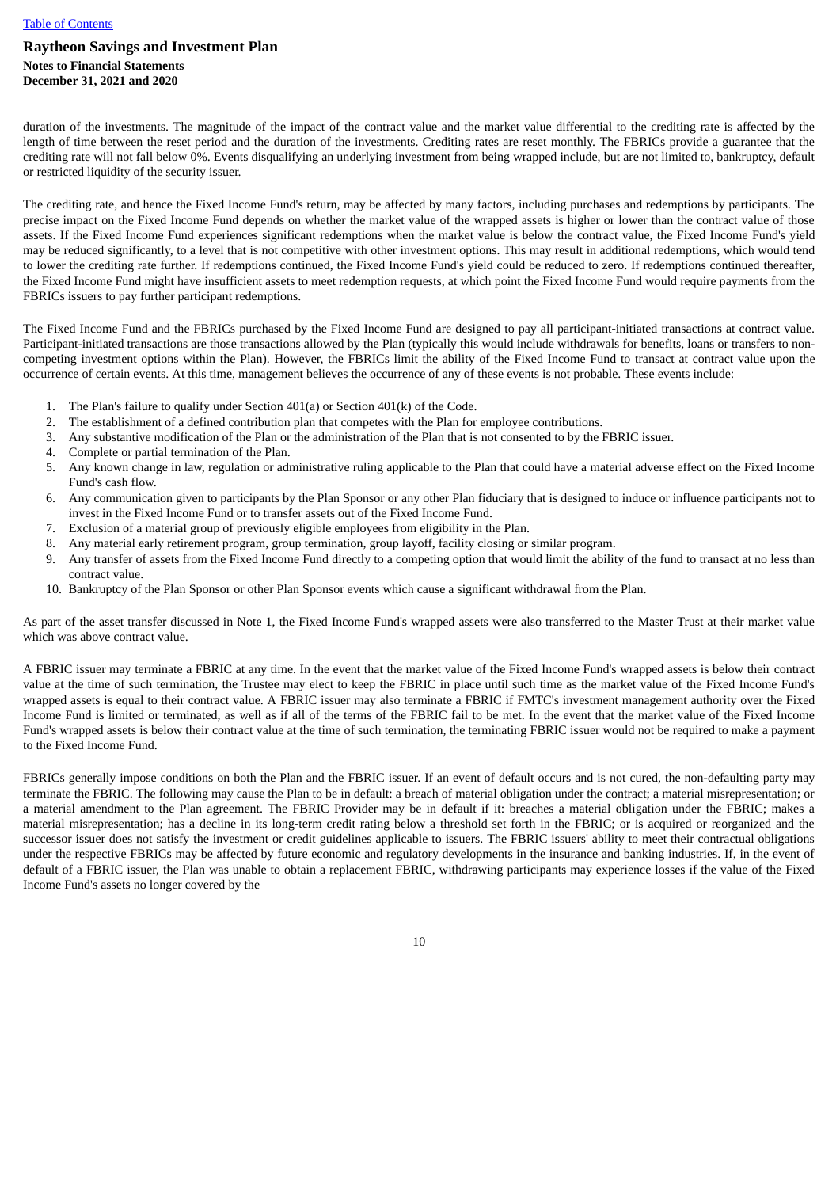duration of the investments. The magnitude of the impact of the contract value and the market value differential to the crediting rate is affected by the length of time between the reset period and the duration of the investments. Crediting rates are reset monthly. The FBRICs provide a guarantee that the crediting rate will not fall below 0%. Events disqualifying an underlying investment from being wrapped include, but are not limited to, bankruptcy, default or restricted liquidity of the security issuer.

The crediting rate, and hence the Fixed Income Fund's return, may be affected by many factors, including purchases and redemptions by participants. The precise impact on the Fixed Income Fund depends on whether the market value of the wrapped assets is higher or lower than the contract value of those assets. If the Fixed Income Fund experiences significant redemptions when the market value is below the contract value, the Fixed Income Fund's yield may be reduced significantly, to a level that is not competitive with other investment options. This may result in additional redemptions, which would tend to lower the crediting rate further. If redemptions continued, the Fixed Income Fund's yield could be reduced to zero. If redemptions continued thereafter, the Fixed Income Fund might have insufficient assets to meet redemption requests, at which point the Fixed Income Fund would require payments from the FBRICs issuers to pay further participant redemptions.

The Fixed Income Fund and the FBRICs purchased by the Fixed Income Fund are designed to pay all participant-initiated transactions at contract value. Participant-initiated transactions are those transactions allowed by the Plan (typically this would include withdrawals for benefits, loans or transfers to non-competing investment options within the Plan). However, the FBRICs limit the ability of the Fixed Income Fund to transact at contract value upon the occurrence of certain events. At this time, management believes the occurrence of any of these events is not probable. These events include:

1. The Plan's failure to qualify under Section 401(a) or Section 401(k) of the Code.
2. The establishment of a defined contribution plan that competes with the Plan for employee contributions.
3. Any substantive modification of the Plan or the administration of the Plan that is not consented to by the FBRIC issuer.
4. Complete or partial termination of the Plan.
5. Any known change in law, regulation or administrative ruling applicable to the Plan that could have a material adverse effect on the Fixed Income Fund's cash flow.
6. Any communication given to participants by the Plan Sponsor or any other Plan fiduciary that is designed to induce or influence participants not to invest in the Fixed Income Fund or to transfer assets out of the Fixed Income Fund.
7. Exclusion of a material group of previously eligible employees from eligibility in the Plan.
8. Any material early retirement program, group termination, group layoff, facility closing or similar program.
9. Any transfer of assets from the Fixed Income Fund directly to a competing option that would limit the ability of the fund to transact at no less than contract value.
10. Bankruptcy of the Plan Sponsor or other Plan Sponsor events which cause a significant withdrawal from the Plan.

As part of the asset transfer discussed in Note 1, the Fixed Income Fund's wrapped assets were also transferred to the Master Trust at their market value which was above contract value.

A FBRIC issuer may terminate a FBRIC at any time. In the event that the market value of the Fixed Income Fund's wrapped assets is below their contract value at the time of such termination, the Trustee may elect to keep the FBRIC in place until such time as the market value of the Fixed Income Fund's wrapped assets is equal to their contract value. A FBRIC issuer may also terminate a FBRIC if FMTC's investment management authority over the Fixed Income Fund is limited or terminated, as well as if all of the terms of the FBRIC fail to be met. In the event that the market value of the Fixed Income Fund's wrapped assets is below their contract value at the time of such termination, the terminating FBRIC issuer would not be required to make a payment to the Fixed Income Fund.

FBRICs generally impose conditions on both the Plan and the FBRIC issuer. If an event of default occurs and is not cured, the non-defaulting party may terminate the FBRIC. The following may cause the Plan to be in default: a breach of material obligation under the contract; a material misrepresentation; or a material amendment to the Plan agreement. The FBRIC Provider may be in default if it: breaches a material obligation under the FBRIC; makes a material misrepresentation; has a decline in its long-term credit rating below a threshold set forth in the FBRIC; or is acquired or reorganized and the successor issuer does not satisfy the investment or credit guidelines applicable to issuers. The FBRIC issuers' ability to meet their contractual obligations under the respective FBRICs may be affected by future economic and regulatory developments in the insurance and banking industries. If, in the event of default of a FBRIC issuer, the Plan was unable to obtain a replacement FBRIC, withdrawing participants may experience losses if the value of the Fixed Income Fund's assets no longer covered by the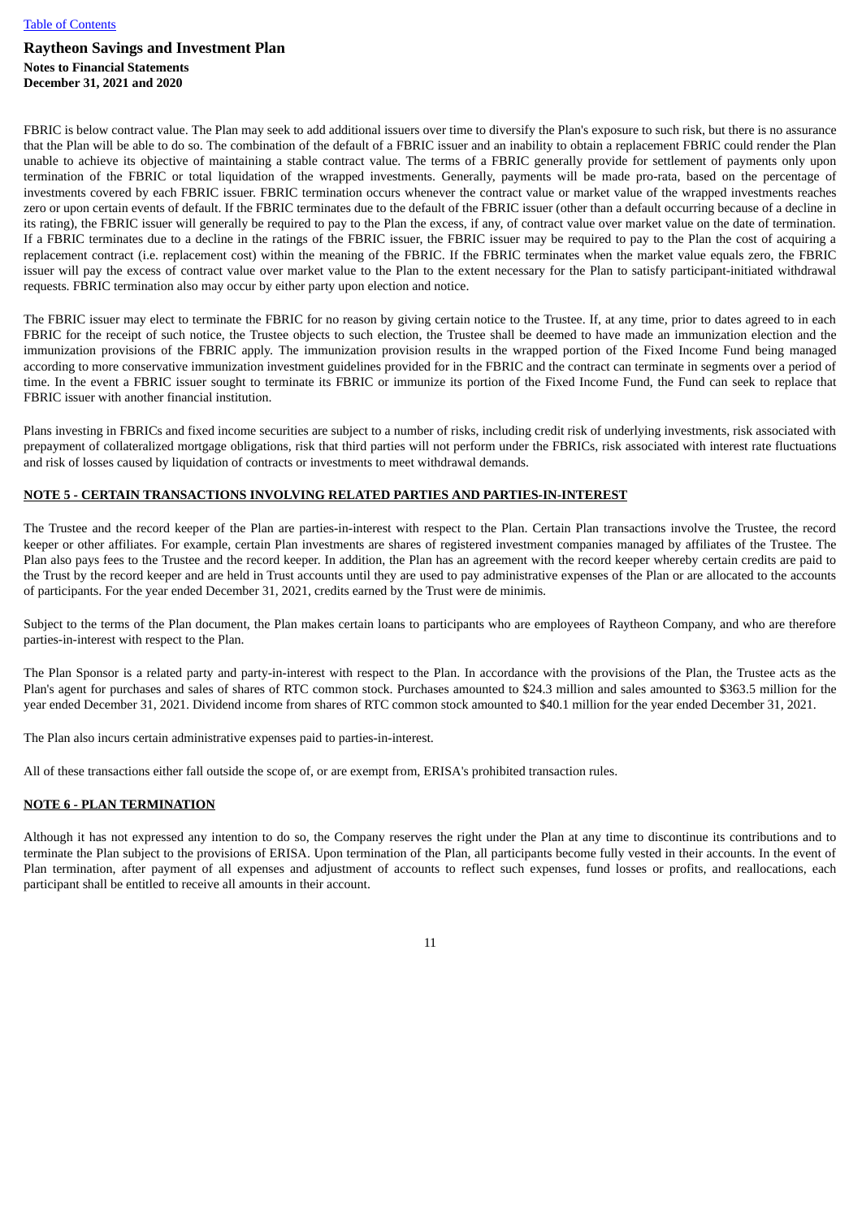FBRIC is below contract value. The Plan may seek to add additional issuers over time to diversify the Plan's exposure to such risk, but there is no assurance that the Plan will be able to do so. The combination of the default of a FBRIC issuer and an inability to obtain a replacement FBRIC could render the Plan unable to achieve its objective of maintaining a stable contract value. The terms of a FBRIC generally provide for settlement of payments only upon termination of the FBRIC or total liquidation of the wrapped investments. Generally, payments will be made pro-rata, based on the percentage of investments covered by each FBRIC issuer. FBRIC termination occurs whenever the contract value or market value of the wrapped investments reaches zero or upon certain events of default. If the FBRIC terminates due to the default of the FBRIC issuer (other than a default occurring because of a decline in its rating), the FBRIC issuer will generally be required to pay to the Plan the excess, if any, of contract value over market value on the date of termination. If a FBRIC terminates due to a decline in the ratings of the FBRIC issuer, the FBRIC issuer may be required to pay to the Plan the cost of acquiring a replacement contract (i.e. replacement cost) within the meaning of the FBRIC. If the FBRIC terminates when the market value equals zero, the FBRIC issuer will pay the excess of contract value over market value to the Plan to the extent necessary for the Plan to satisfy participant-initiated withdrawal requests. FBRIC termination also may occur by either party upon election and notice.

The FBRIC issuer may elect to terminate the FBRIC for no reason by giving certain notice to the Trustee. If, at any time, prior to dates agreed to in each FBRIC for the receipt of such notice, the Trustee objects to such election, the Trustee shall be deemed to have made an immunization election and the immunization provisions of the FBRIC apply. The immunization provision results in the wrapped portion of the Fixed Income Fund being managed according to more conservative immunization investment guidelines provided for in the FBRIC and the contract can terminate in segments over a period of time. In the event a FBRIC issuer sought to terminate its FBRIC or immunize its portion of the Fixed Income Fund, the Fund can seek to replace that FBRIC issuer with another financial institution.

Plans investing in FBRICs and fixed income securities are subject to a number of risks, including credit risk of underlying investments, risk associated with prepayment of collateralized mortgage obligations, risk that third parties will not perform under the FBRICs, risk associated with interest rate fluctuations and risk of losses caused by liquidation of contracts or investments to meet withdrawal demands.

## NOTE 5 - CERTAIN TRANSACTIONS INVOLVING RELATED PARTIES AND PARTIES-IN-INTEREST

The Trustee and the record keeper of the Plan are parties-in-interest with respect to the Plan. Certain Plan transactions involve the Trustee, the record keeper or other affiliates. For example, certain Plan investments are shares of registered investment companies managed by affiliates of the Trustee. The Plan also pays fees to the Trustee and the record keeper. In addition, the Plan has an agreement with the record keeper whereby certain credits are paid to the Trust by the record keeper and are held in Trust accounts until they are used to pay administrative expenses of the Plan or are allocated to the accounts of participants. For the year ended December 31, 2021, credits earned by the Trust were de minimis.

Subject to the terms of the Plan document, the Plan makes certain loans to participants who are employees of Raytheon Company, and who are therefore parties-in-interest with respect to the Plan.

The Plan Sponsor is a related party and party-in-interest with respect to the Plan. In accordance with the provisions of the Plan, the Trustee acts as the Plan's agent for purchases and sales of shares of RTC common stock. Purchases amounted to $24.3 million and sales amounted to $363.5 million for the year ended December 31, 2021. Dividend income from shares of RTC common stock amounted to $40.1 million for the year ended December 31, 2021.

The Plan also incurs certain administrative expenses paid to parties-in-interest.

All of these transactions either fall outside the scope of, or are exempt from, ERISA's prohibited transaction rules.

## NOTE 6 - PLAN TERMINATION

Although it has not expressed any intention to do so, the Company reserves the right under the Plan at any time to discontinue its contributions and to terminate the Plan subject to the provisions of ERISA. Upon termination of the Plan, all participants become fully vested in their accounts. In the event of Plan termination, after payment of all expenses and adjustment of accounts to reflect such expenses, fund losses or profits, and reallocations, each participant shall be entitled to receive all amounts in their account.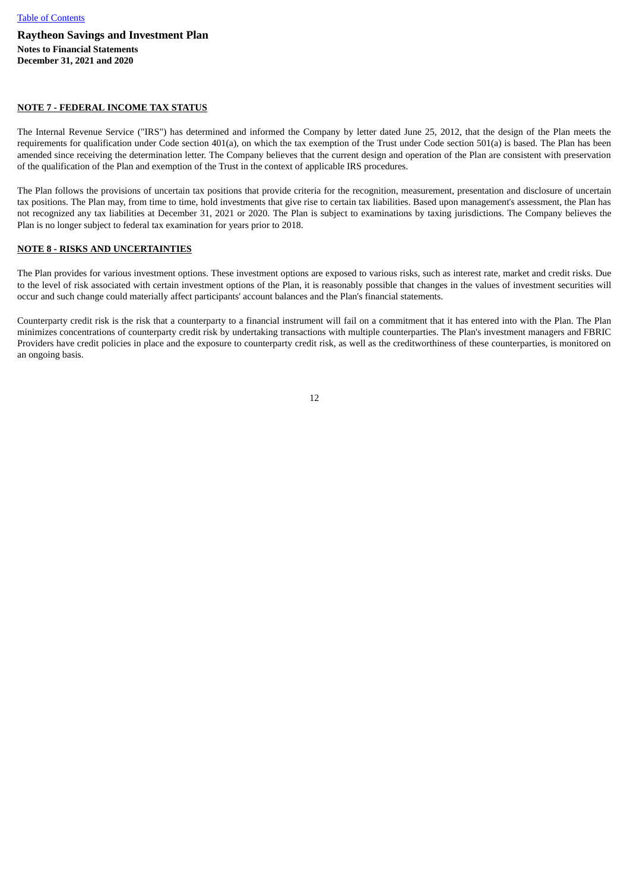**Raytheon Savings and Investment Plan**
**Notes to Financial Statements**
**December 31, 2021 and 2020**

**NOTE 7 - FEDERAL INCOME TAX STATUS**

The Internal Revenue Service ("IRS") has determined and informed the Company by letter dated June 25, 2012, that the design of the Plan meets the requirements for qualification under Code section 401(a), on which the tax exemption of the Trust under Code section 501(a) is based. The Plan has been amended since receiving the determination letter. The Company believes that the current design and operation of the Plan are consistent with preservation of the qualification of the Plan and exemption of the Trust in the context of applicable IRS procedures.

The Plan follows the provisions of uncertain tax positions that provide criteria for the recognition, measurement, presentation and disclosure of uncertain tax positions. The Plan may, from time to time, hold investments that give rise to certain tax liabilities. Based upon management's assessment, the Plan has not recognized any tax liabilities at December 31, 2021 or 2020. The Plan is subject to examinations by taxing jurisdictions. The Company believes the Plan is no longer subject to federal tax examination for years prior to 2018.

**NOTE 8 - RISKS AND UNCERTAINTIES**

The Plan provides for various investment options. These investment options are exposed to various risks, such as interest rate, market and credit risks. Due to the level of risk associated with certain investment options of the Plan, it is reasonably possible that changes in the values of investment securities will occur and such change could materially affect participants' account balances and the Plan's financial statements.

Counterparty credit risk is the risk that a counterparty to a financial instrument will fail on a commitment that it has entered into with the Plan. The Plan minimizes concentrations of counterparty credit risk by undertaking transactions with multiple counterparties. The Plan's investment managers and FBRIC Providers have credit policies in place and the exposure to counterparty credit risk, as well as the creditworthiness of these counterparties, is monitored on an ongoing basis.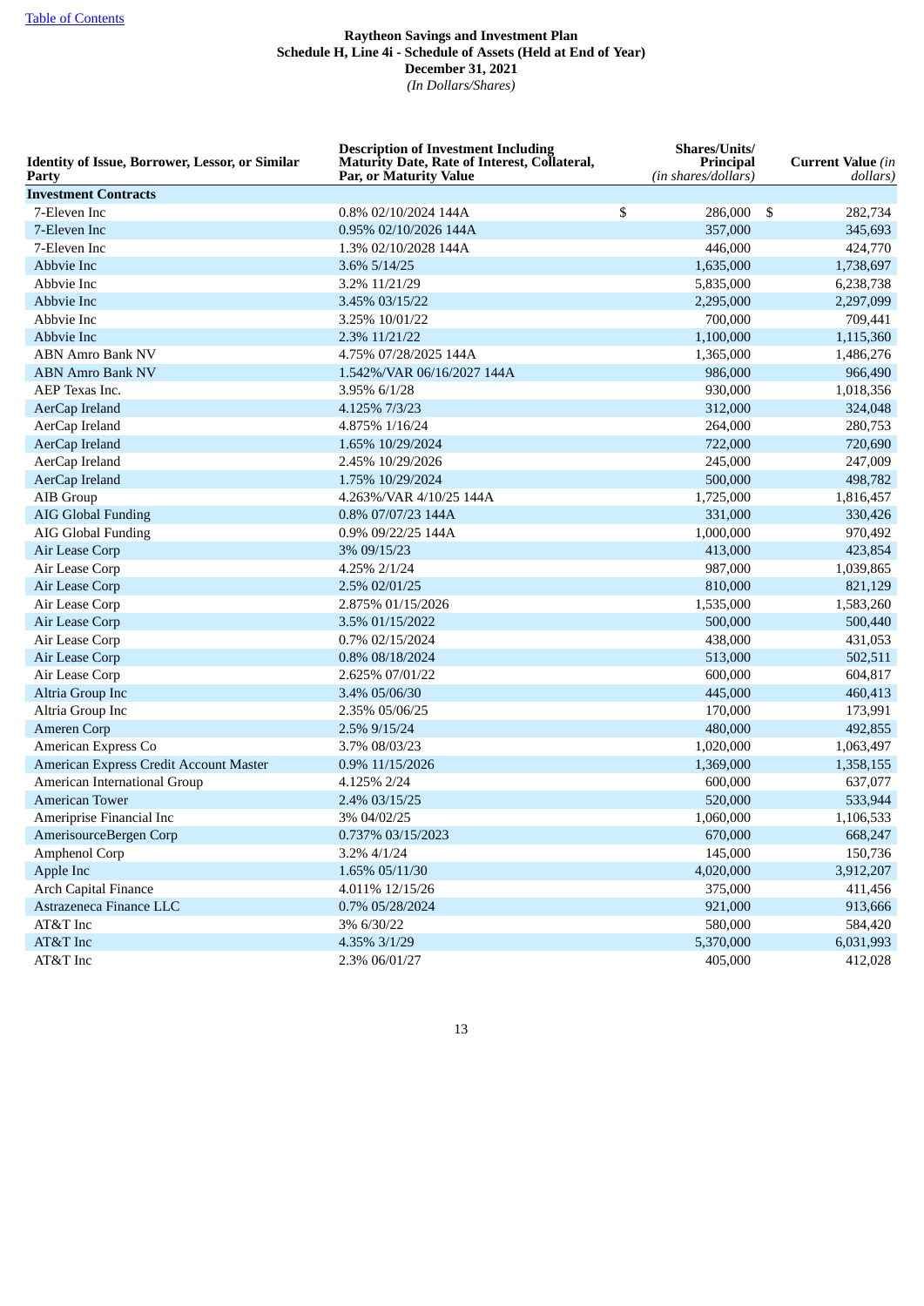[Table of Contents](#)

**Raytheon Savings and Investment Plan**
**Schedule H, Line 4i - Schedule of Assets (Held at End of Year)**
**December 31, 2021**
*(In Dollars/Shares)*

| Identity of Issue, Borrower, Lessor, or Similar Party | Description of Investment Including Maturity Date, Rate of Interest, Collateral, Par, or Maturity Value | Shares/Units/ Principal *(in shares/dollars)* | Current Value *(in dollars)* |
|---|---|---|---|
| **Investment Contracts** | | | |
| 7-Eleven Inc | 0.8% 02/10/2024 144A | $ 286,000 | $ 282,734 |
| 7-Eleven Inc | 0.95% 02/10/2026 144A | 357,000 | 345,693 |
| 7-Eleven Inc | 1.3% 02/10/2028 144A | 446,000 | 424,770 |
| Abbvie Inc | 3.6% 5/14/25 | 1,635,000 | 1,738,697 |
| Abbvie Inc | 3.2% 11/21/29 | 5,835,000 | 6,238,738 |
| Abbvie Inc | 3.45% 03/15/22 | 2,295,000 | 2,297,099 |
| Abbvie Inc | 3.25% 10/01/22 | 700,000 | 709,441 |
| Abbvie Inc | 2.3% 11/21/22 | 1,100,000 | 1,115,360 |
| ABN Amro Bank NV | 4.75% 07/28/2025 144A | 1,365,000 | 1,486,276 |
| ABN Amro Bank NV | 1.542%/VAR 06/16/2027 144A | 986,000 | 966,490 |
| AEP Texas Inc. | 3.95% 6/1/28 | 930,000 | 1,018,356 |
| AerCap Ireland | 4.125% 7/3/23 | 312,000 | 324,048 |
| AerCap Ireland | 4.875% 1/16/24 | 264,000 | 280,753 |
| AerCap Ireland | 1.65% 10/29/2024 | 722,000 | 720,690 |
| AerCap Ireland | 2.45% 10/29/2026 | 245,000 | 247,009 |
| AerCap Ireland | 1.75% 10/29/2024 | 500,000 | 498,782 |
| AIB Group | 4.263%/VAR 4/10/25 144A | 1,725,000 | 1,816,457 |
| AIG Global Funding | 0.8% 07/07/23 144A | 331,000 | 330,426 |
| AIG Global Funding | 0.9% 09/22/25 144A | 1,000,000 | 970,492 |
| Air Lease Corp | 3% 09/15/23 | 413,000 | 423,854 |
| Air Lease Corp | 4.25% 2/1/24 | 987,000 | 1,039,865 |
| Air Lease Corp | 2.5% 02/01/25 | 810,000 | 821,129 |
| Air Lease Corp | 2.875% 01/15/2026 | 1,535,000 | 1,583,260 |
| Air Lease Corp | 3.5% 01/15/2022 | 500,000 | 500,440 |
| Air Lease Corp | 0.7% 02/15/2024 | 438,000 | 431,053 |
| Air Lease Corp | 0.8% 08/18/2024 | 513,000 | 502,511 |
| Air Lease Corp | 2.625% 07/01/22 | 600,000 | 604,817 |
| Altria Group Inc | 3.4% 05/06/30 | 445,000 | 460,413 |
| Altria Group Inc | 2.35% 05/06/25 | 170,000 | 173,991 |
| Ameren Corp | 2.5% 9/15/24 | 480,000 | 492,855 |
| American Express Co | 3.7% 08/03/23 | 1,020,000 | 1,063,497 |
| American Express Credit Account Master | 0.9% 11/15/2026 | 1,369,000 | 1,358,155 |
| American International Group | 4.125% 2/24 | 600,000 | 637,077 |
| American Tower | 2.4% 03/15/25 | 520,000 | 533,944 |
| Ameriprise Financial Inc | 3% 04/02/25 | 1,060,000 | 1,106,533 |
| AmerisourceBergen Corp | 0.737% 03/15/2023 | 670,000 | 668,247 |
| Amphenol Corp | 3.2% 4/1/24 | 145,000 | 150,736 |
| Apple Inc | 1.65% 05/11/30 | 4,020,000 | 3,912,207 |
| Arch Capital Finance | 4.011% 12/15/26 | 375,000 | 411,456 |
| Astrazeneca Finance LLC | 0.7% 05/28/2024 | 921,000 | 913,666 |
| AT&T Inc | 3% 6/30/22 | 580,000 | 584,420 |
| AT&T Inc | 4.35% 3/1/29 | 5,370,000 | 6,031,993 |
| AT&T Inc | 2.3% 06/01/27 | 405,000 | 412,028 |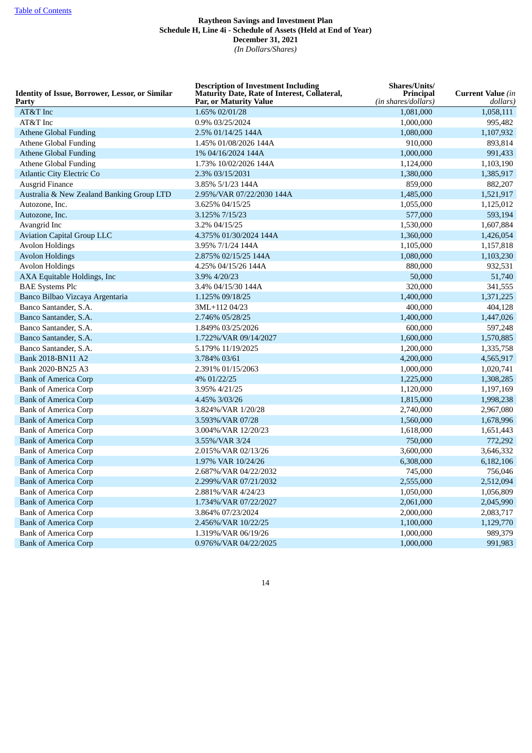[Table of Contents](#)

**Raytheon Savings and Investment Plan**
**Schedule H, Line 4i - Schedule of Assets (Held at End of Year)**
**December 31, 2021**
*(In Dollars/Shares)*

| Identity of Issue, Borrower, Lessor, or Similar Party | Description of Investment Including Maturity Date, Rate of Interest, Collateral, Par, or Maturity Value | Shares/Units/ Principal *(in shares/dollars)* | Current Value *(in dollars)* |
|---|---|---|---|
| AT&T Inc | 1.65% 02/01/28 | 1,081,000 | 1,058,111 |
| AT&T Inc | 0.9% 03/25/2024 | 1,000,000 | 995,482 |
| Athene Global Funding | 2.5% 01/14/25 144A | 1,080,000 | 1,107,932 |
| Athene Global Funding | 1.45% 01/08/2026 144A | 910,000 | 893,814 |
| Athene Global Funding | 1% 04/16/2024 144A | 1,000,000 | 991,433 |
| Athene Global Funding | 1.73% 10/02/2026 144A | 1,124,000 | 1,103,190 |
| Atlantic City Electric Co | 2.3% 03/15/2031 | 1,380,000 | 1,385,917 |
| Ausgrid Finance | 3.85% 5/1/23 144A | 859,000 | 882,207 |
| Australia & New Zealand Banking Group LTD | 2.95%/VAR 07/22/2030 144A | 1,485,000 | 1,521,917 |
| Autozone, Inc. | 3.625% 04/15/25 | 1,055,000 | 1,125,012 |
| Autozone, Inc. | 3.125% 7/15/23 | 577,000 | 593,194 |
| Avangrid Inc | 3.2% 04/15/25 | 1,530,000 | 1,607,884 |
| Aviation Capital Group LLC | 4.375% 01/30/2024 144A | 1,360,000 | 1,426,054 |
| Avolon Holdings | 3.95% 7/1/24 144A | 1,105,000 | 1,157,818 |
| Avolon Holdings | 2.875% 02/15/25 144A | 1,080,000 | 1,103,230 |
| Avolon Holdings | 4.25% 04/15/26 144A | 880,000 | 932,531 |
| AXA Equitable Holdings, Inc | 3.9% 4/20/23 | 50,000 | 51,740 |
| BAE Systems Plc | 3.4% 04/15/30 144A | 320,000 | 341,555 |
| Banco Bilbao Vizcaya Argentaria | 1.125% 09/18/25 | 1,400,000 | 1,371,225 |
| Banco Santander, S.A. | 3ML+112 04/23 | 400,000 | 404,128 |
| Banco Santander, S.A. | 2.746% 05/28/25 | 1,400,000 | 1,447,026 |
| Banco Santander, S.A. | 1.849% 03/25/2026 | 600,000 | 597,248 |
| Banco Santander, S.A. | 1.722%/VAR 09/14/2027 | 1,600,000 | 1,570,885 |
| Banco Santander, S.A. | 5.179% 11/19/2025 | 1,200,000 | 1,335,758 |
| Bank 2018-BN11 A2 | 3.784% 03/61 | 4,200,000 | 4,565,917 |
| Bank 2020-BN25 A3 | 2.391% 01/15/2063 | 1,000,000 | 1,020,741 |
| Bank of America Corp | 4% 01/22/25 | 1,225,000 | 1,308,285 |
| Bank of America Corp | 3.95% 4/21/25 | 1,120,000 | 1,197,169 |
| Bank of America Corp | 4.45% 3/03/26 | 1,815,000 | 1,998,238 |
| Bank of America Corp | 3.824%/VAR 1/20/28 | 2,740,000 | 2,967,080 |
| Bank of America Corp | 3.593%/VAR 07/28 | 1,560,000 | 1,678,996 |
| Bank of America Corp | 3.004%/VAR 12/20/23 | 1,618,000 | 1,651,443 |
| Bank of America Corp | 3.55%/VAR 3/24 | 750,000 | 772,292 |
| Bank of America Corp | 2.015%/VAR 02/13/26 | 3,600,000 | 3,646,332 |
| Bank of America Corp | 1.97% VAR 10/24/26 | 6,308,000 | 6,182,106 |
| Bank of America Corp | 2.687%/VAR 04/22/2032 | 745,000 | 756,046 |
| Bank of America Corp | 2.299%/VAR 07/21/2032 | 2,555,000 | 2,512,094 |
| Bank of America Corp | 2.881%/VAR 4/24/23 | 1,050,000 | 1,056,809 |
| Bank of America Corp | 1.734%/VAR 07/22/2027 | 2,061,000 | 2,045,990 |
| Bank of America Corp | 3.864% 07/23/2024 | 2,000,000 | 2,083,717 |
| Bank of America Corp | 2.456%/VAR 10/22/25 | 1,100,000 | 1,129,770 |
| Bank of America Corp | 1.319%/VAR 06/19/26 | 1,000,000 | 989,379 |
| Bank of America Corp | 0.976%/VAR 04/22/2025 | 1,000,000 | 991,983 |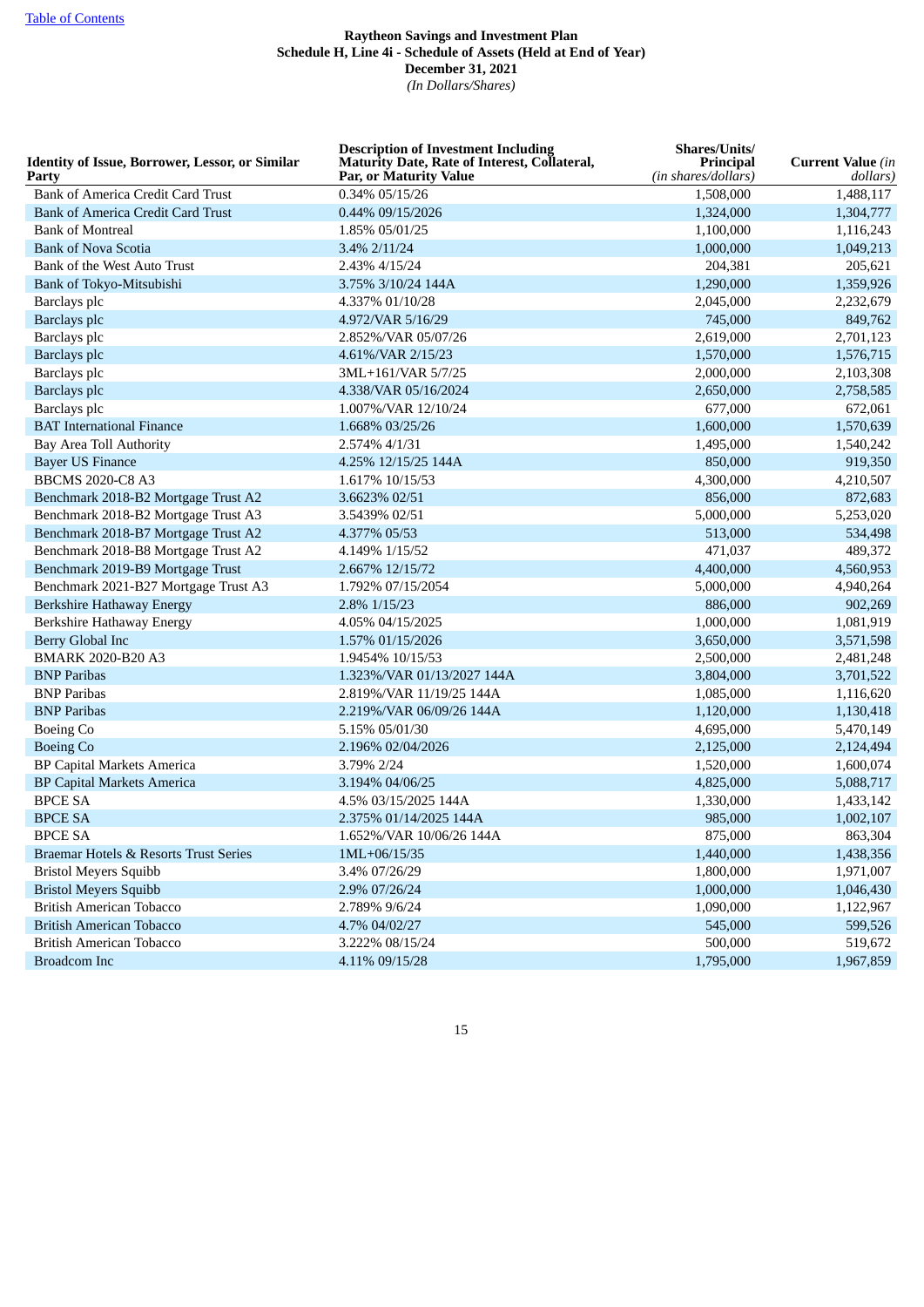[Table of Contents](#)

**Raytheon Savings and Investment Plan**
**Schedule H, Line 4i - Schedule of Assets (Held at End of Year)**
**December 31, 2021**
*(In Dollars/Shares)*

| Identity of Issue, Borrower, Lessor, or Similar Party | Description of Investment Including Maturity Date, Rate of Interest, Collateral, Par, or Maturity Value | Shares/Units/ Principal *(in shares/dollars)* | Current Value *(in dollars)* |
|---|---|---|---|
| Bank of America Credit Card Trust | 0.34% 05/15/26 | 1,508,000 | 1,488,117 |
| Bank of America Credit Card Trust | 0.44% 09/15/2026 | 1,324,000 | 1,304,777 |
| Bank of Montreal | 1.85% 05/01/25 | 1,100,000 | 1,116,243 |
| Bank of Nova Scotia | 3.4% 2/11/24 | 1,000,000 | 1,049,213 |
| Bank of the West Auto Trust | 2.43% 4/15/24 | 204,381 | 205,621 |
| Bank of Tokyo-Mitsubishi | 3.75% 3/10/24 144A | 1,290,000 | 1,359,926 |
| Barclays plc | 4.337% 01/10/28 | 2,045,000 | 2,232,679 |
| Barclays plc | 4.972/VAR 5/16/29 | 745,000 | 849,762 |
| Barclays plc | 2.852%/VAR 05/07/26 | 2,619,000 | 2,701,123 |
| Barclays plc | 4.61%/VAR 2/15/23 | 1,570,000 | 1,576,715 |
| Barclays plc | 3ML+161/VAR 5/7/25 | 2,000,000 | 2,103,308 |
| Barclays plc | 4.338/VAR 05/16/2024 | 2,650,000 | 2,758,585 |
| Barclays plc | 1.007%/VAR 12/10/24 | 677,000 | 672,061 |
| BAT International Finance | 1.668% 03/25/26 | 1,600,000 | 1,570,639 |
| Bay Area Toll Authority | 2.574% 4/1/31 | 1,495,000 | 1,540,242 |
| Bayer US Finance | 4.25% 12/15/25 144A | 850,000 | 919,350 |
| BBCMS 2020-C8 A3 | 1.617% 10/15/53 | 4,300,000 | 4,210,507 |
| Benchmark 2018-B2 Mortgage Trust A2 | 3.6623% 02/51 | 856,000 | 872,683 |
| Benchmark 2018-B2 Mortgage Trust A3 | 3.5439% 02/51 | 5,000,000 | 5,253,020 |
| Benchmark 2018-B7 Mortgage Trust A2 | 4.377% 05/53 | 513,000 | 534,498 |
| Benchmark 2018-B8 Mortgage Trust A2 | 4.149% 1/15/52 | 471,037 | 489,372 |
| Benchmark 2019-B9 Mortgage Trust | 2.667% 12/15/72 | 4,400,000 | 4,560,953 |
| Benchmark 2021-B27 Mortgage Trust A3 | 1.792% 07/15/2054 | 5,000,000 | 4,940,264 |
| Berkshire Hathaway Energy | 2.8% 1/15/23 | 886,000 | 902,269 |
| Berkshire Hathaway Energy | 4.05% 04/15/2025 | 1,000,000 | 1,081,919 |
| Berry Global Inc | 1.57% 01/15/2026 | 3,650,000 | 3,571,598 |
| BMARK 2020-B20 A3 | 1.9454% 10/15/53 | 2,500,000 | 2,481,248 |
| BNP Paribas | 1.323%/VAR 01/13/2027 144A | 3,804,000 | 3,701,522 |
| BNP Paribas | 2.819%/VAR 11/19/25 144A | 1,085,000 | 1,116,620 |
| BNP Paribas | 2.219%/VAR 06/09/26 144A | 1,120,000 | 1,130,418 |
| Boeing Co | 5.15% 05/01/30 | 4,695,000 | 5,470,149 |
| Boeing Co | 2.196% 02/04/2026 | 2,125,000 | 2,124,494 |
| BP Capital Markets America | 3.79% 2/24 | 1,520,000 | 1,600,074 |
| BP Capital Markets America | 3.194% 04/06/25 | 4,825,000 | 5,088,717 |
| BPCE SA | 4.5% 03/15/2025 144A | 1,330,000 | 1,433,142 |
| BPCE SA | 2.375% 01/14/2025 144A | 985,000 | 1,002,107 |
| BPCE SA | 1.652%/VAR 10/06/26 144A | 875,000 | 863,304 |
| Braemar Hotels & Resorts Trust Series | 1ML+06/15/35 | 1,440,000 | 1,438,356 |
| Bristol Meyers Squibb | 3.4% 07/26/29 | 1,800,000 | 1,971,007 |
| Bristol Meyers Squibb | 2.9% 07/26/24 | 1,000,000 | 1,046,430 |
| British American Tobacco | 2.789% 9/6/24 | 1,090,000 | 1,122,967 |
| British American Tobacco | 4.7% 04/02/27 | 545,000 | 599,526 |
| British American Tobacco | 3.222% 08/15/24 | 500,000 | 519,672 |
| Broadcom Inc | 4.11% 09/15/28 | 1,795,000 | 1,967,859 |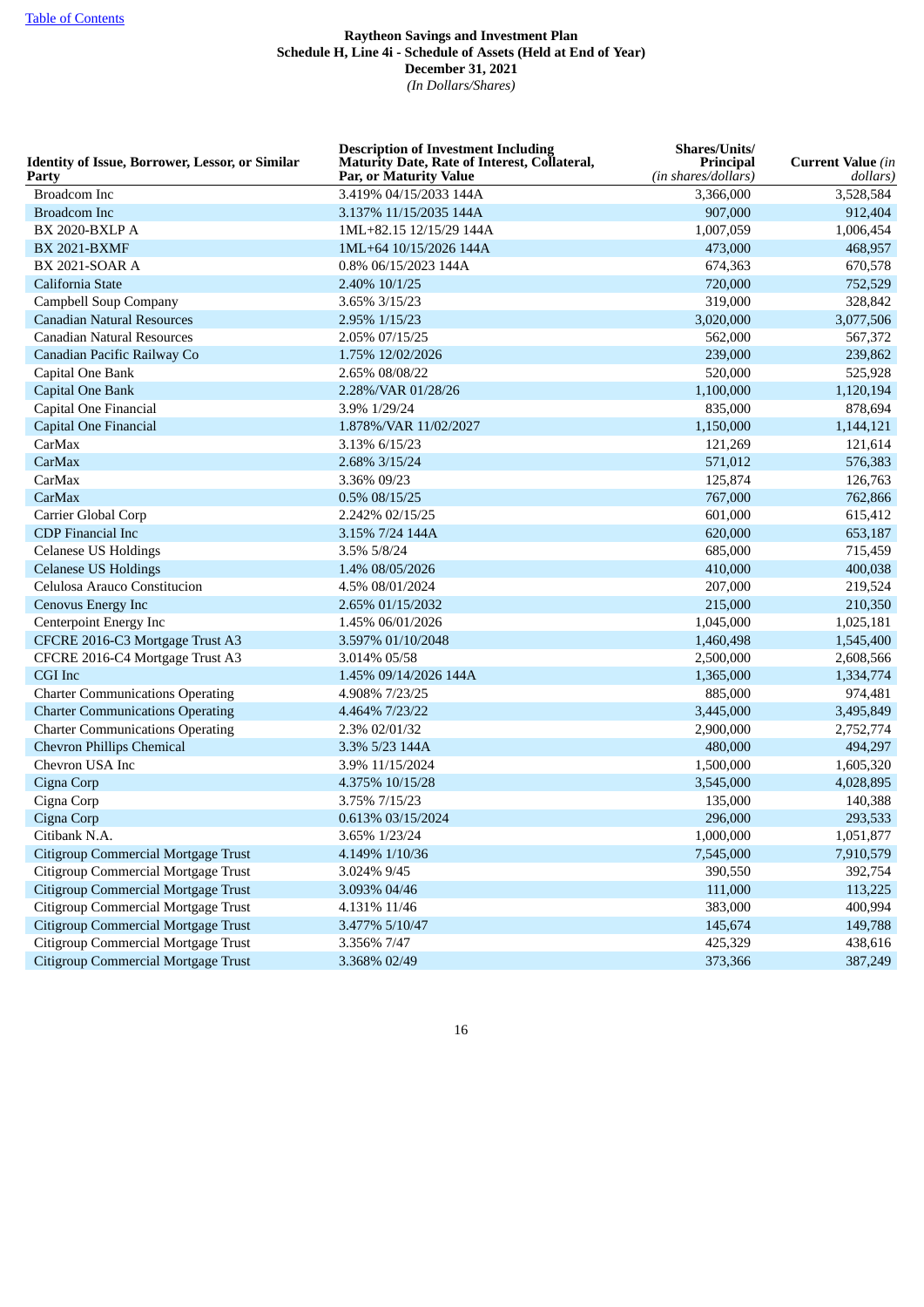[Table of Contents](#)

# Raytheon Savings and Investment Plan
## Schedule H, Line 4i - Schedule of Assets (Held at End of Year)
## December 31, 2021
*(In Dollars/Shares)*

| Identity of Issue, Borrower, Lessor, or Similar Party | Description of Investment Including Maturity Date, Rate of Interest, Collateral, Par, or Maturity Value | Shares/Units/ Principal *(in shares/dollars)* | Current Value *(in dollars)* |
|---|---|---|---|
| Broadcom Inc | 3.419% 04/15/2033 144A | 3,366,000 | 3,528,584 |
| Broadcom Inc | 3.137% 11/15/2035 144A | 907,000 | 912,404 |
| BX 2020-BXLP A | 1ML+82.15 12/15/29 144A | 1,007,059 | 1,006,454 |
| BX 2021-BXMF | 1ML+64 10/15/2026 144A | 473,000 | 468,957 |
| BX 2021-SOAR A | 0.8% 06/15/2023 144A | 674,363 | 670,578 |
| California State | 2.40% 10/1/25 | 720,000 | 752,529 |
| Campbell Soup Company | 3.65% 3/15/23 | 319,000 | 328,842 |
| Canadian Natural Resources | 2.95% 1/15/23 | 3,020,000 | 3,077,506 |
| Canadian Natural Resources | 2.05% 07/15/25 | 562,000 | 567,372 |
| Canadian Pacific Railway Co | 1.75% 12/02/2026 | 239,000 | 239,862 |
| Capital One Bank | 2.65% 08/08/22 | 520,000 | 525,928 |
| Capital One Bank | 2.28%/VAR 01/28/26 | 1,100,000 | 1,120,194 |
| Capital One Financial | 3.9% 1/29/24 | 835,000 | 878,694 |
| Capital One Financial | 1.878%/VAR 11/02/2027 | 1,150,000 | 1,144,121 |
| CarMax | 3.13% 6/15/23 | 121,269 | 121,614 |
| CarMax | 2.68% 3/15/24 | 571,012 | 576,383 |
| CarMax | 3.36% 09/23 | 125,874 | 126,763 |
| CarMax | 0.5% 08/15/25 | 767,000 | 762,866 |
| Carrier Global Corp | 2.242% 02/15/25 | 601,000 | 615,412 |
| CDP Financial Inc | 3.15% 7/24 144A | 620,000 | 653,187 |
| Celanese US Holdings | 3.5% 5/8/24 | 685,000 | 715,459 |
| Celanese US Holdings | 1.4% 08/05/2026 | 410,000 | 400,038 |
| Celulosa Arauco Constitucion | 4.5% 08/01/2024 | 207,000 | 219,524 |
| Cenovus Energy Inc | 2.65% 01/15/2032 | 215,000 | 210,350 |
| Centerpoint Energy Inc | 1.45% 06/01/2026 | 1,045,000 | 1,025,181 |
| CFCRE 2016-C3 Mortgage Trust A3 | 3.597% 01/10/2048 | 1,460,498 | 1,545,400 |
| CFCRE 2016-C4 Mortgage Trust A3 | 3.014% 05/58 | 2,500,000 | 2,608,566 |
| CGI Inc | 1.45% 09/14/2026 144A | 1,365,000 | 1,334,774 |
| Charter Communications Operating | 4.908% 7/23/25 | 885,000 | 974,481 |
| Charter Communications Operating | 4.464% 7/23/22 | 3,445,000 | 3,495,849 |
| Charter Communications Operating | 2.3% 02/01/32 | 2,900,000 | 2,752,774 |
| Chevron Phillips Chemical | 3.3% 5/23 144A | 480,000 | 494,297 |
| Chevron USA Inc | 3.9% 11/15/2024 | 1,500,000 | 1,605,320 |
| Cigna Corp | 4.375% 10/15/28 | 3,545,000 | 4,028,895 |
| Cigna Corp | 3.75% 7/15/23 | 135,000 | 140,388 |
| Cigna Corp | 0.613% 03/15/2024 | 296,000 | 293,533 |
| Citibank N.A. | 3.65% 1/23/24 | 1,000,000 | 1,051,877 |
| Citigroup Commercial Mortgage Trust | 4.149% 1/10/36 | 7,545,000 | 7,910,579 |
| Citigroup Commercial Mortgage Trust | 3.024% 9/45 | 390,550 | 392,754 |
| Citigroup Commercial Mortgage Trust | 3.093% 04/46 | 111,000 | 113,225 |
| Citigroup Commercial Mortgage Trust | 4.131% 11/46 | 383,000 | 400,994 |
| Citigroup Commercial Mortgage Trust | 3.477% 5/10/47 | 145,674 | 149,788 |
| Citigroup Commercial Mortgage Trust | 3.356% 7/47 | 425,329 | 438,616 |
| Citigroup Commercial Mortgage Trust | 3.368% 02/49 | 373,366 | 387,249 |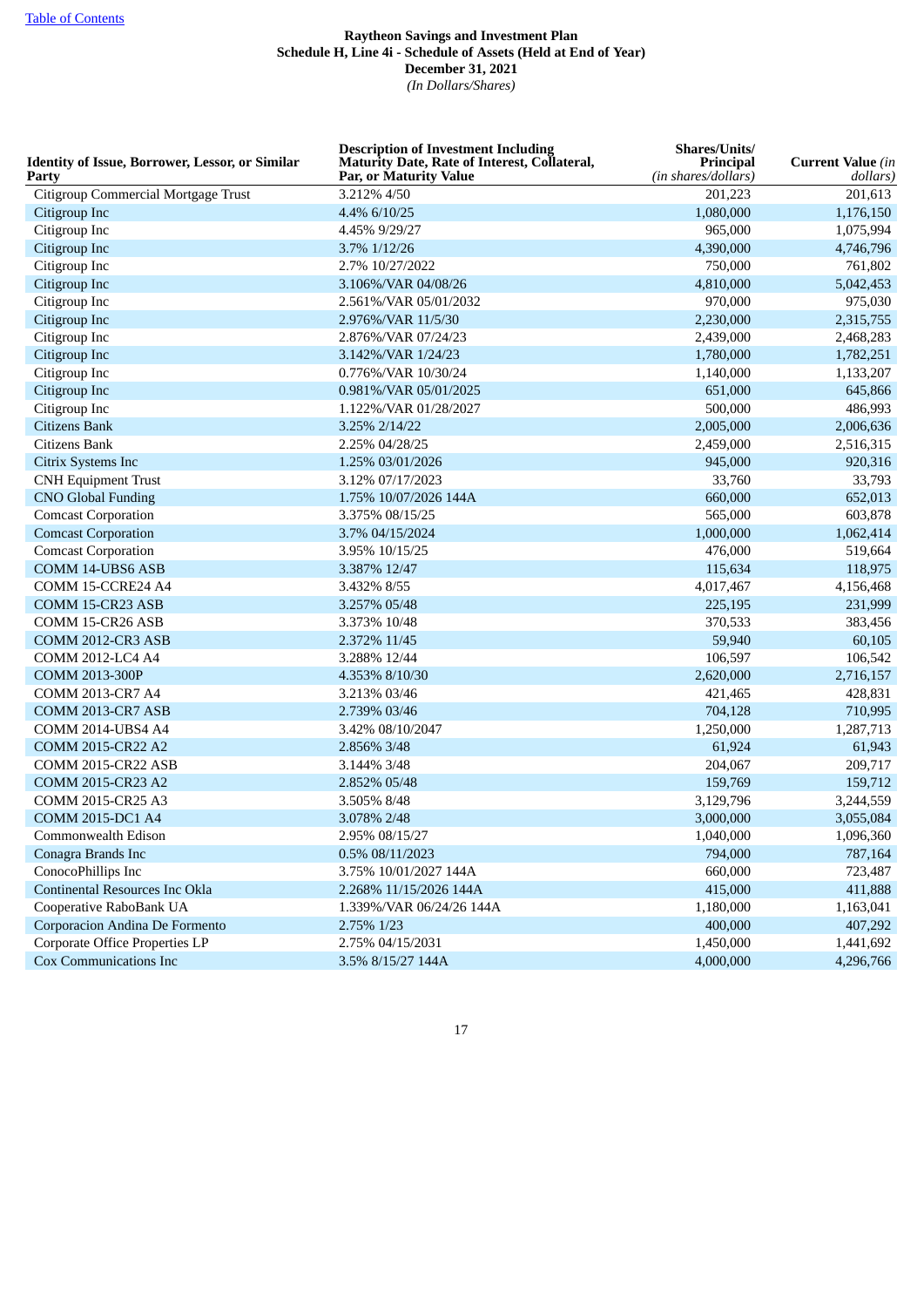[Table of Contents](#)

**Raytheon Savings and Investment Plan**
**Schedule H, Line 4i - Schedule of Assets (Held at End of Year)**
**December 31, 2021**
*(In Dollars/Shares)*

| Identity of Issue, Borrower, Lessor, or Similar Party | Description of Investment Including Maturity Date, Rate of Interest, Collateral, Par, or Maturity Value | Shares/Units/ Principal *(in shares/dollars)* | Current Value *(in dollars)* |
|---|---|---|---|
| Citigroup Commercial Mortgage Trust | 3.212% 4/50 | 201,223 | 201,613 |
| Citigroup Inc | 4.4% 6/10/25 | 1,080,000 | 1,176,150 |
| Citigroup Inc | 4.45% 9/29/27 | 965,000 | 1,075,994 |
| Citigroup Inc | 3.7% 1/12/26 | 4,390,000 | 4,746,796 |
| Citigroup Inc | 2.7% 10/27/2022 | 750,000 | 761,802 |
| Citigroup Inc | 3.106%/VAR 04/08/26 | 4,810,000 | 5,042,453 |
| Citigroup Inc | 2.561%/VAR 05/01/2032 | 970,000 | 975,030 |
| Citigroup Inc | 2.976%/VAR 11/5/30 | 2,230,000 | 2,315,755 |
| Citigroup Inc | 2.876%/VAR 07/24/23 | 2,439,000 | 2,468,283 |
| Citigroup Inc | 3.142%/VAR 1/24/23 | 1,780,000 | 1,782,251 |
| Citigroup Inc | 0.776%/VAR 10/30/24 | 1,140,000 | 1,133,207 |
| Citigroup Inc | 0.981%/VAR 05/01/2025 | 651,000 | 645,866 |
| Citigroup Inc | 1.122%/VAR 01/28/2027 | 500,000 | 486,993 |
| Citizens Bank | 3.25% 2/14/22 | 2,005,000 | 2,006,636 |
| Citizens Bank | 2.25% 04/28/25 | 2,459,000 | 2,516,315 |
| Citrix Systems Inc | 1.25% 03/01/2026 | 945,000 | 920,316 |
| CNH Equipment Trust | 3.12% 07/17/2023 | 33,760 | 33,793 |
| CNO Global Funding | 1.75% 10/07/2026 144A | 660,000 | 652,013 |
| Comcast Corporation | 3.375% 08/15/25 | 565,000 | 603,878 |
| Comcast Corporation | 3.7% 04/15/2024 | 1,000,000 | 1,062,414 |
| Comcast Corporation | 3.95% 10/15/25 | 476,000 | 519,664 |
| COMM 14-UBS6 ASB | 3.387% 12/47 | 115,634 | 118,975 |
| COMM 15-CCRE24 A4 | 3.432% 8/55 | 4,017,467 | 4,156,468 |
| COMM 15-CR23 ASB | 3.257% 05/48 | 225,195 | 231,999 |
| COMM 15-CR26 ASB | 3.373% 10/48 | 370,533 | 383,456 |
| COMM 2012-CR3 ASB | 2.372% 11/45 | 59,940 | 60,105 |
| COMM 2012-LC4 A4 | 3.288% 12/44 | 106,597 | 106,542 |
| COMM 2013-300P | 4.353% 8/10/30 | 2,620,000 | 2,716,157 |
| COMM 2013-CR7 A4 | 3.213% 03/46 | 421,465 | 428,831 |
| COMM 2013-CR7 ASB | 2.739% 03/46 | 704,128 | 710,995 |
| COMM 2014-UBS4 A4 | 3.42% 08/10/2047 | 1,250,000 | 1,287,713 |
| COMM 2015-CR22 A2 | 2.856% 3/48 | 61,924 | 61,943 |
| COMM 2015-CR22 ASB | 3.144% 3/48 | 204,067 | 209,717 |
| COMM 2015-CR23 A2 | 2.852% 05/48 | 159,769 | 159,712 |
| COMM 2015-CR25 A3 | 3.505% 8/48 | 3,129,796 | 3,244,559 |
| COMM 2015-DC1 A4 | 3.078% 2/48 | 3,000,000 | 3,055,084 |
| Commonwealth Edison | 2.95% 08/15/27 | 1,040,000 | 1,096,360 |
| Conagra Brands Inc | 0.5% 08/11/2023 | 794,000 | 787,164 |
| ConocoPhillips Inc | 3.75% 10/01/2027 144A | 660,000 | 723,487 |
| Continental Resources Inc Okla | 2.268% 11/15/2026 144A | 415,000 | 411,888 |
| Cooperative RaboBank UA | 1.339%/VAR 06/24/26 144A | 1,180,000 | 1,163,041 |
| Corporacion Andina De Formento | 2.75% 1/23 | 400,000 | 407,292 |
| Corporate Office Properties LP | 2.75% 04/15/2031 | 1,450,000 | 1,441,692 |
| Cox Communications Inc | 3.5% 8/15/27 144A | 4,000,000 | 4,296,766 |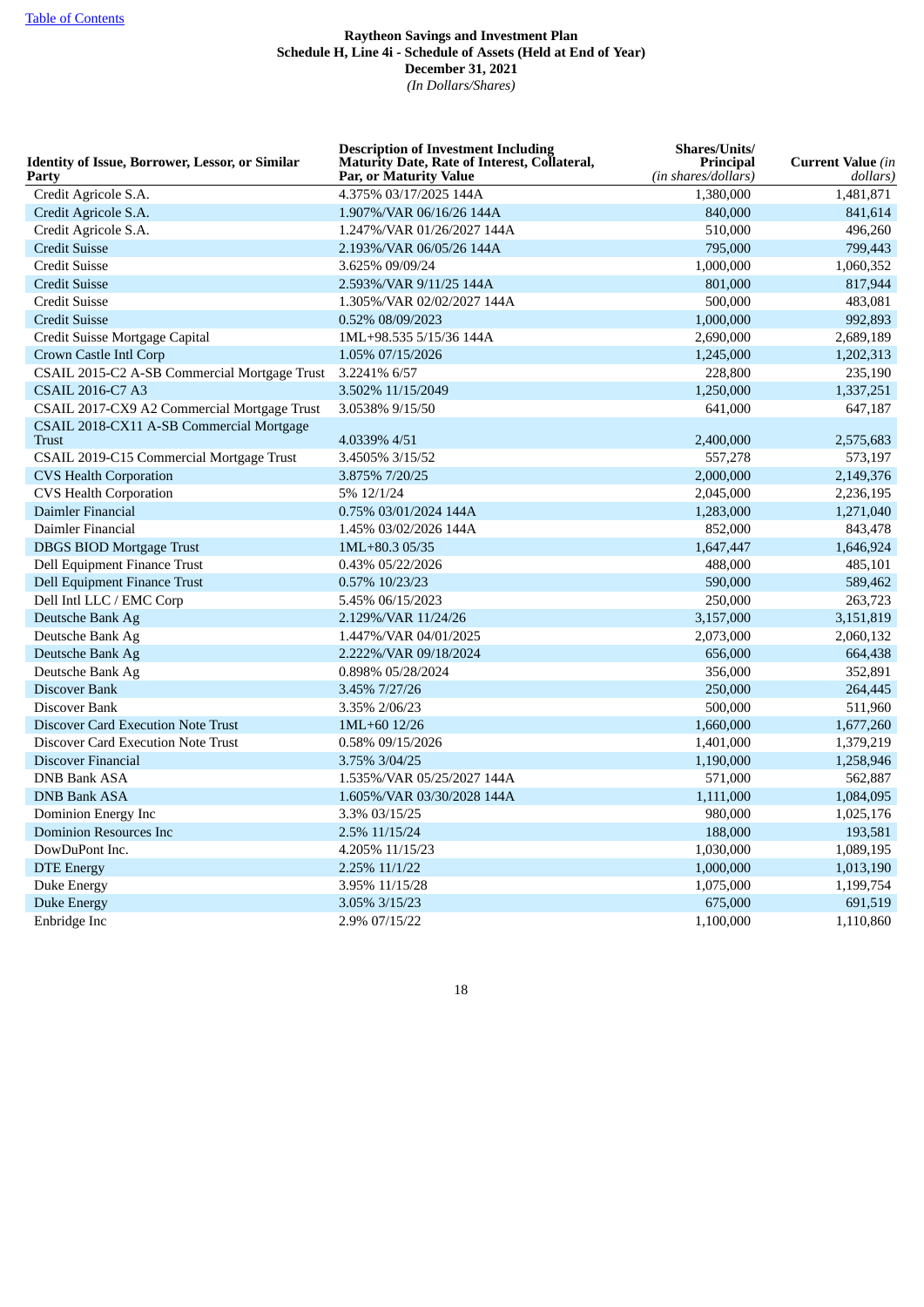Raytheon Savings and Investment Plan
Schedule H, Line 4i - Schedule of Assets (Held at End of Year)
December 31, 2021
*(In Dollars/Shares)*

| Identity of Issue, Borrower, Lessor, or Similar Party | Description of Investment Including Maturity Date, Rate of Interest, Collateral, Par, or Maturity Value | Shares/Units/ Principal *(in shares/dollars)* | Current Value *(in dollars)* |
|---|---|---|---|
| Credit Agricole S.A. | 4.375% 03/17/2025 144A | 1,380,000 | 1,481,871 |
| Credit Agricole S.A. | 1.907%/VAR 06/16/26 144A | 840,000 | 841,614 |
| Credit Agricole S.A. | 1.247%/VAR 01/26/2027 144A | 510,000 | 496,260 |
| Credit Suisse | 2.193%/VAR 06/05/26 144A | 795,000 | 799,443 |
| Credit Suisse | 3.625% 09/09/24 | 1,000,000 | 1,060,352 |
| Credit Suisse | 2.593%/VAR 9/11/25 144A | 801,000 | 817,944 |
| Credit Suisse | 1.305%/VAR 02/02/2027 144A | 500,000 | 483,081 |
| Credit Suisse | 0.52% 08/09/2023 | 1,000,000 | 992,893 |
| Credit Suisse Mortgage Capital | 1ML+98.535 5/15/36 144A | 2,690,000 | 2,689,189 |
| Crown Castle Intl Corp | 1.05% 07/15/2026 | 1,245,000 | 1,202,313 |
| CSAIL 2015-C2 A-SB Commercial Mortgage Trust | 3.2241% 6/57 | 228,800 | 235,190 |
| CSAIL 2016-C7 A3 | 3.502% 11/15/2049 | 1,250,000 | 1,337,251 |
| CSAIL 2017-CX9 A2 Commercial Mortgage Trust | 3.0538% 9/15/50 | 641,000 | 647,187 |
| CSAIL 2018-CX11 A-SB Commercial Mortgage Trust | 4.0339% 4/51 | 2,400,000 | 2,575,683 |
| CSAIL 2019-C15 Commercial Mortgage Trust | 3.4505% 3/15/52 | 557,278 | 573,197 |
| CVS Health Corporation | 3.875% 7/20/25 | 2,000,000 | 2,149,376 |
| CVS Health Corporation | 5% 12/1/24 | 2,045,000 | 2,236,195 |
| Daimler Financial | 0.75% 03/01/2024 144A | 1,283,000 | 1,271,040 |
| Daimler Financial | 1.45% 03/02/2026 144A | 852,000 | 843,478 |
| DBGS BIOD Mortgage Trust | 1ML+80.3 05/35 | 1,647,447 | 1,646,924 |
| Dell Equipment Finance Trust | 0.43% 05/22/2026 | 488,000 | 485,101 |
| Dell Equipment Finance Trust | 0.57% 10/23/23 | 590,000 | 589,462 |
| Dell Intl LLC / EMC Corp | 5.45% 06/15/2023 | 250,000 | 263,723 |
| Deutsche Bank Ag | 2.129%/VAR 11/24/26 | 3,157,000 | 3,151,819 |
| Deutsche Bank Ag | 1.447%/VAR 04/01/2025 | 2,073,000 | 2,060,132 |
| Deutsche Bank Ag | 2.222%/VAR 09/18/2024 | 656,000 | 664,438 |
| Deutsche Bank Ag | 0.898% 05/28/2024 | 356,000 | 352,891 |
| Discover Bank | 3.45% 7/27/26 | 250,000 | 264,445 |
| Discover Bank | 3.35% 2/06/23 | 500,000 | 511,960 |
| Discover Card Execution Note Trust | 1ML+60 12/26 | 1,660,000 | 1,677,260 |
| Discover Card Execution Note Trust | 0.58% 09/15/2026 | 1,401,000 | 1,379,219 |
| Discover Financial | 3.75% 3/04/25 | 1,190,000 | 1,258,946 |
| DNB Bank ASA | 1.535%/VAR 05/25/2027 144A | 571,000 | 562,887 |
| DNB Bank ASA | 1.605%/VAR 03/30/2028 144A | 1,111,000 | 1,084,095 |
| Dominion Energy Inc | 3.3% 03/15/25 | 980,000 | 1,025,176 |
| Dominion Resources Inc | 2.5% 11/15/24 | 188,000 | 193,581 |
| DowDuPont Inc. | 4.205% 11/15/23 | 1,030,000 | 1,089,195 |
| DTE Energy | 2.25% 11/1/22 | 1,000,000 | 1,013,190 |
| Duke Energy | 3.95% 11/15/28 | 1,075,000 | 1,199,754 |
| Duke Energy | 3.05% 3/15/23 | 675,000 | 691,519 |
| Enbridge Inc | 2.9% 07/15/22 | 1,100,000 | 1,110,860 |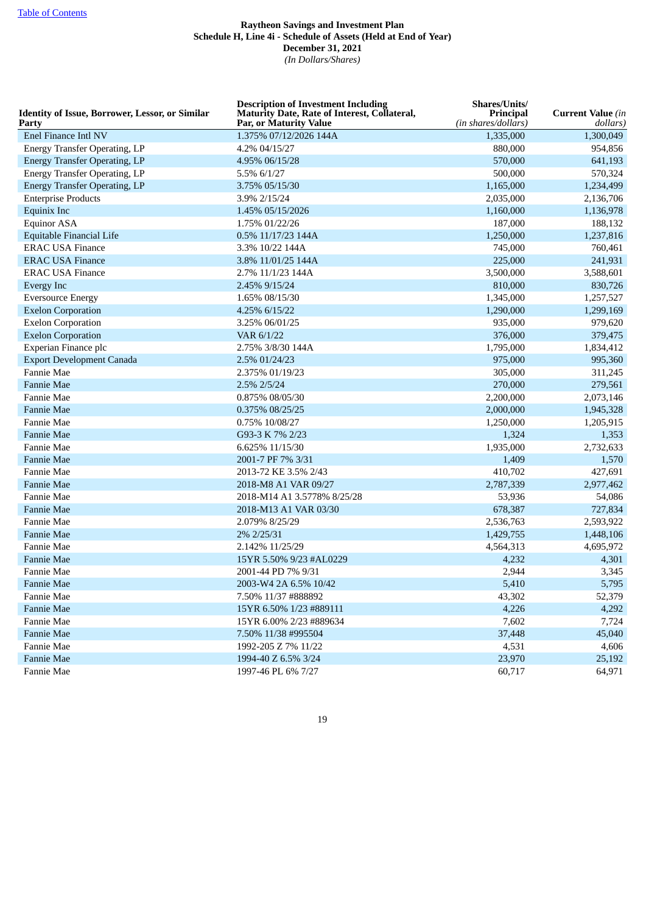Table of Contents

**Raytheon Savings and Investment Plan**
**Schedule H, Line 4i - Schedule of Assets (Held at End of Year)**
**December 31, 2021**
*(In Dollars/Shares)*

| Identity of Issue, Borrower, Lessor, or Similar Party | Description of Investment Including Maturity Date, Rate of Interest, Collateral, Par, or Maturity Value | Shares/Units/ Principal *(in shares/dollars)* | Current Value *(in dollars)* |
|---|---|---|---|
| Enel Finance Intl NV | 1.375% 07/12/2026 144A | 1,335,000 | 1,300,049 |
| Energy Transfer Operating, LP | 4.2% 04/15/27 | 880,000 | 954,856 |
| Energy Transfer Operating, LP | 4.95% 06/15/28 | 570,000 | 641,193 |
| Energy Transfer Operating, LP | 5.5% 6/1/27 | 500,000 | 570,324 |
| Energy Transfer Operating, LP | 3.75% 05/15/30 | 1,165,000 | 1,234,499 |
| Enterprise Products | 3.9% 2/15/24 | 2,035,000 | 2,136,706 |
| Equinix Inc | 1.45% 05/15/2026 | 1,160,000 | 1,136,978 |
| Equinor ASA | 1.75% 01/22/26 | 187,000 | 188,132 |
| Equitable Financial Life | 0.5% 11/17/23 144A | 1,250,000 | 1,237,816 |
| ERAC USA Finance | 3.3% 10/22 144A | 745,000 | 760,461 |
| ERAC USA Finance | 3.8% 11/01/25 144A | 225,000 | 241,931 |
| ERAC USA Finance | 2.7% 11/1/23 144A | 3,500,000 | 3,588,601 |
| Evergy Inc | 2.45% 9/15/24 | 810,000 | 830,726 |
| Eversource Energy | 1.65% 08/15/30 | 1,345,000 | 1,257,527 |
| Exelon Corporation | 4.25% 6/15/22 | 1,290,000 | 1,299,169 |
| Exelon Corporation | 3.25% 06/01/25 | 935,000 | 979,620 |
| Exelon Corporation | VAR 6/1/22 | 376,000 | 379,475 |
| Experian Finance plc | 2.75% 3/8/30 144A | 1,795,000 | 1,834,412 |
| Export Development Canada | 2.5% 01/24/23 | 975,000 | 995,360 |
| Fannie Mae | 2.375% 01/19/23 | 305,000 | 311,245 |
| Fannie Mae | 2.5% 2/5/24 | 270,000 | 279,561 |
| Fannie Mae | 0.875% 08/05/30 | 2,200,000 | 2,073,146 |
| Fannie Mae | 0.375% 08/25/25 | 2,000,000 | 1,945,328 |
| Fannie Mae | 0.75% 10/08/27 | 1,250,000 | 1,205,915 |
| Fannie Mae | G93-3 K 7% 2/23 | 1,324 | 1,353 |
| Fannie Mae | 6.625% 11/15/30 | 1,935,000 | 2,732,633 |
| Fannie Mae | 2001-7 PF 7% 3/31 | 1,409 | 1,570 |
| Fannie Mae | 2013-72 KE 3.5% 2/43 | 410,702 | 427,691 |
| Fannie Mae | 2018-M8 A1 VAR 09/27 | 2,787,339 | 2,977,462 |
| Fannie Mae | 2018-M14 A1 3.5778% 8/25/28 | 53,936 | 54,086 |
| Fannie Mae | 2018-M13 A1 VAR 03/30 | 678,387 | 727,834 |
| Fannie Mae | 2.079% 8/25/29 | 2,536,763 | 2,593,922 |
| Fannie Mae | 2% 2/25/31 | 1,429,755 | 1,448,106 |
| Fannie Mae | 2.142% 11/25/29 | 4,564,313 | 4,695,972 |
| Fannie Mae | 15YR 5.50% 9/23 #AL0229 | 4,232 | 4,301 |
| Fannie Mae | 2001-44 PD 7% 9/31 | 2,944 | 3,345 |
| Fannie Mae | 2003-W4 2A 6.5% 10/42 | 5,410 | 5,795 |
| Fannie Mae | 7.50% 11/37 #888892 | 43,302 | 52,379 |
| Fannie Mae | 15YR 6.50% 1/23 #889111 | 4,226 | 4,292 |
| Fannie Mae | 15YR 6.00% 2/23 #889634 | 7,602 | 7,724 |
| Fannie Mae | 7.50% 11/38 #995504 | 37,448 | 45,040 |
| Fannie Mae | 1992-205 Z 7% 11/22 | 4,531 | 4,606 |
| Fannie Mae | 1994-40 Z 6.5% 3/24 | 23,970 | 25,192 |
| Fannie Mae | 1997-46 PL 6% 7/27 | 60,717 | 64,971 |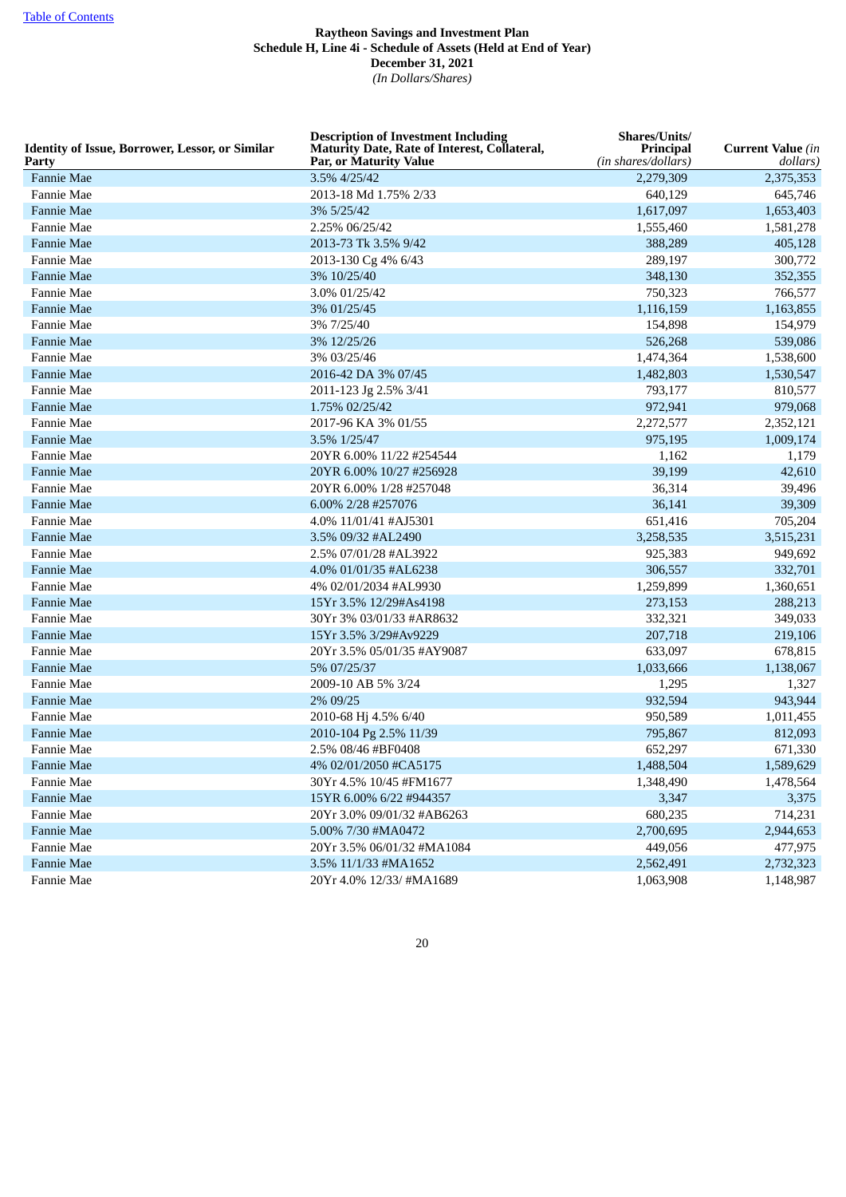[Table of Contents]

**Raytheon Savings and Investment Plan**
**Schedule H, Line 4i - Schedule of Assets (Held at End of Year)**
**December 31, 2021**
*(In Dollars/Shares)*

| Identity of Issue, Borrower, Lessor, or Similar Party | Description of Investment Including Maturity Date, Rate of Interest, Collateral, Par, or Maturity Value | Shares/Units/ Principal *(in shares/dollars)* | Current Value *(in dollars)* |
|---|---|---|---|
| Fannie Mae | 3.5% 4/25/42 | 2,279,309 | 2,375,353 |
| Fannie Mae | 2013-18 Md 1.75% 2/33 | 640,129 | 645,746 |
| Fannie Mae | 3% 5/25/42 | 1,617,097 | 1,653,403 |
| Fannie Mae | 2.25% 06/25/42 | 1,555,460 | 1,581,278 |
| Fannie Mae | 2013-73 Tk 3.5% 9/42 | 388,289 | 405,128 |
| Fannie Mae | 2013-130 Cg 4% 6/43 | 289,197 | 300,772 |
| Fannie Mae | 3% 10/25/40 | 348,130 | 352,355 |
| Fannie Mae | 3.0% 01/25/42 | 750,323 | 766,577 |
| Fannie Mae | 3% 01/25/45 | 1,116,159 | 1,163,855 |
| Fannie Mae | 3% 7/25/40 | 154,898 | 154,979 |
| Fannie Mae | 3% 12/25/26 | 526,268 | 539,086 |
| Fannie Mae | 3% 03/25/46 | 1,474,364 | 1,538,600 |
| Fannie Mae | 2016-42 DA 3% 07/45 | 1,482,803 | 1,530,547 |
| Fannie Mae | 2011-123 Jg 2.5% 3/41 | 793,177 | 810,577 |
| Fannie Mae | 1.75% 02/25/42 | 972,941 | 979,068 |
| Fannie Mae | 2017-96 KA 3% 01/55 | 2,272,577 | 2,352,121 |
| Fannie Mae | 3.5% 1/25/47 | 975,195 | 1,009,174 |
| Fannie Mae | 20YR 6.00% 11/22 #254544 | 1,162 | 1,179 |
| Fannie Mae | 20YR 6.00% 10/27 #256928 | 39,199 | 42,610 |
| Fannie Mae | 20YR 6.00% 1/28 #257048 | 36,314 | 39,496 |
| Fannie Mae | 6.00% 2/28 #257076 | 36,141 | 39,309 |
| Fannie Mae | 4.0% 11/01/41 #AJ5301 | 651,416 | 705,204 |
| Fannie Mae | 3.5% 09/32 #AL2490 | 3,258,535 | 3,515,231 |
| Fannie Mae | 2.5% 07/01/28 #AL3922 | 925,383 | 949,692 |
| Fannie Mae | 4.0% 01/01/35 #AL6238 | 306,557 | 332,701 |
| Fannie Mae | 4% 02/01/2034 #AL9930 | 1,259,899 | 1,360,651 |
| Fannie Mae | 15Yr 3.5% 12/29#As4198 | 273,153 | 288,213 |
| Fannie Mae | 30Yr 3% 03/01/33 #AR8632 | 332,321 | 349,033 |
| Fannie Mae | 15Yr 3.5% 3/29#Av9229 | 207,718 | 219,106 |
| Fannie Mae | 20Yr 3.5% 05/01/35 #AY9087 | 633,097 | 678,815 |
| Fannie Mae | 5% 07/25/37 | 1,033,666 | 1,138,067 |
| Fannie Mae | 2009-10 AB 5% 3/24 | 1,295 | 1,327 |
| Fannie Mae | 2% 09/25 | 932,594 | 943,944 |
| Fannie Mae | 2010-68 Hj 4.5% 6/40 | 950,589 | 1,011,455 |
| Fannie Mae | 2010-104 Pg 2.5% 11/39 | 795,867 | 812,093 |
| Fannie Mae | 2.5% 08/46 #BF0408 | 652,297 | 671,330 |
| Fannie Mae | 4% 02/01/2050 #CA5175 | 1,488,504 | 1,589,629 |
| Fannie Mae | 30Yr 4.5% 10/45 #FM1677 | 1,348,490 | 1,478,564 |
| Fannie Mae | 15YR 6.00% 6/22 #944357 | 3,347 | 3,375 |
| Fannie Mae | 20Yr 3.0% 09/01/32 #AB6263 | 680,235 | 714,231 |
| Fannie Mae | 5.00% 7/30 #MA0472 | 2,700,695 | 2,944,653 |
| Fannie Mae | 20Yr 3.5% 06/01/32 #MA1084 | 449,056 | 477,975 |
| Fannie Mae | 3.5% 11/1/33 #MA1652 | 2,562,491 | 2,732,323 |
| Fannie Mae | 20Yr 4.0% 12/33/ #MA1689 | 1,063,908 | 1,148,987 |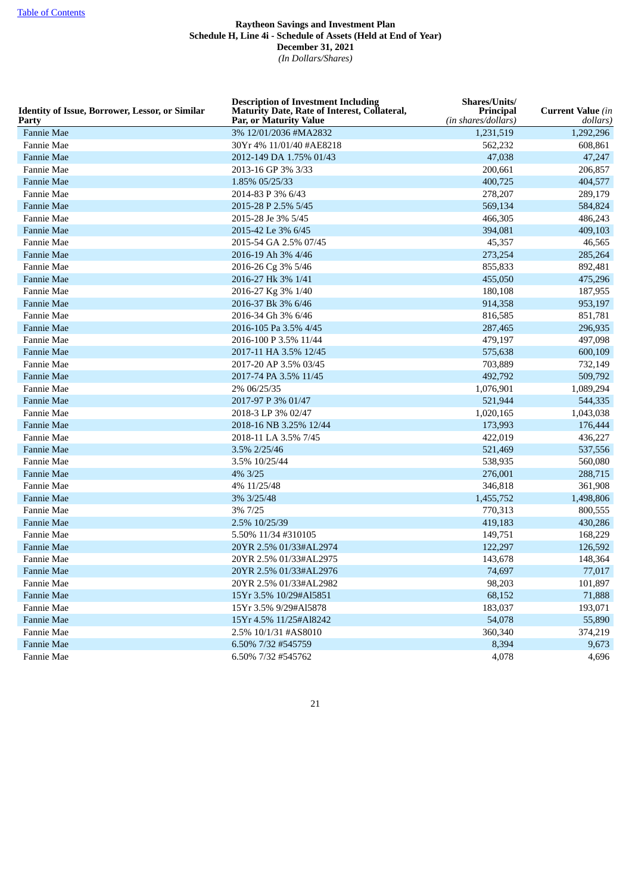[Table of Contents](#)

**Raytheon Savings and Investment Plan**
**Schedule H, Line 4i - Schedule of Assets (Held at End of Year)**
**December 31, 2021**
*(In Dollars/Shares)*

| Identity of Issue, Borrower, Lessor, or Similar Party | Description of Investment Including Maturity Date, Rate of Interest, Collateral, Par, or Maturity Value | Shares/Units/ Principal *(in shares/dollars)* | Current Value *(in dollars)* |
|---|---|---|---|
| Fannie Mae | 3% 12/01/2036 #MA2832 | 1,231,519 | 1,292,296 |
| Fannie Mae | 30Yr 4% 11/01/40 #AE8218 | 562,232 | 608,861 |
| Fannie Mae | 2012-149 DA 1.75% 01/43 | 47,038 | 47,247 |
| Fannie Mae | 2013-16 GP 3% 3/33 | 200,661 | 206,857 |
| Fannie Mae | 1.85% 05/25/33 | 400,725 | 404,577 |
| Fannie Mae | 2014-83 P 3% 6/43 | 278,207 | 289,179 |
| Fannie Mae | 2015-28 P 2.5% 5/45 | 569,134 | 584,824 |
| Fannie Mae | 2015-28 Je 3% 5/45 | 466,305 | 486,243 |
| Fannie Mae | 2015-42 Le 3% 6/45 | 394,081 | 409,103 |
| Fannie Mae | 2015-54 GA 2.5% 07/45 | 45,357 | 46,565 |
| Fannie Mae | 2016-19 Ah 3% 4/46 | 273,254 | 285,264 |
| Fannie Mae | 2016-26 Cg 3% 5/46 | 855,833 | 892,481 |
| Fannie Mae | 2016-27 Hk 3% 1/41 | 455,050 | 475,296 |
| Fannie Mae | 2016-27 Kg 3% 1/40 | 180,108 | 187,955 |
| Fannie Mae | 2016-37 Bk 3% 6/46 | 914,358 | 953,197 |
| Fannie Mae | 2016-34 Gh 3% 6/46 | 816,585 | 851,781 |
| Fannie Mae | 2016-105 Pa 3.5% 4/45 | 287,465 | 296,935 |
| Fannie Mae | 2016-100 P 3.5% 11/44 | 479,197 | 497,098 |
| Fannie Mae | 2017-11 HA 3.5% 12/45 | 575,638 | 600,109 |
| Fannie Mae | 2017-20 AP 3.5% 03/45 | 703,889 | 732,149 |
| Fannie Mae | 2017-74 PA 3.5% 11/45 | 492,792 | 509,792 |
| Fannie Mae | 2% 06/25/35 | 1,076,901 | 1,089,294 |
| Fannie Mae | 2017-97 P 3% 01/47 | 521,944 | 544,335 |
| Fannie Mae | 2018-3 LP 3% 02/47 | 1,020,165 | 1,043,038 |
| Fannie Mae | 2018-16 NB 3.25% 12/44 | 173,993 | 176,444 |
| Fannie Mae | 2018-11 LA 3.5% 7/45 | 422,019 | 436,227 |
| Fannie Mae | 3.5% 2/25/46 | 521,469 | 537,556 |
| Fannie Mae | 3.5% 10/25/44 | 538,935 | 560,080 |
| Fannie Mae | 4% 3/25 | 276,001 | 288,715 |
| Fannie Mae | 4% 11/25/48 | 346,818 | 361,908 |
| Fannie Mae | 3% 3/25/48 | 1,455,752 | 1,498,806 |
| Fannie Mae | 3% 7/25 | 770,313 | 800,555 |
| Fannie Mae | 2.5% 10/25/39 | 419,183 | 430,286 |
| Fannie Mae | 5.50% 11/34 #310105 | 149,751 | 168,229 |
| Fannie Mae | 20YR 2.5% 01/33#AL2974 | 122,297 | 126,592 |
| Fannie Mae | 20YR 2.5% 01/33#AL2975 | 143,678 | 148,364 |
| Fannie Mae | 20YR 2.5% 01/33#AL2976 | 74,697 | 77,017 |
| Fannie Mae | 20YR 2.5% 01/33#AL2982 | 98,203 | 101,897 |
| Fannie Mae | 15Yr 3.5% 10/29#Al5851 | 68,152 | 71,888 |
| Fannie Mae | 15Yr 3.5% 9/29#Al5878 | 183,037 | 193,071 |
| Fannie Mae | 15Yr 4.5% 11/25#Al8242 | 54,078 | 55,890 |
| Fannie Mae | 2.5% 10/1/31 #AS8010 | 360,340 | 374,219 |
| Fannie Mae | 6.50% 7/32 #545759 | 8,394 | 9,673 |
| Fannie Mae | 6.50% 7/32 #545762 | 4,078 | 4,696 |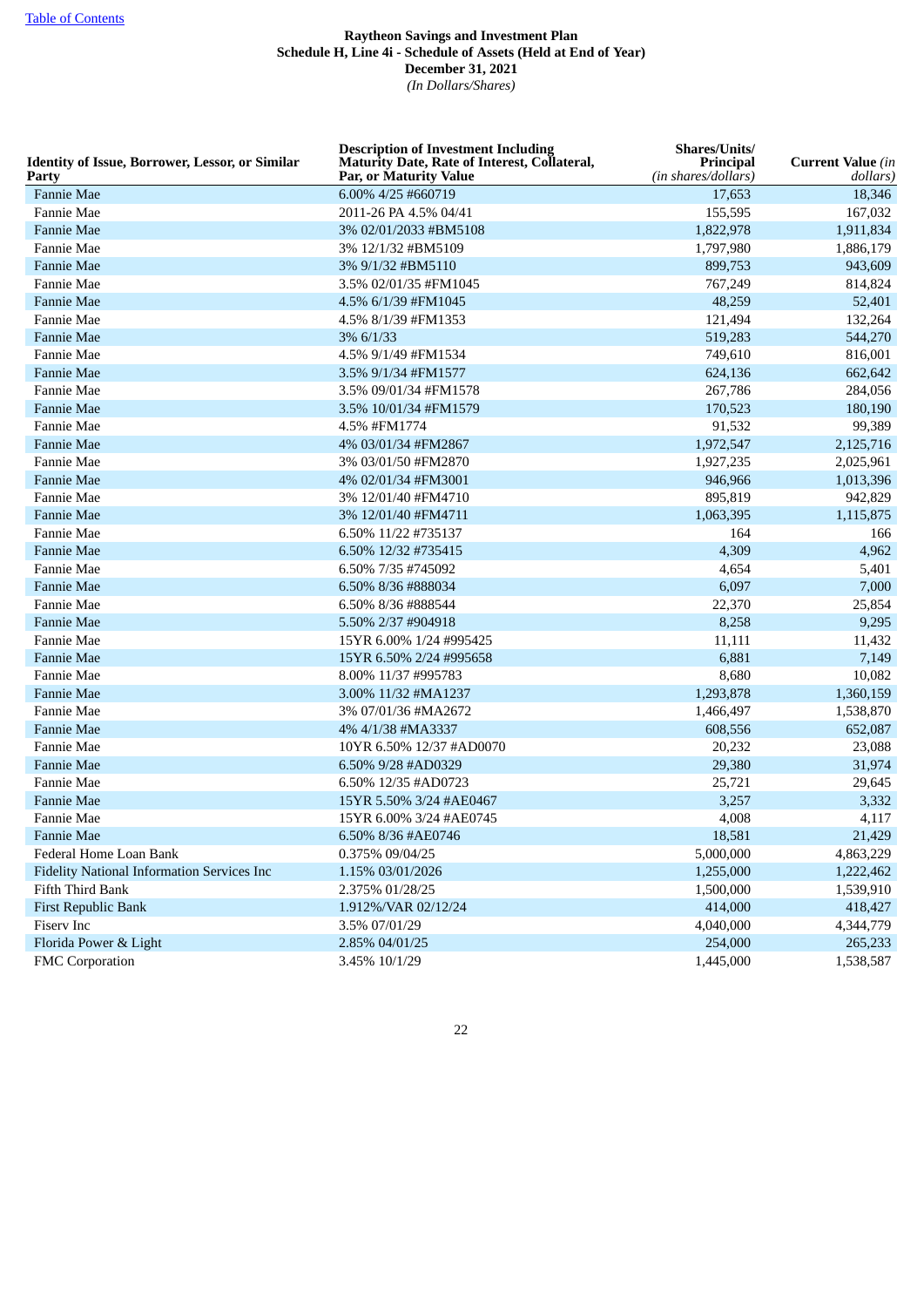**Raytheon Savings and Investment Plan**
**Schedule H, Line 4i - Schedule of Assets (Held at End of Year)**
**December 31, 2021**
*(In Dollars/Shares)*

| Identity of Issue, Borrower, Lessor, or Similar Party | Description of Investment Including Maturity Date, Rate of Interest, Collateral, Par, or Maturity Value | Shares/Units/ Principal *(in shares/dollars)* | Current Value *(in dollars)* |
|---|---|---|---|
| Fannie Mae | 6.00% 4/25 #660719 | 17,653 | 18,346 |
| Fannie Mae | 2011-26 PA 4.5% 04/41 | 155,595 | 167,032 |
| Fannie Mae | 3% 02/01/2033 #BM5108 | 1,822,978 | 1,911,834 |
| Fannie Mae | 3% 12/1/32 #BM5109 | 1,797,980 | 1,886,179 |
| Fannie Mae | 3% 9/1/32 #BM5110 | 899,753 | 943,609 |
| Fannie Mae | 3.5% 02/01/35 #FM1045 | 767,249 | 814,824 |
| Fannie Mae | 4.5% 6/1/39 #FM1045 | 48,259 | 52,401 |
| Fannie Mae | 4.5% 8/1/39 #FM1353 | 121,494 | 132,264 |
| Fannie Mae | 3% 6/1/33 | 519,283 | 544,270 |
| Fannie Mae | 4.5% 9/1/49 #FM1534 | 749,610 | 816,001 |
| Fannie Mae | 3.5% 9/1/34 #FM1577 | 624,136 | 662,642 |
| Fannie Mae | 3.5% 09/01/34 #FM1578 | 267,786 | 284,056 |
| Fannie Mae | 3.5% 10/01/34 #FM1579 | 170,523 | 180,190 |
| Fannie Mae | 4.5% #FM1774 | 91,532 | 99,389 |
| Fannie Mae | 4% 03/01/34 #FM2867 | 1,972,547 | 2,125,716 |
| Fannie Mae | 3% 03/01/50 #FM2870 | 1,927,235 | 2,025,961 |
| Fannie Mae | 4% 02/01/34 #FM3001 | 946,966 | 1,013,396 |
| Fannie Mae | 3% 12/01/40 #FM4710 | 895,819 | 942,829 |
| Fannie Mae | 3% 12/01/40 #FM4711 | 1,063,395 | 1,115,875 |
| Fannie Mae | 6.50% 11/22 #735137 | 164 | 166 |
| Fannie Mae | 6.50% 12/32 #735415 | 4,309 | 4,962 |
| Fannie Mae | 6.50% 7/35 #745092 | 4,654 | 5,401 |
| Fannie Mae | 6.50% 8/36 #888034 | 6,097 | 7,000 |
| Fannie Mae | 6.50% 8/36 #888544 | 22,370 | 25,854 |
| Fannie Mae | 5.50% 2/37 #904918 | 8,258 | 9,295 |
| Fannie Mae | 15YR 6.00% 1/24 #995425 | 11,111 | 11,432 |
| Fannie Mae | 15YR 6.50% 2/24 #995658 | 6,881 | 7,149 |
| Fannie Mae | 8.00% 11/37 #995783 | 8,680 | 10,082 |
| Fannie Mae | 3.00% 11/32 #MA1237 | 1,293,878 | 1,360,159 |
| Fannie Mae | 3% 07/01/36 #MA2672 | 1,466,497 | 1,538,870 |
| Fannie Mae | 4% 4/1/38 #MA3337 | 608,556 | 652,087 |
| Fannie Mae | 10YR 6.50% 12/37 #AD0070 | 20,232 | 23,088 |
| Fannie Mae | 6.50% 9/28 #AD0329 | 29,380 | 31,974 |
| Fannie Mae | 6.50% 12/35 #AD0723 | 25,721 | 29,645 |
| Fannie Mae | 15YR 5.50% 3/24 #AE0467 | 3,257 | 3,332 |
| Fannie Mae | 15YR 6.00% 3/24 #AE0745 | 4,008 | 4,117 |
| Fannie Mae | 6.50% 8/36 #AE0746 | 18,581 | 21,429 |
| Federal Home Loan Bank | 0.375% 09/04/25 | 5,000,000 | 4,863,229 |
| Fidelity National Information Services Inc | 1.15% 03/01/2026 | 1,255,000 | 1,222,462 |
| Fifth Third Bank | 2.375% 01/28/25 | 1,500,000 | 1,539,910 |
| First Republic Bank | 1.912%/VAR 02/12/24 | 414,000 | 418,427 |
| Fiserv Inc | 3.5% 07/01/29 | 4,040,000 | 4,344,779 |
| Florida Power & Light | 2.85% 04/01/25 | 254,000 | 265,233 |
| FMC Corporation | 3.45% 10/1/29 | 1,445,000 | 1,538,587 |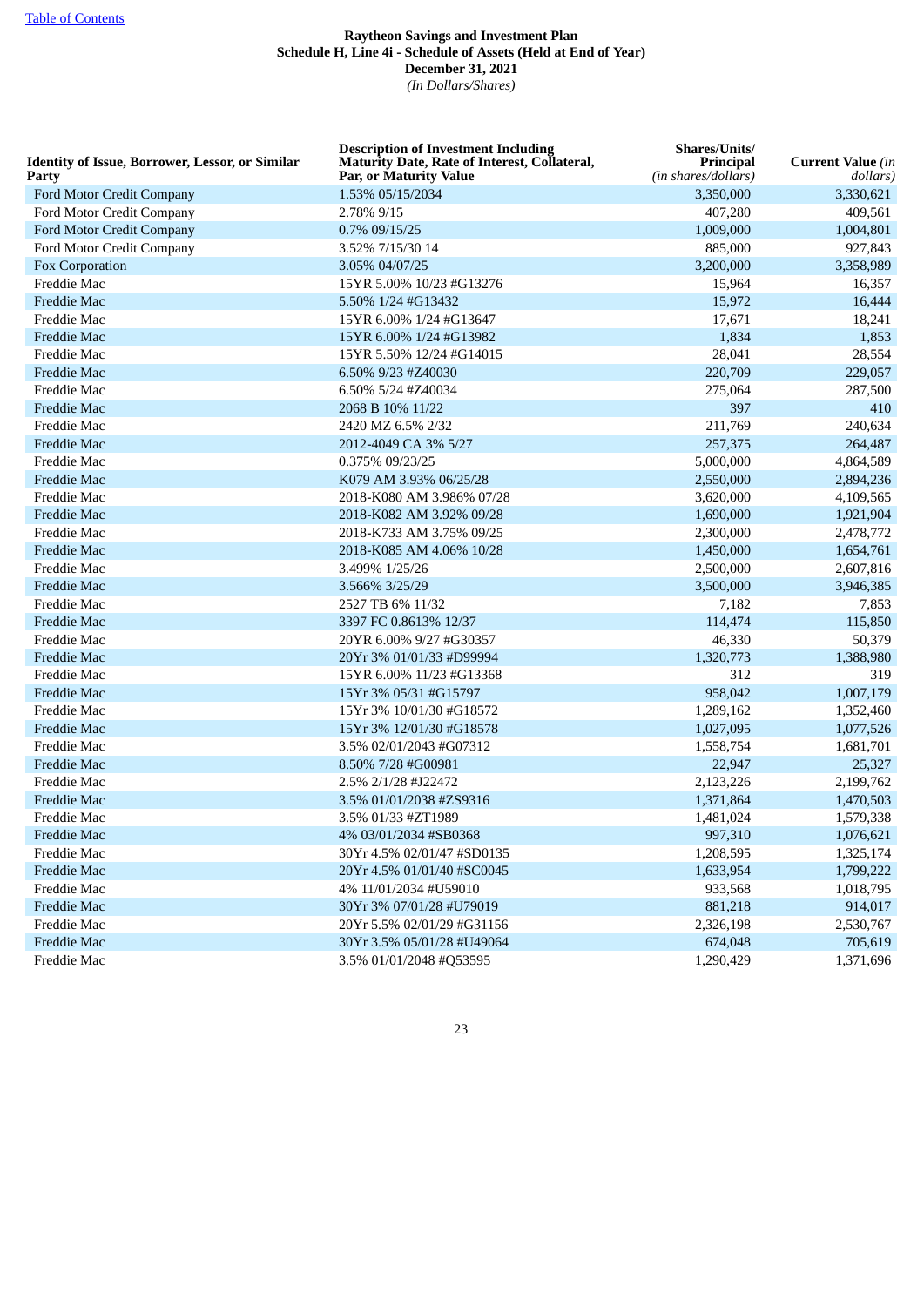[Table of Contents](#)

**Raytheon Savings and Investment Plan**
**Schedule H, Line 4i - Schedule of Assets (Held at End of Year)**
**December 31, 2021**
*(In Dollars/Shares)*

| Identity of Issue, Borrower, Lessor, or Similar Party | Description of Investment Including Maturity Date, Rate of Interest, Collateral, Par, or Maturity Value | Shares/Units/ Principal *(in shares/dollars)* | Current Value *(in dollars)* |
|---|---|---|---|
| Ford Motor Credit Company | 1.53% 05/15/2034 | 3,350,000 | 3,330,621 |
| Ford Motor Credit Company | 2.78% 9/15 | 407,280 | 409,561 |
| Ford Motor Credit Company | 0.7% 09/15/25 | 1,009,000 | 1,004,801 |
| Ford Motor Credit Company | 3.52% 7/15/30 14 | 885,000 | 927,843 |
| Fox Corporation | 3.05% 04/07/25 | 3,200,000 | 3,358,989 |
| Freddie Mac | 15YR 5.00% 10/23 #G13276 | 15,964 | 16,357 |
| Freddie Mac | 5.50% 1/24 #G13432 | 15,972 | 16,444 |
| Freddie Mac | 15YR 6.00% 1/24 #G13647 | 17,671 | 18,241 |
| Freddie Mac | 15YR 6.00% 1/24 #G13982 | 1,834 | 1,853 |
| Freddie Mac | 15YR 5.50% 12/24 #G14015 | 28,041 | 28,554 |
| Freddie Mac | 6.50% 9/23 #Z40030 | 220,709 | 229,057 |
| Freddie Mac | 6.50% 5/24 #Z40034 | 275,064 | 287,500 |
| Freddie Mac | 2068 B 10% 11/22 | 397 | 410 |
| Freddie Mac | 2420 MZ 6.5% 2/32 | 211,769 | 240,634 |
| Freddie Mac | 2012-4049 CA 3% 5/27 | 257,375 | 264,487 |
| Freddie Mac | 0.375% 09/23/25 | 5,000,000 | 4,864,589 |
| Freddie Mac | K079 AM 3.93% 06/25/28 | 2,550,000 | 2,894,236 |
| Freddie Mac | 2018-K080 AM 3.986% 07/28 | 3,620,000 | 4,109,565 |
| Freddie Mac | 2018-K082 AM 3.92% 09/28 | 1,690,000 | 1,921,904 |
| Freddie Mac | 2018-K733 AM 3.75% 09/25 | 2,300,000 | 2,478,772 |
| Freddie Mac | 2018-K085 AM 4.06% 10/28 | 1,450,000 | 1,654,761 |
| Freddie Mac | 3.499% 1/25/26 | 2,500,000 | 2,607,816 |
| Freddie Mac | 3.566% 3/25/29 | 3,500,000 | 3,946,385 |
| Freddie Mac | 2527 TB 6% 11/32 | 7,182 | 7,853 |
| Freddie Mac | 3397 FC 0.8613% 12/37 | 114,474 | 115,850 |
| Freddie Mac | 20YR 6.00% 9/27 #G30357 | 46,330 | 50,379 |
| Freddie Mac | 20Yr 3% 01/01/33 #D99994 | 1,320,773 | 1,388,980 |
| Freddie Mac | 15YR 6.00% 11/23 #G13368 | 312 | 319 |
| Freddie Mac | 15Yr 3% 05/31 #G15797 | 958,042 | 1,007,179 |
| Freddie Mac | 15Yr 3% 10/01/30 #G18572 | 1,289,162 | 1,352,460 |
| Freddie Mac | 15Yr 3% 12/01/30 #G18578 | 1,027,095 | 1,077,526 |
| Freddie Mac | 3.5% 02/01/2043 #G07312 | 1,558,754 | 1,681,701 |
| Freddie Mac | 8.50% 7/28 #G00981 | 22,947 | 25,327 |
| Freddie Mac | 2.5% 2/1/28 #J22472 | 2,123,226 | 2,199,762 |
| Freddie Mac | 3.5% 01/01/2038 #ZS9316 | 1,371,864 | 1,470,503 |
| Freddie Mac | 3.5% 01/33 #ZT1989 | 1,481,024 | 1,579,338 |
| Freddie Mac | 4% 03/01/2034 #SB0368 | 997,310 | 1,076,621 |
| Freddie Mac | 30Yr 4.5% 02/01/47 #SD0135 | 1,208,595 | 1,325,174 |
| Freddie Mac | 20Yr 4.5% 01/01/40 #SC0045 | 1,633,954 | 1,799,222 |
| Freddie Mac | 4% 11/01/2034 #U59010 | 933,568 | 1,018,795 |
| Freddie Mac | 30Yr 3% 07/01/28 #U79019 | 881,218 | 914,017 |
| Freddie Mac | 20Yr 5.5% 02/01/29 #G31156 | 2,326,198 | 2,530,767 |
| Freddie Mac | 30Yr 3.5% 05/01/28 #U49064 | 674,048 | 705,619 |
| Freddie Mac | 3.5% 01/01/2048 #Q53595 | 1,290,429 | 1,371,696 |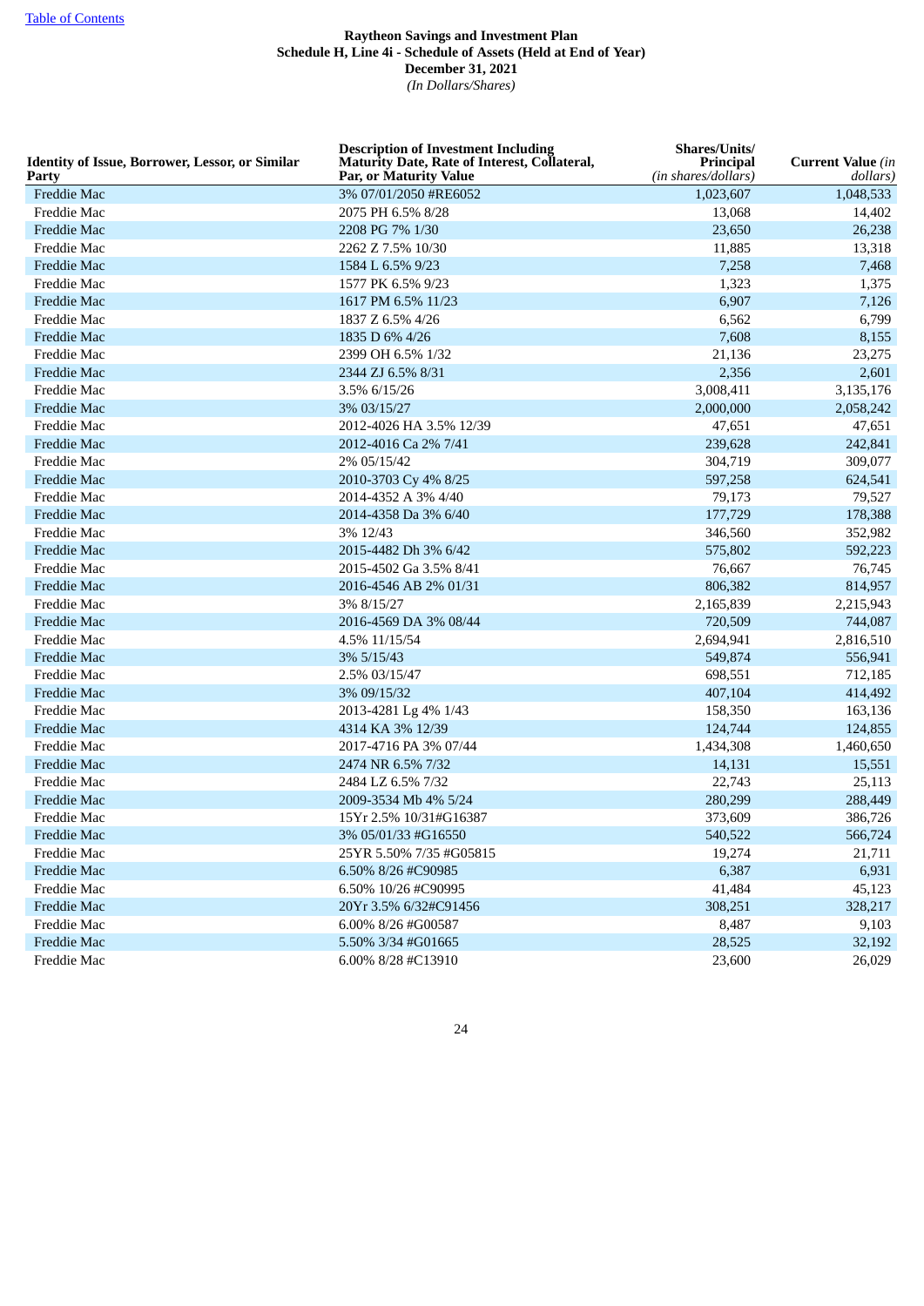**Raytheon Savings and Investment Plan**
**Schedule H, Line 4i - Schedule of Assets (Held at End of Year)**
**December 31, 2021**
*(In Dollars/Shares)*

| Identity of Issue, Borrower, Lessor, or Similar Party | Description of Investment Including Maturity Date, Rate of Interest, Collateral, Par, or Maturity Value | Shares/Units/ Principal *(in shares/dollars)* | Current Value *(in dollars)* |
|---|---|---|---|
| Freddie Mac | 3% 07/01/2050 #RE6052 | 1,023,607 | 1,048,533 |
| Freddie Mac | 2075 PH 6.5% 8/28 | 13,068 | 14,402 |
| Freddie Mac | 2208 PG 7% 1/30 | 23,650 | 26,238 |
| Freddie Mac | 2262 Z 7.5% 10/30 | 11,885 | 13,318 |
| Freddie Mac | 1584 L 6.5% 9/23 | 7,258 | 7,468 |
| Freddie Mac | 1577 PK 6.5% 9/23 | 1,323 | 1,375 |
| Freddie Mac | 1617 PM 6.5% 11/23 | 6,907 | 7,126 |
| Freddie Mac | 1837 Z 6.5% 4/26 | 6,562 | 6,799 |
| Freddie Mac | 1835 D 6% 4/26 | 7,608 | 8,155 |
| Freddie Mac | 2399 OH 6.5% 1/32 | 21,136 | 23,275 |
| Freddie Mac | 2344 ZJ 6.5% 8/31 | 2,356 | 2,601 |
| Freddie Mac | 3.5% 6/15/26 | 3,008,411 | 3,135,176 |
| Freddie Mac | 3% 03/15/27 | 2,000,000 | 2,058,242 |
| Freddie Mac | 2012-4026 HA 3.5% 12/39 | 47,651 | 47,651 |
| Freddie Mac | 2012-4016 Ca 2% 7/41 | 239,628 | 242,841 |
| Freddie Mac | 2% 05/15/42 | 304,719 | 309,077 |
| Freddie Mac | 2010-3703 Cy 4% 8/25 | 597,258 | 624,541 |
| Freddie Mac | 2014-4352 A 3% 4/40 | 79,173 | 79,527 |
| Freddie Mac | 2014-4358 Da 3% 6/40 | 177,729 | 178,388 |
| Freddie Mac | 3% 12/43 | 346,560 | 352,982 |
| Freddie Mac | 2015-4482 Dh 3% 6/42 | 575,802 | 592,223 |
| Freddie Mac | 2015-4502 Ga 3.5% 8/41 | 76,667 | 76,745 |
| Freddie Mac | 2016-4546 AB 2% 01/31 | 806,382 | 814,957 |
| Freddie Mac | 3% 8/15/27 | 2,165,839 | 2,215,943 |
| Freddie Mac | 2016-4569 DA 3% 08/44 | 720,509 | 744,087 |
| Freddie Mac | 4.5% 11/15/54 | 2,694,941 | 2,816,510 |
| Freddie Mac | 3% 5/15/43 | 549,874 | 556,941 |
| Freddie Mac | 2.5% 03/15/47 | 698,551 | 712,185 |
| Freddie Mac | 3% 09/15/32 | 407,104 | 414,492 |
| Freddie Mac | 2013-4281 Lg 4% 1/43 | 158,350 | 163,136 |
| Freddie Mac | 4314 KA 3% 12/39 | 124,744 | 124,855 |
| Freddie Mac | 2017-4716 PA 3% 07/44 | 1,434,308 | 1,460,650 |
| Freddie Mac | 2474 NR 6.5% 7/32 | 14,131 | 15,551 |
| Freddie Mac | 2484 LZ 6.5% 7/32 | 22,743 | 25,113 |
| Freddie Mac | 2009-3534 Mb 4% 5/24 | 280,299 | 288,449 |
| Freddie Mac | 15Yr 2.5% 10/31#G16387 | 373,609 | 386,726 |
| Freddie Mac | 3% 05/01/33 #G16550 | 540,522 | 566,724 |
| Freddie Mac | 25YR 5.50% 7/35 #G05815 | 19,274 | 21,711 |
| Freddie Mac | 6.50% 8/26 #C90985 | 6,387 | 6,931 |
| Freddie Mac | 6.50% 10/26 #C90995 | 41,484 | 45,123 |
| Freddie Mac | 20Yr 3.5% 6/32#C91456 | 308,251 | 328,217 |
| Freddie Mac | 6.00% 8/26 #G00587 | 8,487 | 9,103 |
| Freddie Mac | 5.50% 3/34 #G01665 | 28,525 | 32,192 |
| Freddie Mac | 6.00% 8/28 #C13910 | 23,600 | 26,029 |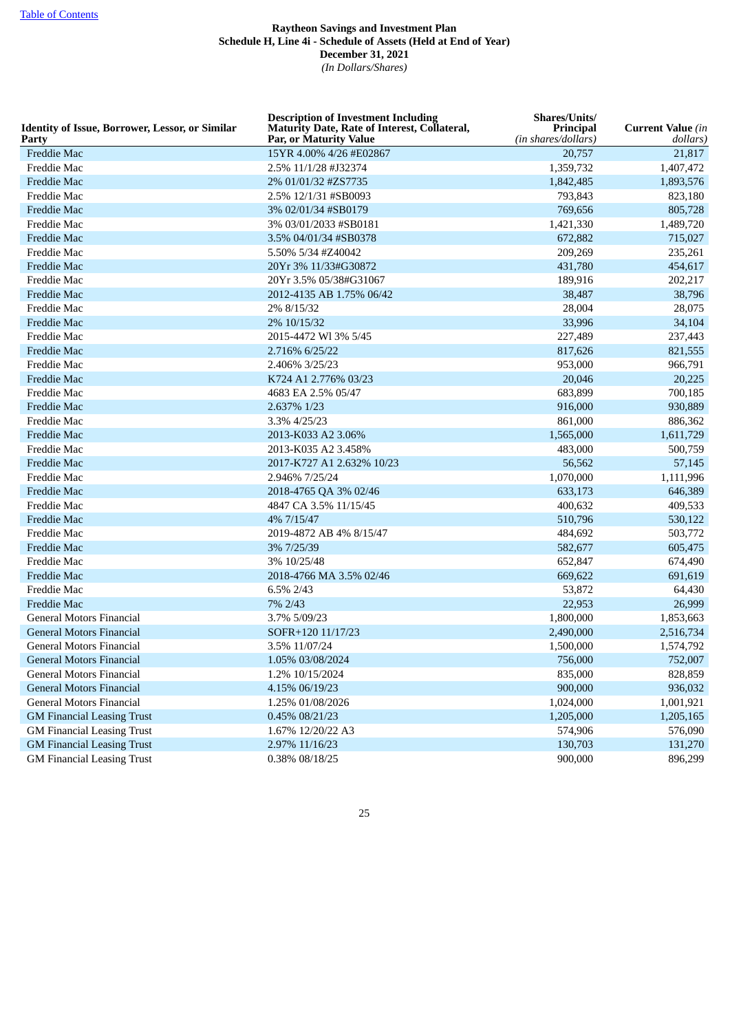Raytheon Savings and Investment Plan
Schedule H, Line 4i - Schedule of Assets (Held at End of Year)
December 31, 2021
*(In Dollars/Shares)*

| Identity of Issue, Borrower, Lessor, or Similar Party | Description of Investment Including Maturity Date, Rate of Interest, Collateral, Par, or Maturity Value | Shares/Units/ Principal *(in shares/dollars)* | Current Value *(in dollars)* |
|---|---|---|---|
| Freddie Mac | 15YR 4.00% 4/26 #E02867 | 20,757 | 21,817 |
| Freddie Mac | 2.5% 11/1/28 #J32374 | 1,359,732 | 1,407,472 |
| Freddie Mac | 2% 01/01/32 #ZS7735 | 1,842,485 | 1,893,576 |
| Freddie Mac | 2.5% 12/1/31 #SB0093 | 793,843 | 823,180 |
| Freddie Mac | 3% 02/01/34 #SB0179 | 769,656 | 805,728 |
| Freddie Mac | 3% 03/01/2033 #SB0181 | 1,421,330 | 1,489,720 |
| Freddie Mac | 3.5% 04/01/34 #SB0378 | 672,882 | 715,027 |
| Freddie Mac | 5.50% 5/34 #Z40042 | 209,269 | 235,261 |
| Freddie Mac | 20Yr 3% 11/33#G30872 | 431,780 | 454,617 |
| Freddie Mac | 20Yr 3.5% 05/38#G31067 | 189,916 | 202,217 |
| Freddie Mac | 2012-4135 AB 1.75% 06/42 | 38,487 | 38,796 |
| Freddie Mac | 2% 8/15/32 | 28,004 | 28,075 |
| Freddie Mac | 2% 10/15/32 | 33,996 | 34,104 |
| Freddie Mac | 2015-4472 WI 3% 5/45 | 227,489 | 237,443 |
| Freddie Mac | 2.716% 6/25/22 | 817,626 | 821,555 |
| Freddie Mac | 2.406% 3/25/23 | 953,000 | 966,791 |
| Freddie Mac | K724 A1 2.776% 03/23 | 20,046 | 20,225 |
| Freddie Mac | 4683 EA 2.5% 05/47 | 683,899 | 700,185 |
| Freddie Mac | 2.637% 1/23 | 916,000 | 930,889 |
| Freddie Mac | 3.3% 4/25/23 | 861,000 | 886,362 |
| Freddie Mac | 2013-K033 A2 3.06% | 1,565,000 | 1,611,729 |
| Freddie Mac | 2013-K035 A2 3.458% | 483,000 | 500,759 |
| Freddie Mac | 2017-K727 A1 2.632% 10/23 | 56,562 | 57,145 |
| Freddie Mac | 2.946% 7/25/24 | 1,070,000 | 1,111,996 |
| Freddie Mac | 2018-4765 QA 3% 02/46 | 633,173 | 646,389 |
| Freddie Mac | 4847 CA 3.5% 11/15/45 | 400,632 | 409,533 |
| Freddie Mac | 4% 7/15/47 | 510,796 | 530,122 |
| Freddie Mac | 2019-4872 AB 4% 8/15/47 | 484,692 | 503,772 |
| Freddie Mac | 3% 7/25/39 | 582,677 | 605,475 |
| Freddie Mac | 3% 10/25/48 | 652,847 | 674,490 |
| Freddie Mac | 2018-4766 MA 3.5% 02/46 | 669,622 | 691,619 |
| Freddie Mac | 6.5% 2/43 | 53,872 | 64,430 |
| Freddie Mac | 7% 2/43 | 22,953 | 26,999 |
| General Motors Financial | 3.7% 5/09/23 | 1,800,000 | 1,853,663 |
| General Motors Financial | SOFR+120 11/17/23 | 2,490,000 | 2,516,734 |
| General Motors Financial | 3.5% 11/07/24 | 1,500,000 | 1,574,792 |
| General Motors Financial | 1.05% 03/08/2024 | 756,000 | 752,007 |
| General Motors Financial | 1.2% 10/15/2024 | 835,000 | 828,859 |
| General Motors Financial | 4.15% 06/19/23 | 900,000 | 936,032 |
| General Motors Financial | 1.25% 01/08/2026 | 1,024,000 | 1,001,921 |
| GM Financial Leasing Trust | 0.45% 08/21/23 | 1,205,000 | 1,205,165 |
| GM Financial Leasing Trust | 1.67% 12/20/22 A3 | 574,906 | 576,090 |
| GM Financial Leasing Trust | 2.97% 11/16/23 | 130,703 | 131,270 |
| GM Financial Leasing Trust | 0.38% 08/18/25 | 900,000 | 896,299 |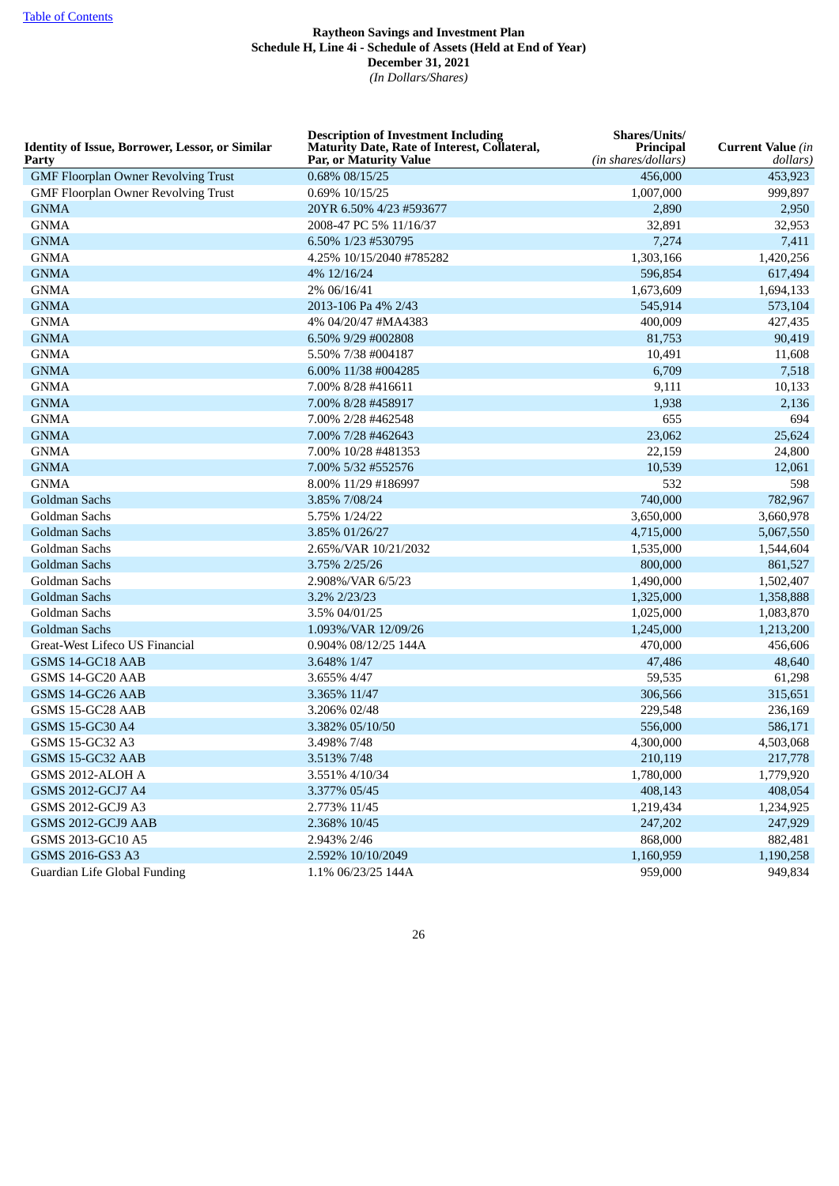[Table of Contents](#)

**Raytheon Savings and Investment Plan**
**Schedule H, Line 4i - Schedule of Assets (Held at End of Year)**
**December 31, 2021**
*(In Dollars/Shares)*

| Identity of Issue, Borrower, Lessor, or Similar Party | Description of Investment Including Maturity Date, Rate of Interest, Collateral, Par, or Maturity Value | Shares/Units/ Principal *(in shares/dollars)* | Current Value *(in dollars)* |
|---|---|---|---|
| GMF Floorplan Owner Revolving Trust | 0.68% 08/15/25 | 456,000 | 453,923 |
| GMF Floorplan Owner Revolving Trust | 0.69% 10/15/25 | 1,007,000 | 999,897 |
| GNMA | 20YR 6.50% 4/23 #593677 | 2,890 | 2,950 |
| GNMA | 2008-47 PC 5% 11/16/37 | 32,891 | 32,953 |
| GNMA | 6.50% 1/23 #530795 | 7,274 | 7,411 |
| GNMA | 4.25% 10/15/2040 #785282 | 1,303,166 | 1,420,256 |
| GNMA | 4% 12/16/24 | 596,854 | 617,494 |
| GNMA | 2% 06/16/41 | 1,673,609 | 1,694,133 |
| GNMA | 2013-106 Pa 4% 2/43 | 545,914 | 573,104 |
| GNMA | 4% 04/20/47 #MA4383 | 400,009 | 427,435 |
| GNMA | 6.50% 9/29 #002808 | 81,753 | 90,419 |
| GNMA | 5.50% 7/38 #004187 | 10,491 | 11,608 |
| GNMA | 6.00% 11/38 #004285 | 6,709 | 7,518 |
| GNMA | 7.00% 8/28 #416611 | 9,111 | 10,133 |
| GNMA | 7.00% 8/28 #458917 | 1,938 | 2,136 |
| GNMA | 7.00% 2/28 #462548 | 655 | 694 |
| GNMA | 7.00% 7/28 #462643 | 23,062 | 25,624 |
| GNMA | 7.00% 10/28 #481353 | 22,159 | 24,800 |
| GNMA | 7.00% 5/32 #552576 | 10,539 | 12,061 |
| GNMA | 8.00% 11/29 #186997 | 532 | 598 |
| Goldman Sachs | 3.85% 7/08/24 | 740,000 | 782,967 |
| Goldman Sachs | 5.75% 1/24/22 | 3,650,000 | 3,660,978 |
| Goldman Sachs | 3.85% 01/26/27 | 4,715,000 | 5,067,550 |
| Goldman Sachs | 2.65%/VAR 10/21/2032 | 1,535,000 | 1,544,604 |
| Goldman Sachs | 3.75% 2/25/26 | 800,000 | 861,527 |
| Goldman Sachs | 2.908%/VAR 6/5/23 | 1,490,000 | 1,502,407 |
| Goldman Sachs | 3.2% 2/23/23 | 1,325,000 | 1,358,888 |
| Goldman Sachs | 3.5% 04/01/25 | 1,025,000 | 1,083,870 |
| Goldman Sachs | 1.093%/VAR 12/09/26 | 1,245,000 | 1,213,200 |
| Great-West Lifeco US Financial | 0.904% 08/12/25 144A | 470,000 | 456,606 |
| GSMS 14-GC18 AAB | 3.648% 1/47 | 47,486 | 48,640 |
| GSMS 14-GC20 AAB | 3.655% 4/47 | 59,535 | 61,298 |
| GSMS 14-GC26 AAB | 3.365% 11/47 | 306,566 | 315,651 |
| GSMS 15-GC28 AAB | 3.206% 02/48 | 229,548 | 236,169 |
| GSMS 15-GC30 A4 | 3.382% 05/10/50 | 556,000 | 586,171 |
| GSMS 15-GC32 A3 | 3.498% 7/48 | 4,300,000 | 4,503,068 |
| GSMS 15-GC32 AAB | 3.513% 7/48 | 210,119 | 217,778 |
| GSMS 2012-ALOH A | 3.551% 4/10/34 | 1,780,000 | 1,779,920 |
| GSMS 2012-GCJ7 A4 | 3.377% 05/45 | 408,143 | 408,054 |
| GSMS 2012-GCJ9 A3 | 2.773% 11/45 | 1,219,434 | 1,234,925 |
| GSMS 2012-GCJ9 AAB | 2.368% 10/45 | 247,202 | 247,929 |
| GSMS 2013-GC10 A5 | 2.943% 2/46 | 868,000 | 882,481 |
| GSMS 2016-GS3 A3 | 2.592% 10/10/2049 | 1,160,959 | 1,190,258 |
| Guardian Life Global Funding | 1.1% 06/23/25 144A | 959,000 | 949,834 |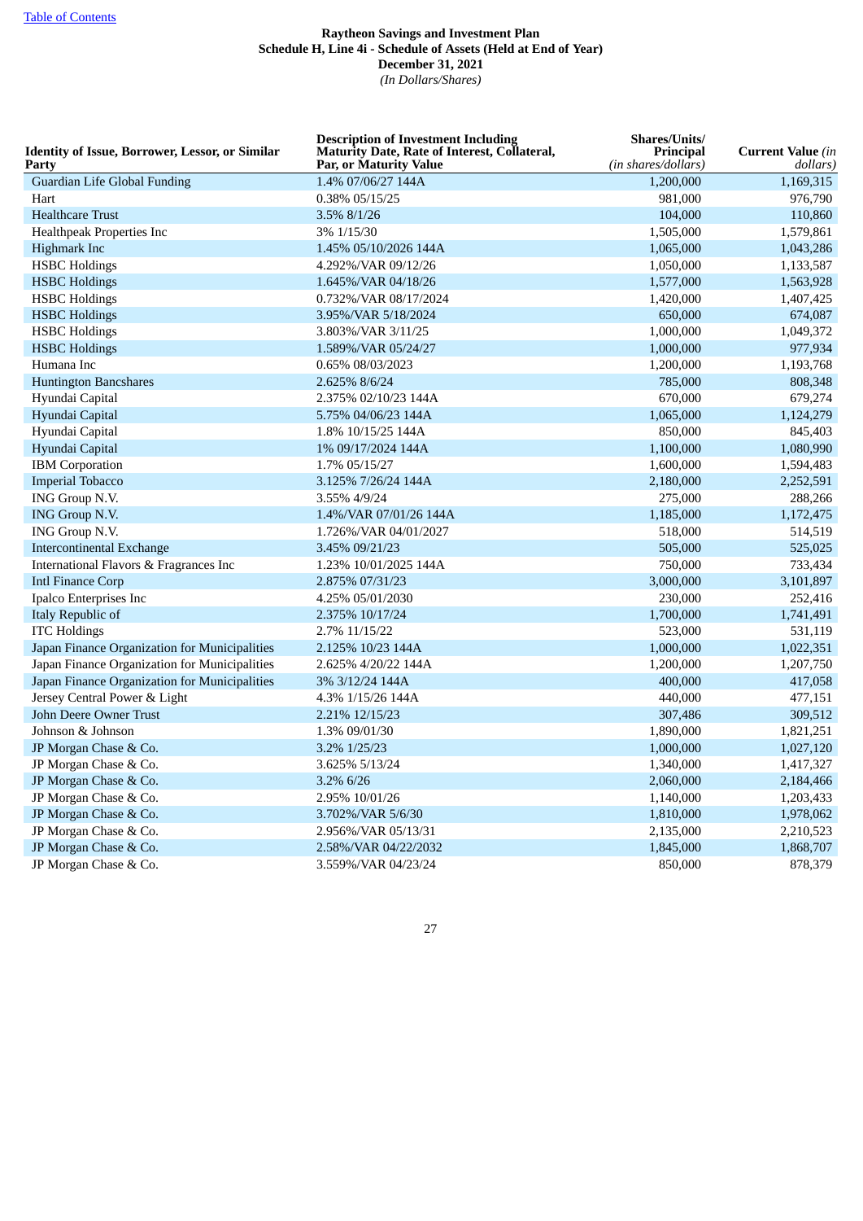[Table of Contents](#)

**Raytheon Savings and Investment Plan**
**Schedule H, Line 4i - Schedule of Assets (Held at End of Year)**
**December 31, 2021**
*(In Dollars/Shares)*

| Identity of Issue, Borrower, Lessor, or Similar Party | Description of Investment Including Maturity Date, Rate of Interest, Collateral, Par, or Maturity Value | Shares/Units/ Principal *(in shares/dollars)* | Current Value *(in dollars)* |
|---|---|---|---|
| Guardian Life Global Funding | 1.4% 07/06/27 144A | 1,200,000 | 1,169,315 |
| Hart | 0.38% 05/15/25 | 981,000 | 976,790 |
| Healthcare Trust | 3.5% 8/1/26 | 104,000 | 110,860 |
| Healthpeak Properties Inc | 3% 1/15/30 | 1,505,000 | 1,579,861 |
| Highmark Inc | 1.45% 05/10/2026 144A | 1,065,000 | 1,043,286 |
| HSBC Holdings | 4.292%/VAR 09/12/26 | 1,050,000 | 1,133,587 |
| HSBC Holdings | 1.645%/VAR 04/18/26 | 1,577,000 | 1,563,928 |
| HSBC Holdings | 0.732%/VAR 08/17/2024 | 1,420,000 | 1,407,425 |
| HSBC Holdings | 3.95%/VAR 5/18/2024 | 650,000 | 674,087 |
| HSBC Holdings | 3.803%/VAR 3/11/25 | 1,000,000 | 1,049,372 |
| HSBC Holdings | 1.589%/VAR 05/24/27 | 1,000,000 | 977,934 |
| Humana Inc | 0.65% 08/03/2023 | 1,200,000 | 1,193,768 |
| Huntington Bancshares | 2.625% 8/6/24 | 785,000 | 808,348 |
| Hyundai Capital | 2.375% 02/10/23 144A | 670,000 | 679,274 |
| Hyundai Capital | 5.75% 04/06/23 144A | 1,065,000 | 1,124,279 |
| Hyundai Capital | 1.8% 10/15/25 144A | 850,000 | 845,403 |
| Hyundai Capital | 1% 09/17/2024 144A | 1,100,000 | 1,080,990 |
| IBM Corporation | 1.7% 05/15/27 | 1,600,000 | 1,594,483 |
| Imperial Tobacco | 3.125% 7/26/24 144A | 2,180,000 | 2,252,591 |
| ING Group N.V. | 3.55% 4/9/24 | 275,000 | 288,266 |
| ING Group N.V. | 1.4%/VAR 07/01/26 144A | 1,185,000 | 1,172,475 |
| ING Group N.V. | 1.726%/VAR 04/01/2027 | 518,000 | 514,519 |
| Intercontinental Exchange | 3.45% 09/21/23 | 505,000 | 525,025 |
| International Flavors & Fragrances Inc | 1.23% 10/01/2025 144A | 750,000 | 733,434 |
| Intl Finance Corp | 2.875% 07/31/23 | 3,000,000 | 3,101,897 |
| Ipalco Enterprises Inc | 4.25% 05/01/2030 | 230,000 | 252,416 |
| Italy Republic of | 2.375% 10/17/24 | 1,700,000 | 1,741,491 |
| ITC Holdings | 2.7% 11/15/22 | 523,000 | 531,119 |
| Japan Finance Organization for Municipalities | 2.125% 10/23 144A | 1,000,000 | 1,022,351 |
| Japan Finance Organization for Municipalities | 2.625% 4/20/22 144A | 1,200,000 | 1,207,750 |
| Japan Finance Organization for Municipalities | 3% 3/12/24 144A | 400,000 | 417,058 |
| Jersey Central Power & Light | 4.3% 1/15/26 144A | 440,000 | 477,151 |
| John Deere Owner Trust | 2.21% 12/15/23 | 307,486 | 309,512 |
| Johnson & Johnson | 1.3% 09/01/30 | 1,890,000 | 1,821,251 |
| JP Morgan Chase & Co. | 3.2% 1/25/23 | 1,000,000 | 1,027,120 |
| JP Morgan Chase & Co. | 3.625% 5/13/24 | 1,340,000 | 1,417,327 |
| JP Morgan Chase & Co. | 3.2% 6/26 | 2,060,000 | 2,184,466 |
| JP Morgan Chase & Co. | 2.95% 10/01/26 | 1,140,000 | 1,203,433 |
| JP Morgan Chase & Co. | 3.702%/VAR 5/6/30 | 1,810,000 | 1,978,062 |
| JP Morgan Chase & Co. | 2.956%/VAR 05/13/31 | 2,135,000 | 2,210,523 |
| JP Morgan Chase & Co. | 2.58%/VAR 04/22/2032 | 1,845,000 | 1,868,707 |
| JP Morgan Chase & Co. | 3.559%/VAR 04/23/24 | 850,000 | 878,379 |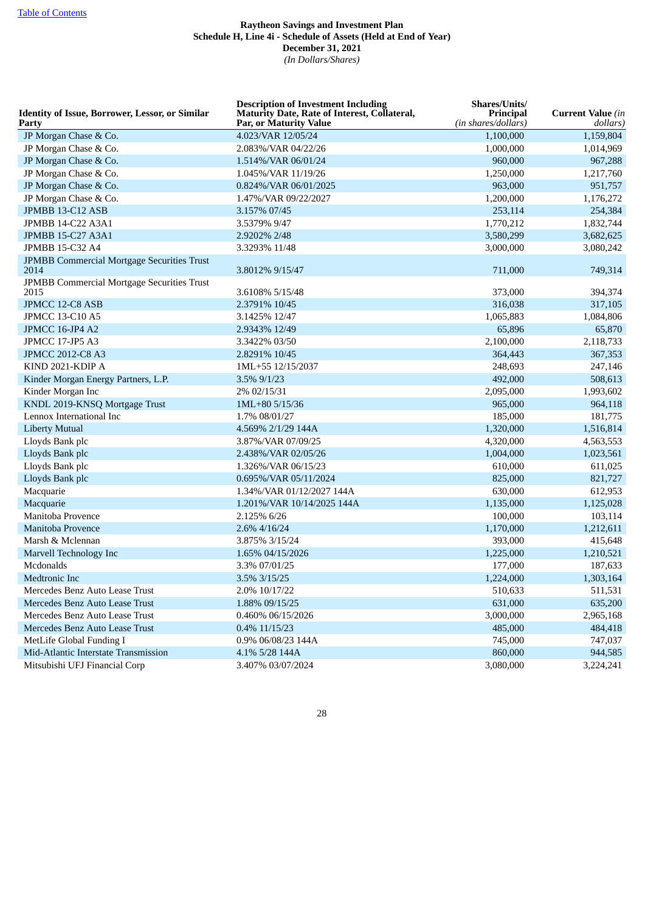Table of Contents

**Raytheon Savings and Investment Plan**
**Schedule H, Line 4i - Schedule of Assets (Held at End of Year)**
**December 31, 2021**
*(In Dollars/Shares)*

| Identity of Issue, Borrower, Lessor, or Similar Party | Description of Investment Including Maturity Date, Rate of Interest, Collateral, Par, or Maturity Value | Shares/Units/ Principal *(in shares/dollars)* | Current Value *(in dollars)* |
|---|---|---|---|
| JP Morgan Chase & Co. | 4.023/VAR 12/05/24 | 1,100,000 | 1,159,804 |
| JP Morgan Chase & Co. | 2.083%/VAR 04/22/26 | 1,000,000 | 1,014,969 |
| JP Morgan Chase & Co. | 1.514%/VAR 06/01/24 | 960,000 | 967,288 |
| JP Morgan Chase & Co. | 1.045%/VAR 11/19/26 | 1,250,000 | 1,217,760 |
| JP Morgan Chase & Co. | 0.824%/VAR 06/01/2025 | 963,000 | 951,757 |
| JP Morgan Chase & Co. | 1.47%/VAR 09/22/2027 | 1,200,000 | 1,176,272 |
| JPMBB 13-C12 ASB | 3.157% 07/45 | 253,114 | 254,384 |
| JPMBB 14-C22 A3A1 | 3.5379% 9/47 | 1,770,212 | 1,832,744 |
| JPMBB 15-C27 A3A1 | 2.9202% 2/48 | 3,580,299 | 3,682,625 |
| JPMBB 15-C32 A4 | 3.3293% 11/48 | 3,000,000 | 3,080,242 |
| JPMBB Commercial Mortgage Securities Trust 2014 | 3.8012% 9/15/47 | 711,000 | 749,314 |
| JPMBB Commercial Mortgage Securities Trust 2015 | 3.6108% 5/15/48 | 373,000 | 394,374 |
| JPMCC 12-C8 ASB | 2.3791% 10/45 | 316,038 | 317,105 |
| JPMCC 13-C10 A5 | 3.1425% 12/47 | 1,065,883 | 1,084,806 |
| JPMCC 16-JP4 A2 | 2.9343% 12/49 | 65,896 | 65,870 |
| JPMCC 17-JP5 A3 | 3.3422% 03/50 | 2,100,000 | 2,118,733 |
| JPMCC 2012-C8 A3 | 2.8291% 10/45 | 364,443 | 367,353 |
| KIND 2021-KDIP A | 1ML+55 12/15/2037 | 248,693 | 247,146 |
| Kinder Morgan Energy Partners, L.P. | 3.5% 9/1/23 | 492,000 | 508,613 |
| Kinder Morgan Inc | 2% 02/15/31 | 2,095,000 | 1,993,602 |
| KNDL 2019-KNSQ Mortgage Trust | 1ML+80 5/15/36 | 965,000 | 964,118 |
| Lennox International Inc | 1.7% 08/01/27 | 185,000 | 181,775 |
| Liberty Mutual | 4.569% 2/1/29 144A | 1,320,000 | 1,516,814 |
| Lloyds Bank plc | 3.87%/VAR 07/09/25 | 4,320,000 | 4,563,553 |
| Lloyds Bank plc | 2.438%/VAR 02/05/26 | 1,004,000 | 1,023,561 |
| Lloyds Bank plc | 1.326%/VAR 06/15/23 | 610,000 | 611,025 |
| Lloyds Bank plc | 0.695%/VAR 05/11/2024 | 825,000 | 821,727 |
| Macquarie | 1.34%/VAR 01/12/2027 144A | 630,000 | 612,953 |
| Macquarie | 1.201%/VAR 10/14/2025 144A | 1,135,000 | 1,125,028 |
| Manitoba Provence | 2.125% 6/26 | 100,000 | 103,114 |
| Manitoba Provence | 2.6% 4/16/24 | 1,170,000 | 1,212,611 |
| Marsh & Mclennan | 3.875% 3/15/24 | 393,000 | 415,648 |
| Marvell Technology Inc | 1.65% 04/15/2026 | 1,225,000 | 1,210,521 |
| Mcdonalds | 3.3% 07/01/25 | 177,000 | 187,633 |
| Medtronic Inc | 3.5% 3/15/25 | 1,224,000 | 1,303,164 |
| Mercedes Benz Auto Lease Trust | 2.0% 10/17/22 | 510,633 | 511,531 |
| Mercedes Benz Auto Lease Trust | 1.88% 09/15/25 | 631,000 | 635,200 |
| Mercedes Benz Auto Lease Trust | 0.460% 06/15/2026 | 3,000,000 | 2,965,168 |
| Mercedes Benz Auto Lease Trust | 0.4% 11/15/23 | 485,000 | 484,418 |
| MetLife Global Funding I | 0.9% 06/08/23 144A | 745,000 | 747,037 |
| Mid-Atlantic Interstate Transmission | 4.1% 5/28 144A | 860,000 | 944,585 |
| Mitsubishi UFJ Financial Corp | 3.407% 03/07/2024 | 3,080,000 | 3,224,241 |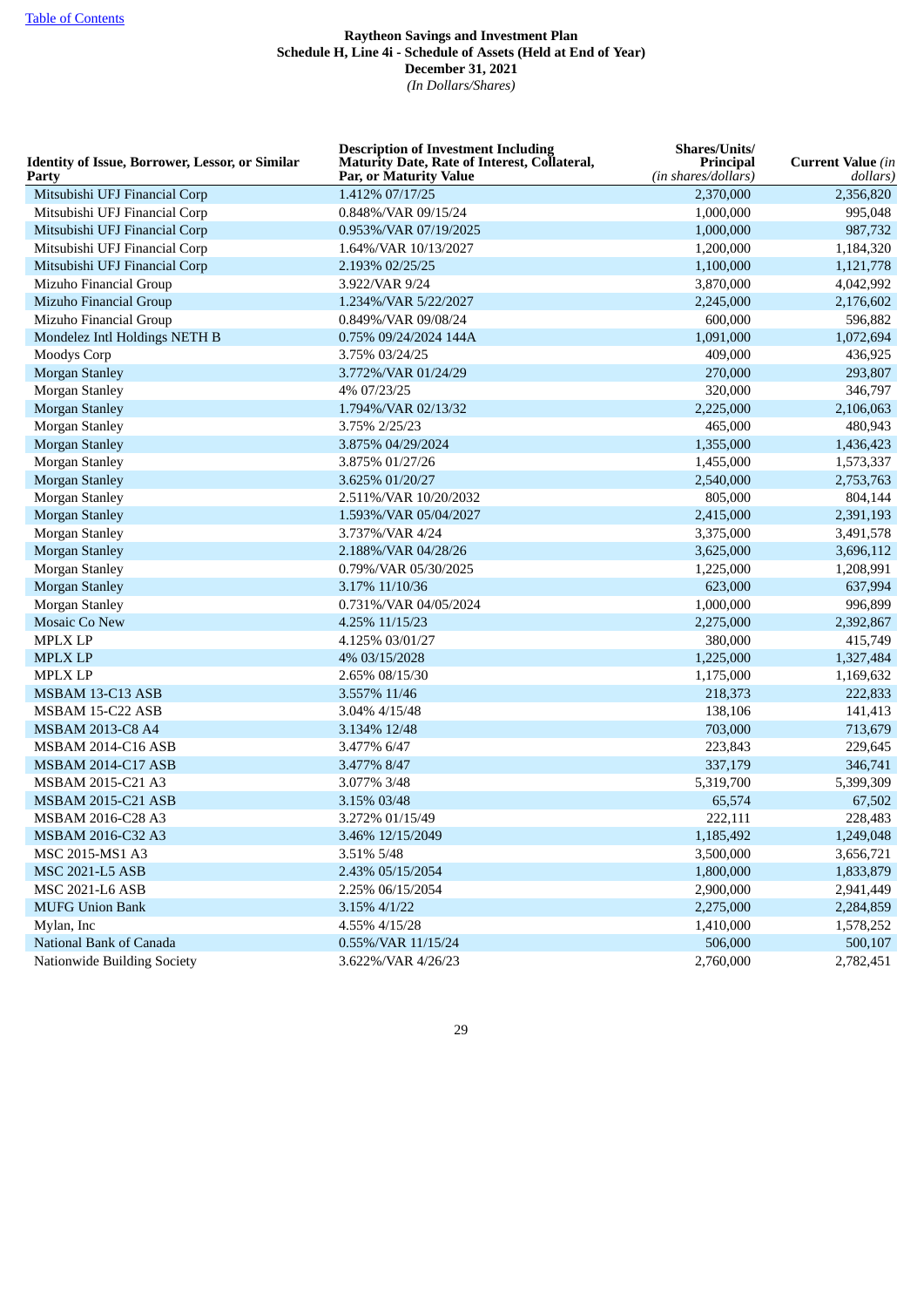Table of Contents

**Raytheon Savings and Investment Plan**
**Schedule H, Line 4i - Schedule of Assets (Held at End of Year)**
**December 31, 2021**
*(In Dollars/Shares)*

| Identity of Issue, Borrower, Lessor, or Similar Party | Description of Investment Including Maturity Date, Rate of Interest, Collateral, Par, or Maturity Value | Shares/Units/ Principal *(in shares/dollars)* | Current Value *(in dollars)* |
|---|---|---|---|
| Mitsubishi UFJ Financial Corp | 1.412% 07/17/25 | 2,370,000 | 2,356,820 |
| Mitsubishi UFJ Financial Corp | 0.848%/VAR 09/15/24 | 1,000,000 | 995,048 |
| Mitsubishi UFJ Financial Corp | 0.953%/VAR 07/19/2025 | 1,000,000 | 987,732 |
| Mitsubishi UFJ Financial Corp | 1.64%/VAR 10/13/2027 | 1,200,000 | 1,184,320 |
| Mitsubishi UFJ Financial Corp | 2.193% 02/25/25 | 1,100,000 | 1,121,778 |
| Mizuho Financial Group | 3.922/VAR 9/24 | 3,870,000 | 4,042,992 |
| Mizuho Financial Group | 1.234%/VAR 5/22/2027 | 2,245,000 | 2,176,602 |
| Mizuho Financial Group | 0.849%/VAR 09/08/24 | 600,000 | 596,882 |
| Mondelez Intl Holdings NETH B | 0.75% 09/24/2024 144A | 1,091,000 | 1,072,694 |
| Moodys Corp | 3.75% 03/24/25 | 409,000 | 436,925 |
| Morgan Stanley | 3.772%/VAR 01/24/29 | 270,000 | 293,807 |
| Morgan Stanley | 4% 07/23/25 | 320,000 | 346,797 |
| Morgan Stanley | 1.794%/VAR 02/13/32 | 2,225,000 | 2,106,063 |
| Morgan Stanley | 3.75% 2/25/23 | 465,000 | 480,943 |
| Morgan Stanley | 3.875% 04/29/2024 | 1,355,000 | 1,436,423 |
| Morgan Stanley | 3.875% 01/27/26 | 1,455,000 | 1,573,337 |
| Morgan Stanley | 3.625% 01/20/27 | 2,540,000 | 2,753,763 |
| Morgan Stanley | 2.511%/VAR 10/20/2032 | 805,000 | 804,144 |
| Morgan Stanley | 1.593%/VAR 05/04/2027 | 2,415,000 | 2,391,193 |
| Morgan Stanley | 3.737%/VAR 4/24 | 3,375,000 | 3,491,578 |
| Morgan Stanley | 2.188%/VAR 04/28/26 | 3,625,000 | 3,696,112 |
| Morgan Stanley | 0.79%/VAR 05/30/2025 | 1,225,000 | 1,208,991 |
| Morgan Stanley | 3.17% 11/10/36 | 623,000 | 637,994 |
| Morgan Stanley | 0.731%/VAR 04/05/2024 | 1,000,000 | 996,899 |
| Mosaic Co New | 4.25% 11/15/23 | 2,275,000 | 2,392,867 |
| MPLX LP | 4.125% 03/01/27 | 380,000 | 415,749 |
| MPLX LP | 4% 03/15/2028 | 1,225,000 | 1,327,484 |
| MPLX LP | 2.65% 08/15/30 | 1,175,000 | 1,169,632 |
| MSBAM 13-C13 ASB | 3.557% 11/46 | 218,373 | 222,833 |
| MSBAM 15-C22 ASB | 3.04% 4/15/48 | 138,106 | 141,413 |
| MSBAM 2013-C8 A4 | 3.134% 12/48 | 703,000 | 713,679 |
| MSBAM 2014-C16 ASB | 3.477% 6/47 | 223,843 | 229,645 |
| MSBAM 2014-C17 ASB | 3.477% 8/47 | 337,179 | 346,741 |
| MSBAM 2015-C21 A3 | 3.077% 3/48 | 5,319,700 | 5,399,309 |
| MSBAM 2015-C21 ASB | 3.15% 03/48 | 65,574 | 67,502 |
| MSBAM 2016-C28 A3 | 3.272% 01/15/49 | 222,111 | 228,483 |
| MSBAM 2016-C32 A3 | 3.46% 12/15/2049 | 1,185,492 | 1,249,048 |
| MSC 2015-MS1 A3 | 3.51% 5/48 | 3,500,000 | 3,656,721 |
| MSC 2021-L5 ASB | 2.43% 05/15/2054 | 1,800,000 | 1,833,879 |
| MSC 2021-L6 ASB | 2.25% 06/15/2054 | 2,900,000 | 2,941,449 |
| MUFG Union Bank | 3.15% 4/1/22 | 2,275,000 | 2,284,859 |
| Mylan, Inc | 4.55% 4/15/28 | 1,410,000 | 1,578,252 |
| National Bank of Canada | 0.55%/VAR 11/15/24 | 506,000 | 500,107 |
| Nationwide Building Society | 3.622%/VAR 4/26/23 | 2,760,000 | 2,782,451 |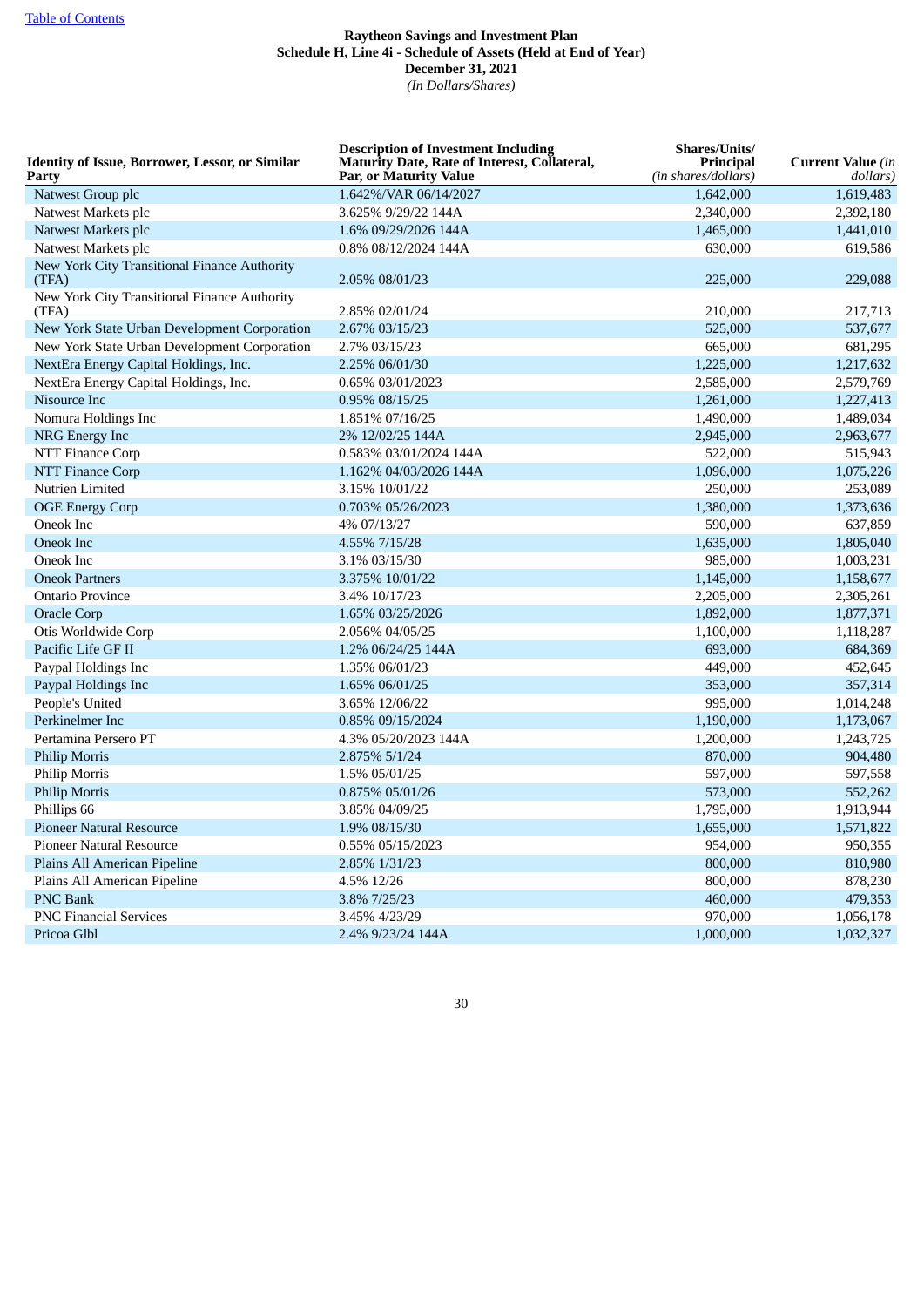Table of Contents

**Raytheon Savings and Investment Plan**
**Schedule H, Line 4i - Schedule of Assets (Held at End of Year)**
**December 31, 2021**
*(In Dollars/Shares)*

| Identity of Issue, Borrower, Lessor, or Similar Party | Description of Investment Including Maturity Date, Rate of Interest, Collateral, Par, or Maturity Value | Shares/Units/ Principal *(in shares/dollars)* | Current Value *(in dollars)* |
|---|---|---|---|
| Natwest Group plc | 1.642%/VAR 06/14/2027 | 1,642,000 | 1,619,483 |
| Natwest Markets plc | 3.625% 9/29/22 144A | 2,340,000 | 2,392,180 |
| Natwest Markets plc | 1.6% 09/29/2026 144A | 1,465,000 | 1,441,010 |
| Natwest Markets plc | 0.8% 08/12/2024 144A | 630,000 | 619,586 |
| New York City Transitional Finance Authority (TFA) | 2.05% 08/01/23 | 225,000 | 229,088 |
| New York City Transitional Finance Authority (TFA) | 2.85% 02/01/24 | 210,000 | 217,713 |
| New York State Urban Development Corporation | 2.67% 03/15/23 | 525,000 | 537,677 |
| New York State Urban Development Corporation | 2.7% 03/15/23 | 665,000 | 681,295 |
| NextEra Energy Capital Holdings, Inc. | 2.25% 06/01/30 | 1,225,000 | 1,217,632 |
| NextEra Energy Capital Holdings, Inc. | 0.65% 03/01/2023 | 2,585,000 | 2,579,769 |
| Nisource Inc | 0.95% 08/15/25 | 1,261,000 | 1,227,413 |
| Nomura Holdings Inc | 1.851% 07/16/25 | 1,490,000 | 1,489,034 |
| NRG Energy Inc | 2% 12/02/25 144A | 2,945,000 | 2,963,677 |
| NTT Finance Corp | 0.583% 03/01/2024 144A | 522,000 | 515,943 |
| NTT Finance Corp | 1.162% 04/03/2026 144A | 1,096,000 | 1,075,226 |
| Nutrien Limited | 3.15% 10/01/22 | 250,000 | 253,089 |
| OGE Energy Corp | 0.703% 05/26/2023 | 1,380,000 | 1,373,636 |
| Oneok Inc | 4% 07/13/27 | 590,000 | 637,859 |
| Oneok Inc | 4.55% 7/15/28 | 1,635,000 | 1,805,040 |
| Oneok Inc | 3.1% 03/15/30 | 985,000 | 1,003,231 |
| Oneok Partners | 3.375% 10/01/22 | 1,145,000 | 1,158,677 |
| Ontario Province | 3.4% 10/17/23 | 2,205,000 | 2,305,261 |
| Oracle Corp | 1.65% 03/25/2026 | 1,892,000 | 1,877,371 |
| Otis Worldwide Corp | 2.056% 04/05/25 | 1,100,000 | 1,118,287 |
| Pacific Life GF II | 1.2% 06/24/25 144A | 693,000 | 684,369 |
| Paypal Holdings Inc | 1.35% 06/01/23 | 449,000 | 452,645 |
| Paypal Holdings Inc | 1.65% 06/01/25 | 353,000 | 357,314 |
| People's United | 3.65% 12/06/22 | 995,000 | 1,014,248 |
| Perkinelmer Inc | 0.85% 09/15/2024 | 1,190,000 | 1,173,067 |
| Pertamina Persero PT | 4.3% 05/20/2023 144A | 1,200,000 | 1,243,725 |
| Philip Morris | 2.875% 5/1/24 | 870,000 | 904,480 |
| Philip Morris | 1.5% 05/01/25 | 597,000 | 597,558 |
| Philip Morris | 0.875% 05/01/26 | 573,000 | 552,262 |
| Phillips 66 | 3.85% 04/09/25 | 1,795,000 | 1,913,944 |
| Pioneer Natural Resource | 1.9% 08/15/30 | 1,655,000 | 1,571,822 |
| Pioneer Natural Resource | 0.55% 05/15/2023 | 954,000 | 950,355 |
| Plains All American Pipeline | 2.85% 1/31/23 | 800,000 | 810,980 |
| Plains All American Pipeline | 4.5% 12/26 | 800,000 | 878,230 |
| PNC Bank | 3.8% 7/25/23 | 460,000 | 479,353 |
| PNC Financial Services | 3.45% 4/23/29 | 970,000 | 1,056,178 |
| Pricoa Glbl | 2.4% 9/23/24 144A | 1,000,000 | 1,032,327 |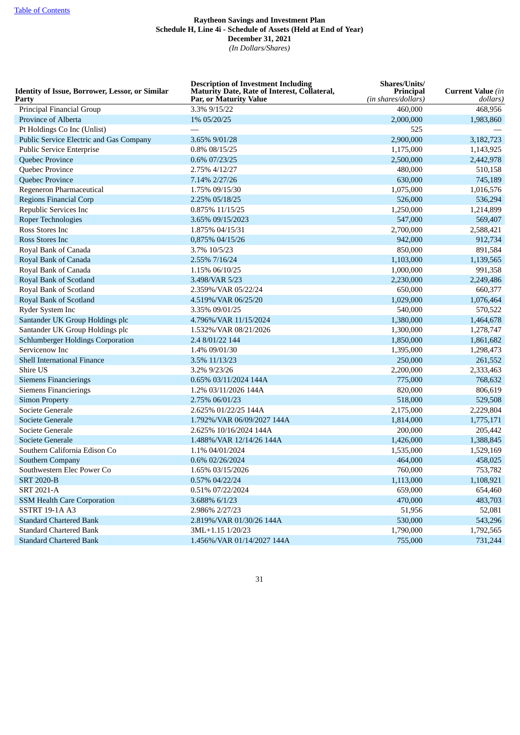Raytheon Savings and Investment Plan
Schedule H, Line 4i - Schedule of Assets (Held at End of Year)
December 31, 2021
*(In Dollars/Shares)*

| Identity of Issue, Borrower, Lessor, or Similar Party | Description of Investment Including Maturity Date, Rate of Interest, Collateral, Par, or Maturity Value | Shares/Units/ Principal *(in shares/dollars)* | Current Value *(in dollars)* |
|---|---|---|---|
| Principal Financial Group | 3.3% 9/15/22 | 460,000 | 468,956 |
| Province of Alberta | 1% 05/20/25 | 2,000,000 | 1,983,860 |
| Pt Holdings Co Inc (Unlist) | — | 525 | — |
| Public Service Electric and Gas Company | 3.65% 9/01/28 | 2,900,000 | 3,182,723 |
| Public Service Enterprise | 0.8% 08/15/25 | 1,175,000 | 1,143,925 |
| Quebec Province | 0.6% 07/23/25 | 2,500,000 | 2,442,978 |
| Quebec Province | 2.75% 4/12/27 | 480,000 | 510,158 |
| Quebec Province | 7.14% 2/27/26 | 630,000 | 745,189 |
| Regeneron Pharmaceutical | 1.75% 09/15/30 | 1,075,000 | 1,016,576 |
| Regions Financial Corp | 2.25% 05/18/25 | 526,000 | 536,294 |
| Republic Services Inc | 0.875% 11/15/25 | 1,250,000 | 1,214,899 |
| Roper Technologies | 3.65% 09/15/2023 | 547,000 | 569,407 |
| Ross Stores Inc | 1.875% 04/15/31 | 2,700,000 | 2,588,421 |
| Ross Stores Inc | 0,875% 04/15/26 | 942,000 | 912,734 |
| Royal Bank of Canada | 3.7% 10/5/23 | 850,000 | 891,584 |
| Royal Bank of Canada | 2.55% 7/16/24 | 1,103,000 | 1,139,565 |
| Royal Bank of Canada | 1.15% 06/10/25 | 1,000,000 | 991,358 |
| Royal Bank of Scotland | 3.498/VAR 5/23 | 2,230,000 | 2,249,486 |
| Royal Bank of Scotland | 2.359%/VAR 05/22/24 | 650,000 | 660,377 |
| Royal Bank of Scotland | 4.519%/VAR 06/25/20 | 1,029,000 | 1,076,464 |
| Ryder System Inc | 3.35% 09/01/25 | 540,000 | 570,522 |
| Santander UK Group Holdings plc | 4.796%/VAR 11/15/2024 | 1,380,000 | 1,464,678 |
| Santander UK Group Holdings plc | 1.532%/VAR 08/21/2026 | 1,300,000 | 1,278,747 |
| Schlumberger Holdings Corporation | 2.4 8/01/22 144 | 1,850,000 | 1,861,682 |
| Servicenow Inc | 1.4% 09/01/30 | 1,395,000 | 1,298,473 |
| Shell International Finance | 3.5% 11/13/23 | 250,000 | 261,552 |
| Shire US | 3.2% 9/23/26 | 2,200,000 | 2,333,463 |
| Siemens Financierings | 0.65% 03/11/2024 144A | 775,000 | 768,632 |
| Siemens Financierings | 1.2% 03/11/2026 144A | 820,000 | 806,619 |
| Simon Property | 2.75% 06/01/23 | 518,000 | 529,508 |
| Societe Generale | 2.625% 01/22/25 144A | 2,175,000 | 2,229,804 |
| Societe Generale | 1.792%/VAR 06/09/2027 144A | 1,814,000 | 1,775,171 |
| Societe Generale | 2.625% 10/16/2024 144A | 200,000 | 205,442 |
| Societe Generale | 1.488%/VAR 12/14/26 144A | 1,426,000 | 1,388,845 |
| Southern California Edison Co | 1.1% 04/01/2024 | 1,535,000 | 1,529,169 |
| Southern Company | 0.6% 02/26/2024 | 464,000 | 458,025 |
| Southwestern Elec Power Co | 1.65% 03/15/2026 | 760,000 | 753,782 |
| SRT 2020-B | 0.57% 04/22/24 | 1,113,000 | 1,108,921 |
| SRT 2021-A | 0.51% 07/22/2024 | 659,000 | 654,460 |
| SSM Health Care Corporation | 3.688% 6/1/23 | 470,000 | 483,703 |
| SSTRT 19-1A A3 | 2.986% 2/27/23 | 51,956 | 52,081 |
| Standard Chartered Bank | 2.819%/VAR 01/30/26 144A | 530,000 | 543,296 |
| Standard Chartered Bank | 3ML+1.15 1/20/23 | 1,790,000 | 1,792,565 |
| Standard Chartered Bank | 1.456%/VAR 01/14/2027 144A | 755,000 | 731,244 |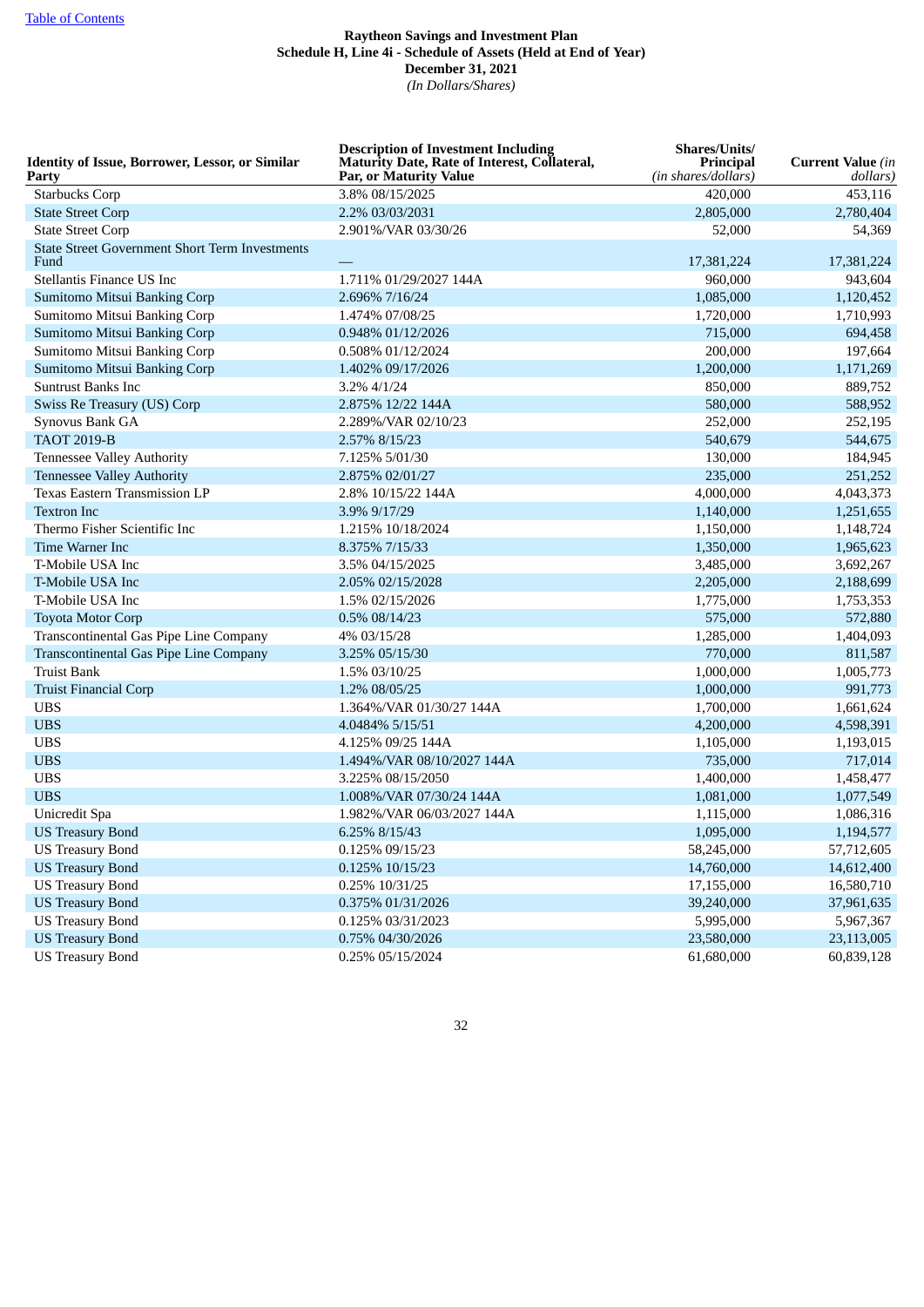[Table of Contents](#)

**Raytheon Savings and Investment Plan**
**Schedule H, Line 4i - Schedule of Assets (Held at End of Year)**
**December 31, 2021**
*(In Dollars/Shares)*

| Identity of Issue, Borrower, Lessor, or Similar Party | Description of Investment Including Maturity Date, Rate of Interest, Collateral, Par, or Maturity Value | Shares/Units/ Principal *(in shares/dollars)* | Current Value *(in dollars)* |
|---|---|---|---|
| Starbucks Corp | 3.8% 08/15/2025 | 420,000 | 453,116 |
| State Street Corp | 2.2% 03/03/2031 | 2,805,000 | 2,780,404 |
| State Street Corp | 2.901%/VAR 03/30/26 | 52,000 | 54,369 |
| State Street Government Short Term Investments Fund | — | 17,381,224 | 17,381,224 |
| Stellantis Finance US Inc | 1.711% 01/29/2027 144A | 960,000 | 943,604 |
| Sumitomo Mitsui Banking Corp | 2.696% 7/16/24 | 1,085,000 | 1,120,452 |
| Sumitomo Mitsui Banking Corp | 1.474% 07/08/25 | 1,720,000 | 1,710,993 |
| Sumitomo Mitsui Banking Corp | 0.948% 01/12/2026 | 715,000 | 694,458 |
| Sumitomo Mitsui Banking Corp | 0.508% 01/12/2024 | 200,000 | 197,664 |
| Sumitomo Mitsui Banking Corp | 1.402% 09/17/2026 | 1,200,000 | 1,171,269 |
| Suntrust Banks Inc | 3.2% 4/1/24 | 850,000 | 889,752 |
| Swiss Re Treasury (US) Corp | 2.875% 12/22 144A | 580,000 | 588,952 |
| Synovus Bank GA | 2.289%/VAR 02/10/23 | 252,000 | 252,195 |
| TAOT 2019-B | 2.57% 8/15/23 | 540,679 | 544,675 |
| Tennessee Valley Authority | 7.125% 5/01/30 | 130,000 | 184,945 |
| Tennessee Valley Authority | 2.875% 02/01/27 | 235,000 | 251,252 |
| Texas Eastern Transmission LP | 2.8% 10/15/22 144A | 4,000,000 | 4,043,373 |
| Textron Inc | 3.9% 9/17/29 | 1,140,000 | 1,251,655 |
| Thermo Fisher Scientific Inc | 1.215% 10/18/2024 | 1,150,000 | 1,148,724 |
| Time Warner Inc | 8.375% 7/15/33 | 1,350,000 | 1,965,623 |
| T-Mobile USA Inc | 3.5% 04/15/2025 | 3,485,000 | 3,692,267 |
| T-Mobile USA Inc | 2.05% 02/15/2028 | 2,205,000 | 2,188,699 |
| T-Mobile USA Inc | 1.5% 02/15/2026 | 1,775,000 | 1,753,353 |
| Toyota Motor Corp | 0.5% 08/14/23 | 575,000 | 572,880 |
| Transcontinental Gas Pipe Line Company | 4% 03/15/28 | 1,285,000 | 1,404,093 |
| Transcontinental Gas Pipe Line Company | 3.25% 05/15/30 | 770,000 | 811,587 |
| Truist Bank | 1.5% 03/10/25 | 1,000,000 | 1,005,773 |
| Truist Financial Corp | 1.2% 08/05/25 | 1,000,000 | 991,773 |
| UBS | 1.364%/VAR 01/30/27 144A | 1,700,000 | 1,661,624 |
| UBS | 4.0484% 5/15/51 | 4,200,000 | 4,598,391 |
| UBS | 4.125% 09/25 144A | 1,105,000 | 1,193,015 |
| UBS | 1.494%/VAR 08/10/2027 144A | 735,000 | 717,014 |
| UBS | 3.225% 08/15/2050 | 1,400,000 | 1,458,477 |
| UBS | 1.008%/VAR 07/30/24 144A | 1,081,000 | 1,077,549 |
| Unicredit Spa | 1.982%/VAR 06/03/2027 144A | 1,115,000 | 1,086,316 |
| US Treasury Bond | 6.25% 8/15/43 | 1,095,000 | 1,194,577 |
| US Treasury Bond | 0.125% 09/15/23 | 58,245,000 | 57,712,605 |
| US Treasury Bond | 0.125% 10/15/23 | 14,760,000 | 14,612,400 |
| US Treasury Bond | 0.25% 10/31/25 | 17,155,000 | 16,580,710 |
| US Treasury Bond | 0.375% 01/31/2026 | 39,240,000 | 37,961,635 |
| US Treasury Bond | 0.125% 03/31/2023 | 5,995,000 | 5,967,367 |
| US Treasury Bond | 0.75% 04/30/2026 | 23,580,000 | 23,113,005 |
| US Treasury Bond | 0.25% 05/15/2024 | 61,680,000 | 60,839,128 |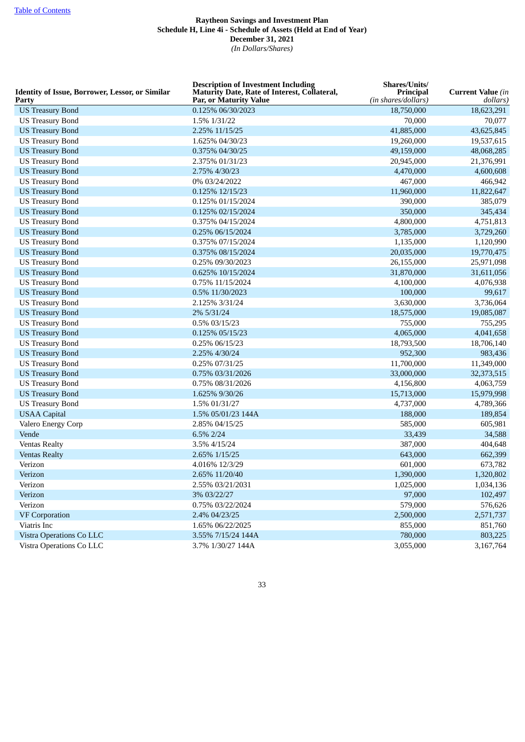[Table of Contents](#)

**Raytheon Savings and Investment Plan**
**Schedule H, Line 4i - Schedule of Assets (Held at End of Year)**
**December 31, 2021**
*(In Dollars/Shares)*

| Identity of Issue, Borrower, Lessor, or Similar Party | Description of Investment Including Maturity Date, Rate of Interest, Collateral, Par, or Maturity Value | Shares/Units/ Principal *(in shares/dollars)* | Current Value *(in dollars)* |
|---|---|---|---|
| US Treasury Bond | 0.125% 06/30/2023 | 18,750,000 | 18,623,291 |
| US Treasury Bond | 1.5% 1/31/22 | 70,000 | 70,077 |
| US Treasury Bond | 2.25% 11/15/25 | 41,885,000 | 43,625,845 |
| US Treasury Bond | 1.625% 04/30/23 | 19,260,000 | 19,537,615 |
| US Treasury Bond | 0.375% 04/30/25 | 49,159,000 | 48,068,285 |
| US Treasury Bond | 2.375% 01/31/23 | 20,945,000 | 21,376,991 |
| US Treasury Bond | 2.75% 4/30/23 | 4,470,000 | 4,600,608 |
| US Treasury Bond | 0% 03/24/2022 | 467,000 | 466,942 |
| US Treasury Bond | 0.125% 12/15/23 | 11,960,000 | 11,822,647 |
| US Treasury Bond | 0.125% 01/15/2024 | 390,000 | 385,079 |
| US Treasury Bond | 0.125% 02/15/2024 | 350,000 | 345,434 |
| US Treasury Bond | 0.375% 04/15/2024 | 4,800,000 | 4,751,813 |
| US Treasury Bond | 0.25% 06/15/2024 | 3,785,000 | 3,729,260 |
| US Treasury Bond | 0.375% 07/15/2024 | 1,135,000 | 1,120,990 |
| US Treasury Bond | 0.375% 08/15/2024 | 20,035,000 | 19,770,475 |
| US Treasury Bond | 0.25% 09/30/2023 | 26,155,000 | 25,971,098 |
| US Treasury Bond | 0.625% 10/15/2024 | 31,870,000 | 31,611,056 |
| US Treasury Bond | 0.75% 11/15/2024 | 4,100,000 | 4,076,938 |
| US Treasury Bond | 0.5% 11/30/2023 | 100,000 | 99,617 |
| US Treasury Bond | 2.125% 3/31/24 | 3,630,000 | 3,736,064 |
| US Treasury Bond | 2% 5/31/24 | 18,575,000 | 19,085,087 |
| US Treasury Bond | 0.5% 03/15/23 | 755,000 | 755,295 |
| US Treasury Bond | 0.125% 05/15/23 | 4,065,000 | 4,041,658 |
| US Treasury Bond | 0.25% 06/15/23 | 18,793,500 | 18,706,140 |
| US Treasury Bond | 2.25% 4/30/24 | 952,300 | 983,436 |
| US Treasury Bond | 0.25% 07/31/25 | 11,700,000 | 11,349,000 |
| US Treasury Bond | 0.75% 03/31/2026 | 33,000,000 | 32,373,515 |
| US Treasury Bond | 0.75% 08/31/2026 | 4,156,800 | 4,063,759 |
| US Treasury Bond | 1.625% 9/30/26 | 15,713,000 | 15,979,998 |
| US Treasury Bond | 1.5% 01/31/27 | 4,737,000 | 4,789,366 |
| USAA Capital | 1.5% 05/01/23 144A | 188,000 | 189,854 |
| Valero Energy Corp | 2.85% 04/15/25 | 585,000 | 605,981 |
| Vende | 6.5% 2/24 | 33,439 | 34,588 |
| Ventas Realty | 3.5% 4/15/24 | 387,000 | 404,648 |
| Ventas Realty | 2.65% 1/15/25 | 643,000 | 662,399 |
| Verizon | 4.016% 12/3/29 | 601,000 | 673,782 |
| Verizon | 2.65% 11/20/40 | 1,390,000 | 1,320,802 |
| Verizon | 2.55% 03/21/2031 | 1,025,000 | 1,034,136 |
| Verizon | 3% 03/22/27 | 97,000 | 102,497 |
| Verizon | 0.75% 03/22/2024 | 579,000 | 576,626 |
| VF Corporation | 2.4% 04/23/25 | 2,500,000 | 2,571,737 |
| Viatris Inc | 1.65% 06/22/2025 | 855,000 | 851,760 |
| Vistra Operations Co LLC | 3.55% 7/15/24 144A | 780,000 | 803,225 |
| Vistra Operations Co LLC | 3.7% 1/30/27 144A | 3,055,000 | 3,167,764 |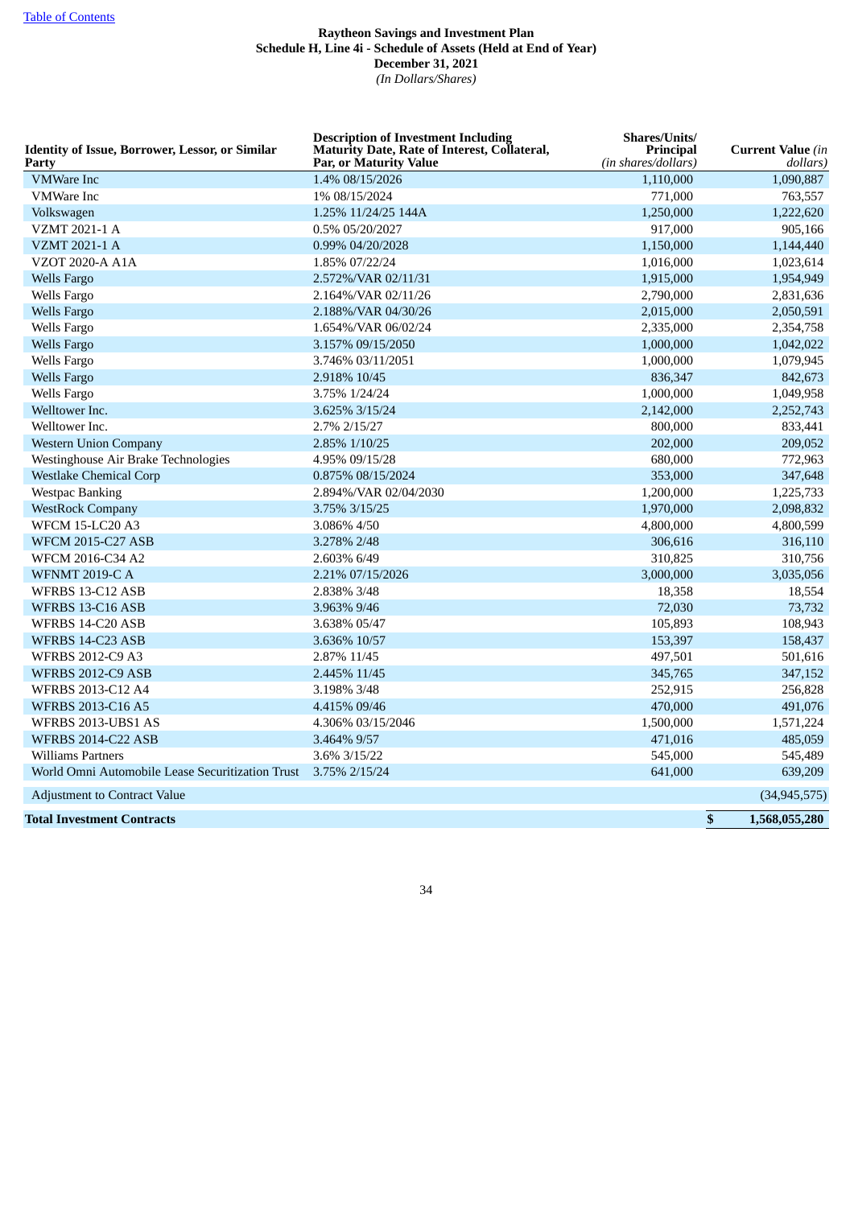**Raytheon Savings and Investment Plan**
**Schedule H, Line 4i - Schedule of Assets (Held at End of Year)**
**December 31, 2021**
*(In Dollars/Shares)*

| Identity of Issue, Borrower, Lessor, or Similar Party | Description of Investment Including Maturity Date, Rate of Interest, Collateral, Par, or Maturity Value | Shares/Units/ Principal *(in shares/dollars)* | Current Value *(in dollars)* |
|---|---|---|---|
| VMWare Inc | 1.4% 08/15/2026 | 1,110,000 | 1,090,887 |
| VMWare Inc | 1% 08/15/2024 | 771,000 | 763,557 |
| Volkswagen | 1.25% 11/24/25 144A | 1,250,000 | 1,222,620 |
| VZMT 2021-1 A | 0.5% 05/20/2027 | 917,000 | 905,166 |
| VZMT 2021-1 A | 0.99% 04/20/2028 | 1,150,000 | 1,144,440 |
| VZOT 2020-A A1A | 1.85% 07/22/24 | 1,016,000 | 1,023,614 |
| Wells Fargo | 2.572%/VAR 02/11/31 | 1,915,000 | 1,954,949 |
| Wells Fargo | 2.164%/VAR 02/11/26 | 2,790,000 | 2,831,636 |
| Wells Fargo | 2.188%/VAR 04/30/26 | 2,015,000 | 2,050,591 |
| Wells Fargo | 1.654%/VAR 06/02/24 | 2,335,000 | 2,354,758 |
| Wells Fargo | 3.157% 09/15/2050 | 1,000,000 | 1,042,022 |
| Wells Fargo | 3.746% 03/11/2051 | 1,000,000 | 1,079,945 |
| Wells Fargo | 2.918% 10/45 | 836,347 | 842,673 |
| Wells Fargo | 3.75% 1/24/24 | 1,000,000 | 1,049,958 |
| Welltower Inc. | 3.625% 3/15/24 | 2,142,000 | 2,252,743 |
| Welltower Inc. | 2.7% 2/15/27 | 800,000 | 833,441 |
| Western Union Company | 2.85% 1/10/25 | 202,000 | 209,052 |
| Westinghouse Air Brake Technologies | 4.95% 09/15/28 | 680,000 | 772,963 |
| Westlake Chemical Corp | 0.875% 08/15/2024 | 353,000 | 347,648 |
| Westpac Banking | 2.894%/VAR 02/04/2030 | 1,200,000 | 1,225,733 |
| WestRock Company | 3.75% 3/15/25 | 1,970,000 | 2,098,832 |
| WFCM 15-LC20 A3 | 3.086% 4/50 | 4,800,000 | 4,800,599 |
| WFCM 2015-C27 ASB | 3.278% 2/48 | 306,616 | 316,110 |
| WFCM 2016-C34 A2 | 2.603% 6/49 | 310,825 | 310,756 |
| WFNMT 2019-C A | 2.21% 07/15/2026 | 3,000,000 | 3,035,056 |
| WFRBS 13-C12 ASB | 2.838% 3/48 | 18,358 | 18,554 |
| WFRBS 13-C16 ASB | 3.963% 9/46 | 72,030 | 73,732 |
| WFRBS 14-C20 ASB | 3.638% 05/47 | 105,893 | 108,943 |
| WFRBS 14-C23 ASB | 3.636% 10/57 | 153,397 | 158,437 |
| WFRBS 2012-C9 A3 | 2.87% 11/45 | 497,501 | 501,616 |
| WFRBS 2012-C9 ASB | 2.445% 11/45 | 345,765 | 347,152 |
| WFRBS 2013-C12 A4 | 3.198% 3/48 | 252,915 | 256,828 |
| WFRBS 2013-C16 A5 | 4.415% 09/46 | 470,000 | 491,076 |
| WFRBS 2013-UBS1 AS | 4.306% 03/15/2046 | 1,500,000 | 1,571,224 |
| WFRBS 2014-C22 ASB | 3.464% 9/57 | 471,016 | 485,059 |
| Williams Partners | 3.6% 3/15/22 | 545,000 | 545,489 |
| World Omni Automobile Lease Securitization Trust | 3.75% 2/15/24 | 641,000 | 639,209 |
| Adjustment to Contract Value | | | (34,945,575) |
| **Total Investment Contracts** | | | **$ 1,568,055,280** |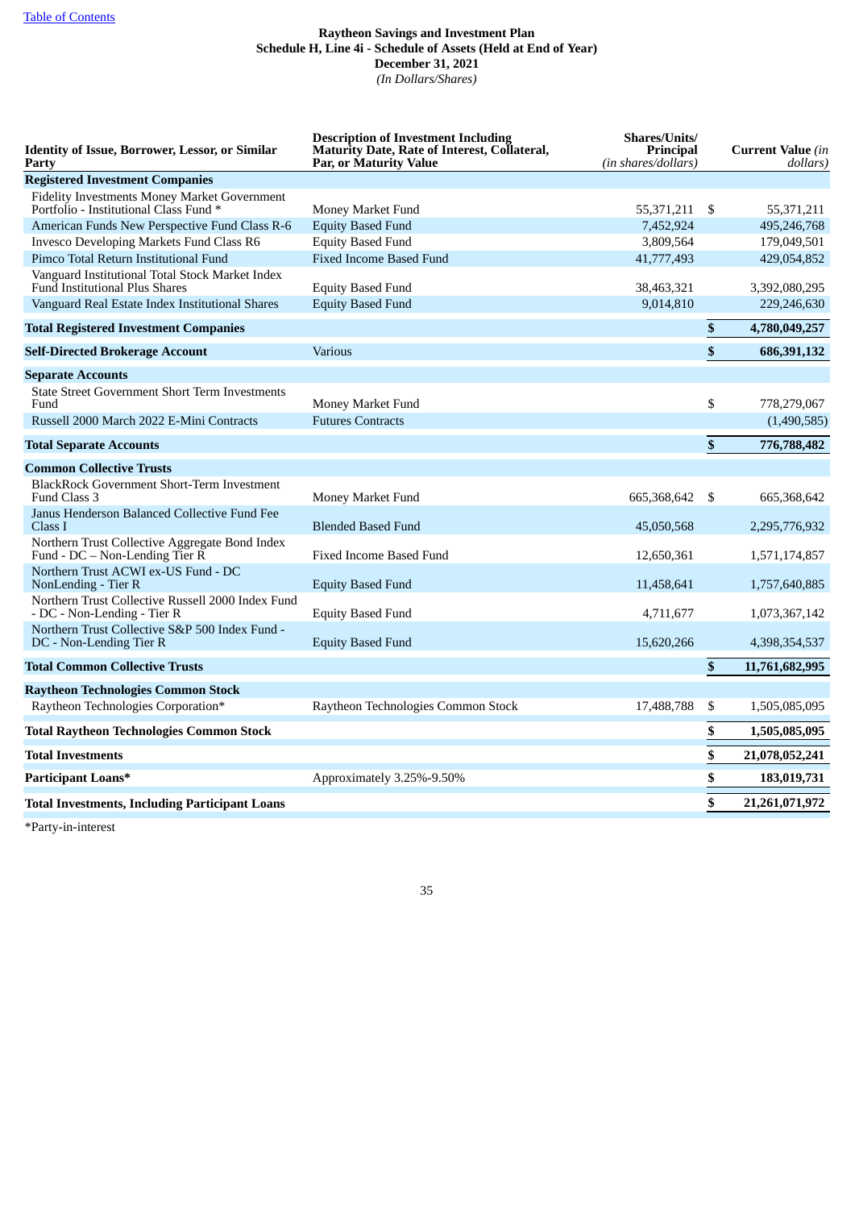[Table of Contents]

**Raytheon Savings and Investment Plan**
**Schedule H, Line 4i - Schedule of Assets (Held at End of Year)**
**December 31, 2021**
*(In Dollars/Shares)*

| Identity of Issue, Borrower, Lessor, or Similar Party | Description of Investment Including Maturity Date, Rate of Interest, Collateral, Par, or Maturity Value | Shares/Units/ Principal *(in shares/dollars)* | | Current Value *(in dollars)* |
|---|---|---|---|---|
| **Registered Investment Companies** | | | | |
| Fidelity Investments Money Market Government Portfolio - Institutional Class Fund * | Money Market Fund | 55,371,211 | $ | 55,371,211 |
| American Funds New Perspective Fund Class R-6 | Equity Based Fund | 7,452,924 | | 495,246,768 |
| Invesco Developing Markets Fund Class R6 | Equity Based Fund | 3,809,564 | | 179,049,501 |
| Pimco Total Return Institutional Fund | Fixed Income Based Fund | 41,777,493 | | 429,054,852 |
| Vanguard Institutional Total Stock Market Index Fund Institutional Plus Shares | Equity Based Fund | 38,463,321 | | 3,392,080,295 |
| Vanguard Real Estate Index Institutional Shares | Equity Based Fund | 9,014,810 | | 229,246,630 |
| **Total Registered Investment Companies** | | | **$** | **4,780,049,257** |
| **Self-Directed Brokerage Account** | Various | | **$** | **686,391,132** |
| **Separate Accounts** | | | | |
| State Street Government Short Term Investments Fund | Money Market Fund | | $ | 778,279,067 |
| Russell 2000 March 2022 E-Mini Contracts | Futures Contracts | | | (1,490,585) |
| **Total Separate Accounts** | | | **$** | **776,788,482** |
| **Common Collective Trusts** | | | | |
| BlackRock Government Short-Term Investment Fund Class 3 | Money Market Fund | 665,368,642 | $ | 665,368,642 |
| Janus Henderson Balanced Collective Fund Fee Class I | Blended Based Fund | 45,050,568 | | 2,295,776,932 |
| Northern Trust Collective Aggregate Bond Index Fund - DC – Non-Lending Tier R | Fixed Income Based Fund | 12,650,361 | | 1,571,174,857 |
| Northern Trust ACWI ex-US Fund - DC NonLending - Tier R | Equity Based Fund | 11,458,641 | | 1,757,640,885 |
| Northern Trust Collective Russell 2000 Index Fund - DC - Non-Lending - Tier R | Equity Based Fund | 4,711,677 | | 1,073,367,142 |
| Northern Trust Collective S&P 500 Index Fund - DC - Non-Lending Tier R | Equity Based Fund | 15,620,266 | | 4,398,354,537 |
| **Total Common Collective Trusts** | | | **$** | **11,761,682,995** |
| **Raytheon Technologies Common Stock** | | | | |
| Raytheon Technologies Corporation* | Raytheon Technologies Common Stock | 17,488,788 | $ | 1,505,085,095 |
| **Total Raytheon Technologies Common Stock** | | | **$** | **1,505,085,095** |
| **Total Investments** | | | **$** | **21,078,052,241** |
| **Participant Loans*** | Approximately 3.25%-9.50% | | **$** | **183,019,731** |
| **Total Investments, Including Participant Loans** | | | **$** | **21,261,071,972** |

*Party-in-interest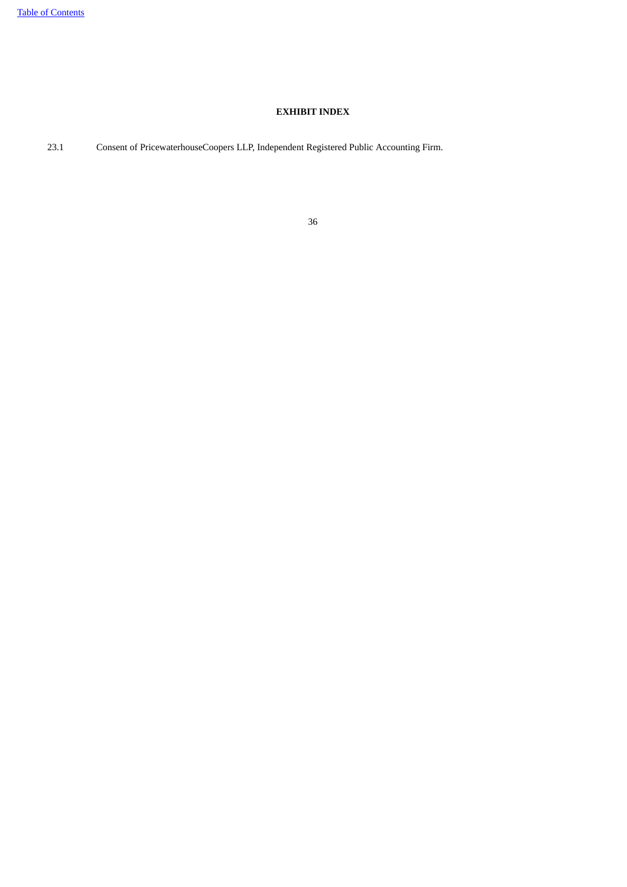**EXHIBIT INDEX**

23.1 Consent of PricewaterhouseCoopers LLP, Independent Registered Public Accounting Firm.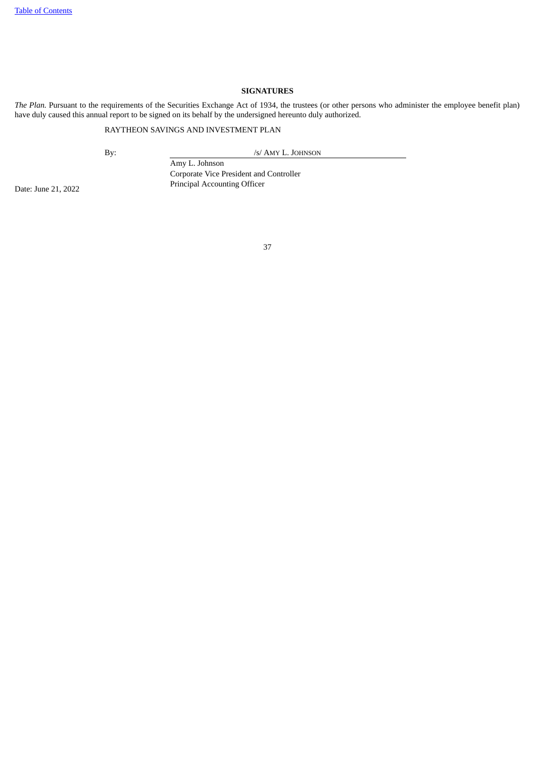## SIGNATURES

*The Plan.* Pursuant to the requirements of the Securities Exchange Act of 1934, the trustees (or other persons who administer the employee benefit plan) have duly caused this annual report to be signed on its behalf by the undersigned hereunto duly authorized.

RAYTHEON SAVINGS AND INVESTMENT PLAN

By: /s/ AMY L. JOHNSON

Amy L. Johnson
Corporate Vice President and Controller
Principal Accounting Officer

Date: June 21, 2022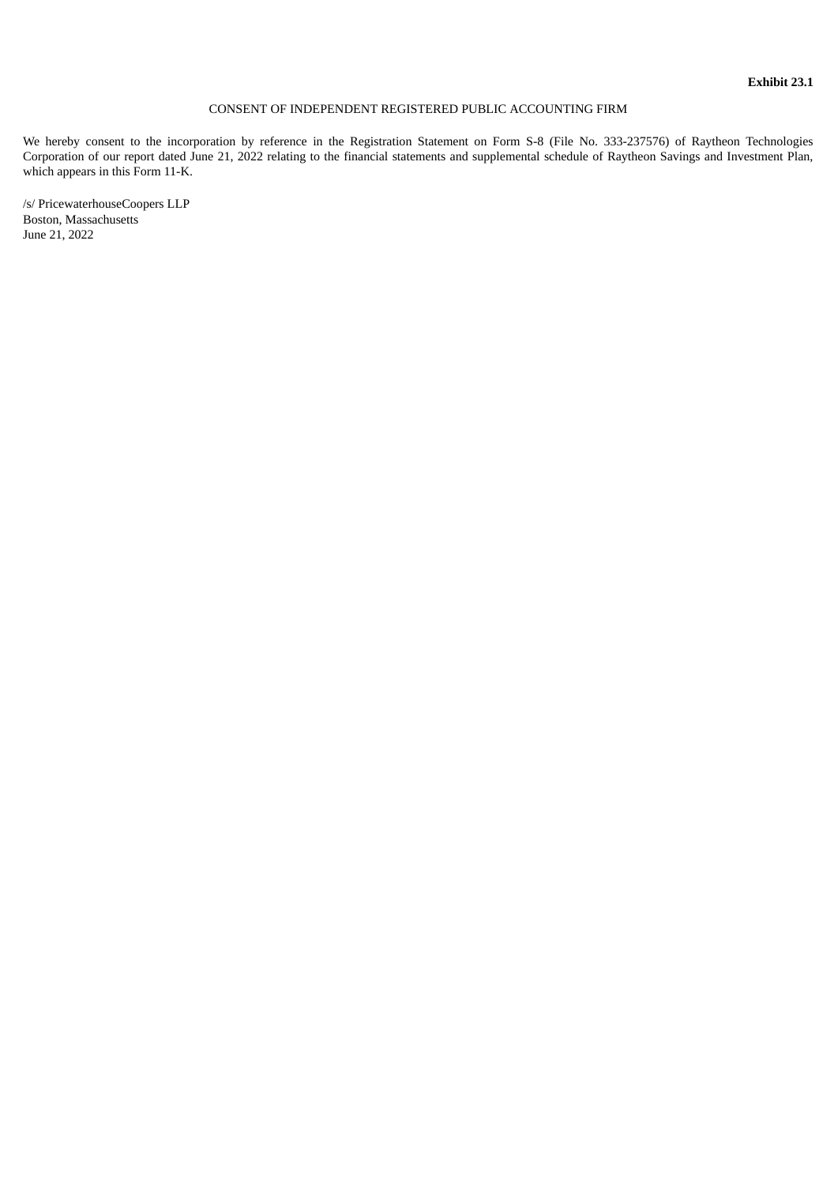**Exhibit 23.1**

CONSENT OF INDEPENDENT REGISTERED PUBLIC ACCOUNTING FIRM

We hereby consent to the incorporation by reference in the Registration Statement on Form S-8 (File No. 333-237576) of Raytheon Technologies Corporation of our report dated June 21, 2022 relating to the financial statements and supplemental schedule of Raytheon Savings and Investment Plan, which appears in this Form 11-K.

/s/ PricewaterhouseCoopers LLP
Boston, Massachusetts
June 21, 2022